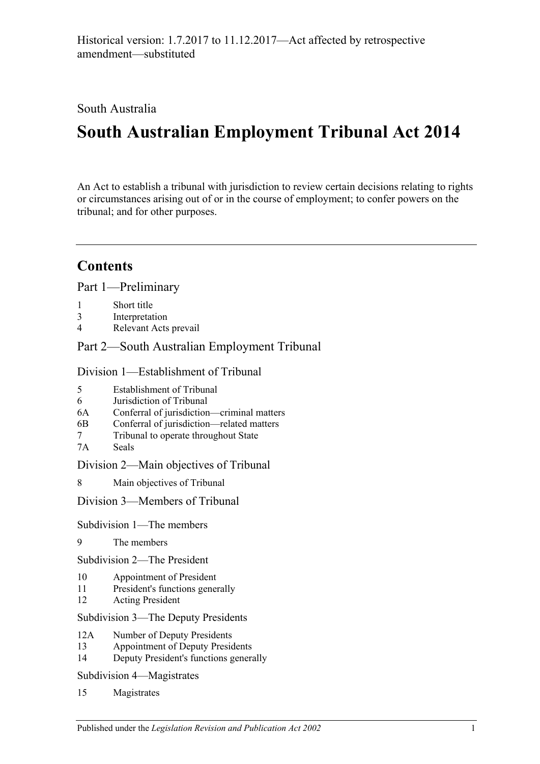Historical version: 1.7.2017 to 11.12.2017—Act affected by retrospective amendment—substituted

South Australia

# South Australian Employment Tribunal Act 2014

An Act to establish a tribunal with jurisdiction to review certain decisions relating to rights or circumstances arising out of or in the course of employment; to confer powers on the tribunal; and for other purposes.

## Contents

Part 1—Preliminary

1 Short title
3 Interpretation
4 Relevant Acts prevail

Part 2—South Australian Employment Tribunal

Division 1—Establishment of Tribunal

5 Establishment of Tribunal
6 Jurisdiction of Tribunal
6A Conferral of jurisdiction—criminal matters
6B Conferral of jurisdiction—related matters
7 Tribunal to operate throughout State
7A Seals

Division 2—Main objectives of Tribunal

8 Main objectives of Tribunal

Division 3—Members of Tribunal

Subdivision 1—The members

9 The members

Subdivision 2—The President

10 Appointment of President
11 President's functions generally
12 Acting President

Subdivision 3—The Deputy Presidents

12A Number of Deputy Presidents
13 Appointment of Deputy Presidents
14 Deputy President's functions generally

Subdivision 4—Magistrates

15 Magistrates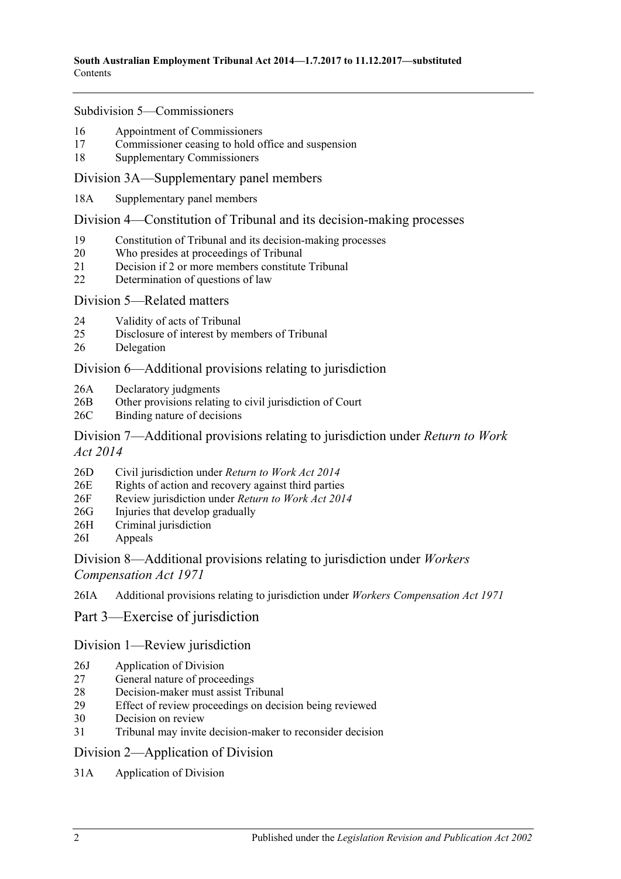Subdivision 5—Commissioners

16 Appointment of Commissioners
17 Commissioner ceasing to hold office and suspension
18 Supplementary Commissioners

Division 3A—Supplementary panel members

18A Supplementary panel members

Division 4—Constitution of Tribunal and its decision-making processes

19 Constitution of Tribunal and its decision-making processes
20 Who presides at proceedings of Tribunal
21 Decision if 2 or more members constitute Tribunal
22 Determination of questions of law

Division 5—Related matters

24 Validity of acts of Tribunal
25 Disclosure of interest by members of Tribunal
26 Delegation

Division 6—Additional provisions relating to jurisdiction

26A Declaratory judgments
26B Other provisions relating to civil jurisdiction of Court
26C Binding nature of decisions

Division 7—Additional provisions relating to jurisdiction under *Return to Work Act 2014*

26D Civil jurisdiction under *Return to Work Act 2014*
26E Rights of action and recovery against third parties
26F Review jurisdiction under *Return to Work Act 2014*
26G Injuries that develop gradually
26H Criminal jurisdiction
26I Appeals

Division 8—Additional provisions relating to jurisdiction under *Workers Compensation Act 1971*

26IA Additional provisions relating to jurisdiction under *Workers Compensation Act 1971*

Part 3—Exercise of jurisdiction

Division 1—Review jurisdiction

26J Application of Division
27 General nature of proceedings
28 Decision-maker must assist Tribunal
29 Effect of review proceedings on decision being reviewed
30 Decision on review
31 Tribunal may invite decision-maker to reconsider decision

Division 2—Application of Division

31A Application of Division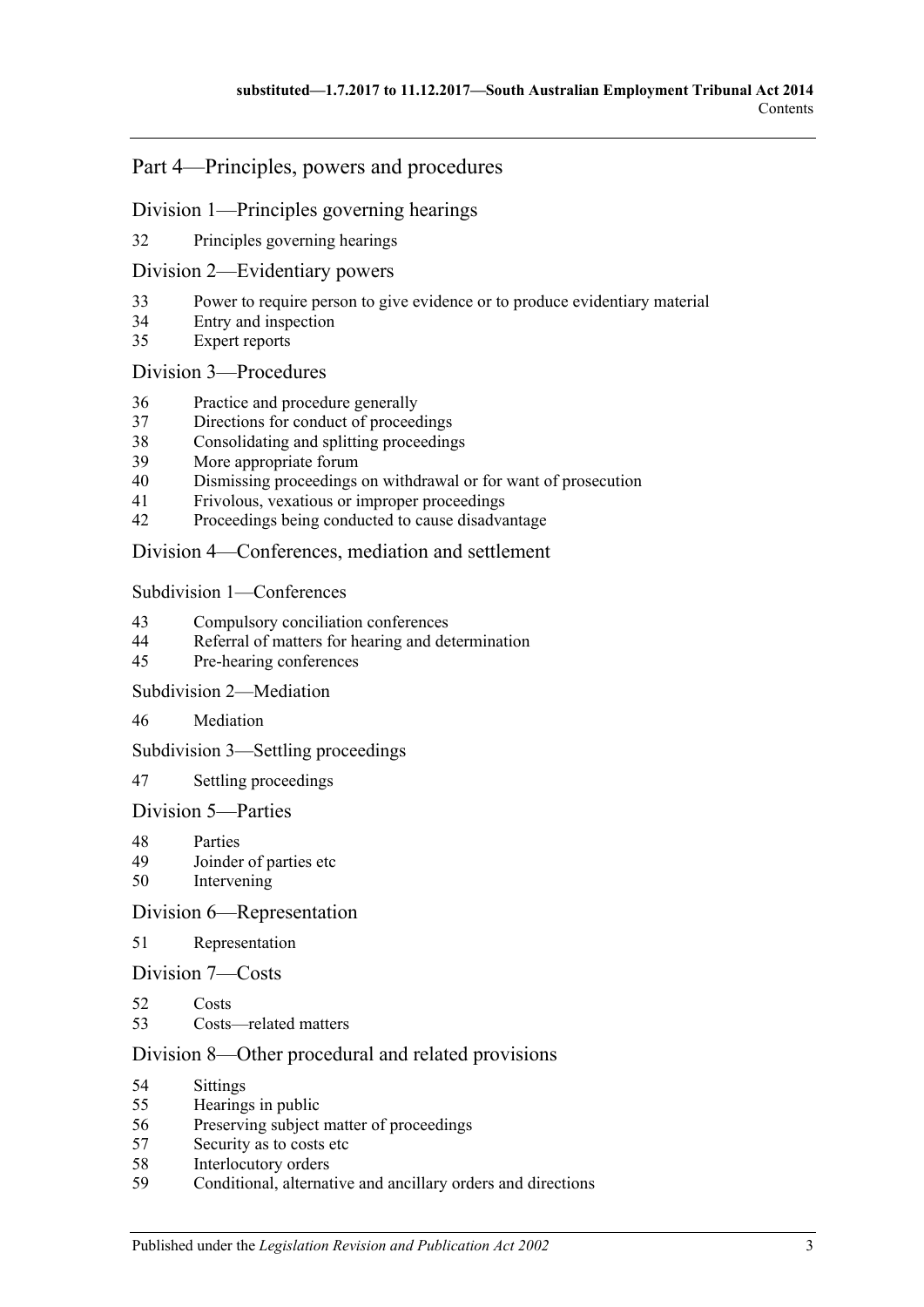## Part 4—Principles, powers and procedures

### Division 1—Principles governing hearings

32 Principles governing hearings

### Division 2—Evidentiary powers

33 Power to require person to give evidence or to produce evidentiary material
34 Entry and inspection
35 Expert reports

### Division 3—Procedures

36 Practice and procedure generally
37 Directions for conduct of proceedings
38 Consolidating and splitting proceedings
39 More appropriate forum
40 Dismissing proceedings on withdrawal or for want of prosecution
41 Frivolous, vexatious or improper proceedings
42 Proceedings being conducted to cause disadvantage

### Division 4—Conferences, mediation and settlement

#### Subdivision 1—Conferences

43 Compulsory conciliation conferences
44 Referral of matters for hearing and determination
45 Pre-hearing conferences

#### Subdivision 2—Mediation

46 Mediation

#### Subdivision 3—Settling proceedings

47 Settling proceedings

### Division 5—Parties

48 Parties
49 Joinder of parties etc
50 Intervening

### Division 6—Representation

51 Representation

### Division 7—Costs

52 Costs
53 Costs—related matters

### Division 8—Other procedural and related provisions

54 Sittings
55 Hearings in public
56 Preserving subject matter of proceedings
57 Security as to costs etc
58 Interlocutory orders
59 Conditional, alternative and ancillary orders and directions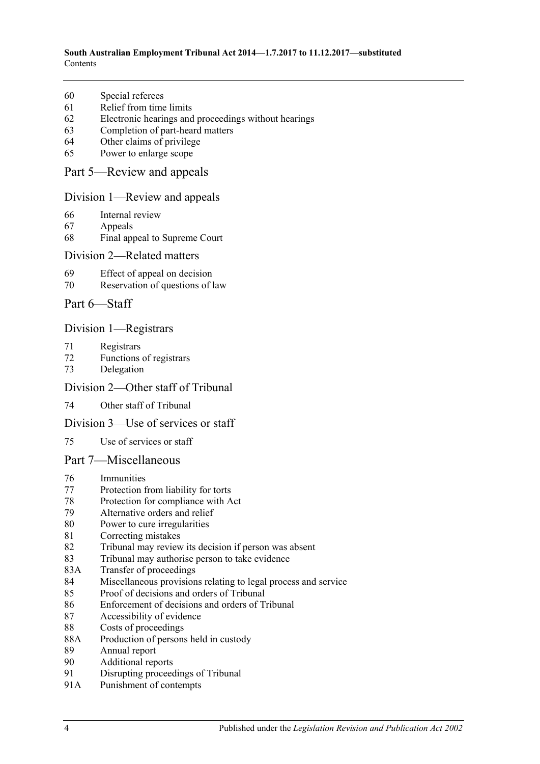60 Special referees
61 Relief from time limits
62 Electronic hearings and proceedings without hearings
63 Completion of part-heard matters
64 Other claims of privilege
65 Power to enlarge scope

## Part 5—Review and appeals

### Division 1—Review and appeals

66 Internal review
67 Appeals
68 Final appeal to Supreme Court

### Division 2—Related matters

69 Effect of appeal on decision
70 Reservation of questions of law

## Part 6—Staff

### Division 1—Registrars

71 Registrars
72 Functions of registrars
73 Delegation

### Division 2—Other staff of Tribunal

74 Other staff of Tribunal

### Division 3—Use of services or staff

75 Use of services or staff

## Part 7—Miscellaneous

76 Immunities
77 Protection from liability for torts
78 Protection for compliance with Act
79 Alternative orders and relief
80 Power to cure irregularities
81 Correcting mistakes
82 Tribunal may review its decision if person was absent
83 Tribunal may authorise person to take evidence
83A Transfer of proceedings
84 Miscellaneous provisions relating to legal process and service
85 Proof of decisions and orders of Tribunal
86 Enforcement of decisions and orders of Tribunal
87 Accessibility of evidence
88 Costs of proceedings
88A Production of persons held in custody
89 Annual report
90 Additional reports
91 Disrupting proceedings of Tribunal
91A Punishment of contempts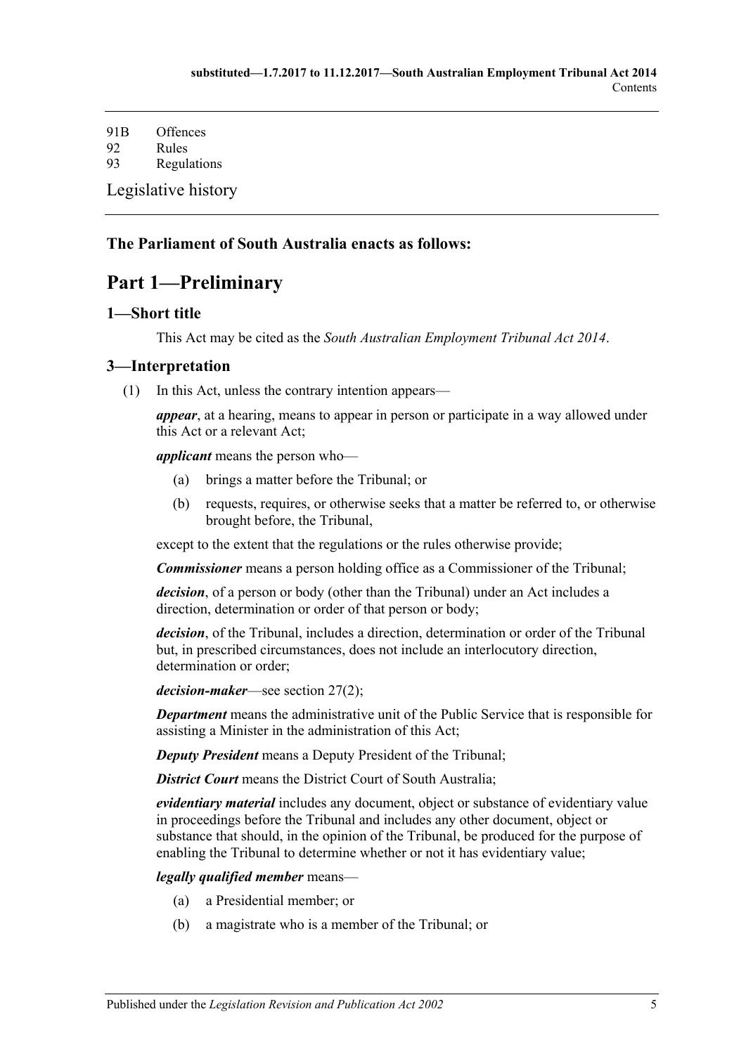91B Offences
92 Rules
93 Regulations

Legislative history

**The Parliament of South Australia enacts as follows:**

# Part 1—Preliminary

## 1—Short title

This Act may be cited as the *South Australian Employment Tribunal Act 2014*.

## 3—Interpretation

(1) In this Act, unless the contrary intention appears—

***appear***, at a hearing, means to appear in person or participate in a way allowed under this Act or a relevant Act;

***applicant*** means the person who—

(a) brings a matter before the Tribunal; or

(b) requests, requires, or otherwise seeks that a matter be referred to, or otherwise brought before, the Tribunal,

except to the extent that the regulations or the rules otherwise provide;

***Commissioner*** means a person holding office as a Commissioner of the Tribunal;

***decision***, of a person or body (other than the Tribunal) under an Act includes a direction, determination or order of that person or body;

***decision***, of the Tribunal, includes a direction, determination or order of the Tribunal but, in prescribed circumstances, does not include an interlocutory direction, determination or order;

***decision-maker***—see section 27(2);

***Department*** means the administrative unit of the Public Service that is responsible for assisting a Minister in the administration of this Act;

***Deputy President*** means a Deputy President of the Tribunal;

***District Court*** means the District Court of South Australia;

***evidentiary material*** includes any document, object or substance of evidentiary value in proceedings before the Tribunal and includes any other document, object or substance that should, in the opinion of the Tribunal, be produced for the purpose of enabling the Tribunal to determine whether or not it has evidentiary value;

***legally qualified member*** means—

(a) a Presidential member; or

(b) a magistrate who is a member of the Tribunal; or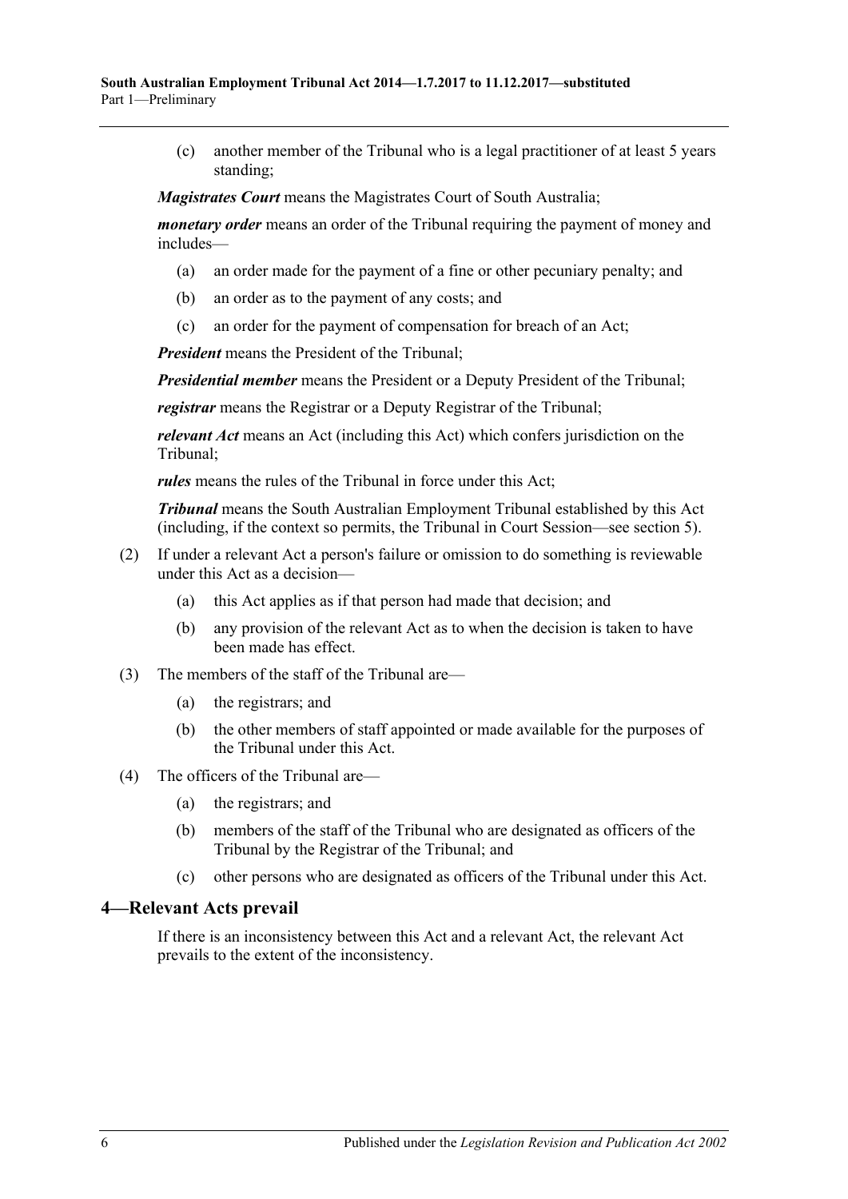(c) another member of the Tribunal who is a legal practitioner of at least 5 years standing;

***Magistrates Court*** means the Magistrates Court of South Australia;

***monetary order*** means an order of the Tribunal requiring the payment of money and includes—

(a) an order made for the payment of a fine or other pecuniary penalty; and

(b) an order as to the payment of any costs; and

(c) an order for the payment of compensation for breach of an Act;

***President*** means the President of the Tribunal;

***Presidential member*** means the President or a Deputy President of the Tribunal;

***registrar*** means the Registrar or a Deputy Registrar of the Tribunal;

***relevant Act*** means an Act (including this Act) which confers jurisdiction on the Tribunal;

***rules*** means the rules of the Tribunal in force under this Act;

***Tribunal*** means the South Australian Employment Tribunal established by this Act (including, if the context so permits, the Tribunal in Court Session—see section 5).

(2) If under a relevant Act a person's failure or omission to do something is reviewable under this Act as a decision—

(a) this Act applies as if that person had made that decision; and

(b) any provision of the relevant Act as to when the decision is taken to have been made has effect.

(3) The members of the staff of the Tribunal are—

(a) the registrars; and

(b) the other members of staff appointed or made available for the purposes of the Tribunal under this Act.

(4) The officers of the Tribunal are—

(a) the registrars; and

(b) members of the staff of the Tribunal who are designated as officers of the Tribunal by the Registrar of the Tribunal; and

(c) other persons who are designated as officers of the Tribunal under this Act.

## 4—Relevant Acts prevail

If there is an inconsistency between this Act and a relevant Act, the relevant Act prevails to the extent of the inconsistency.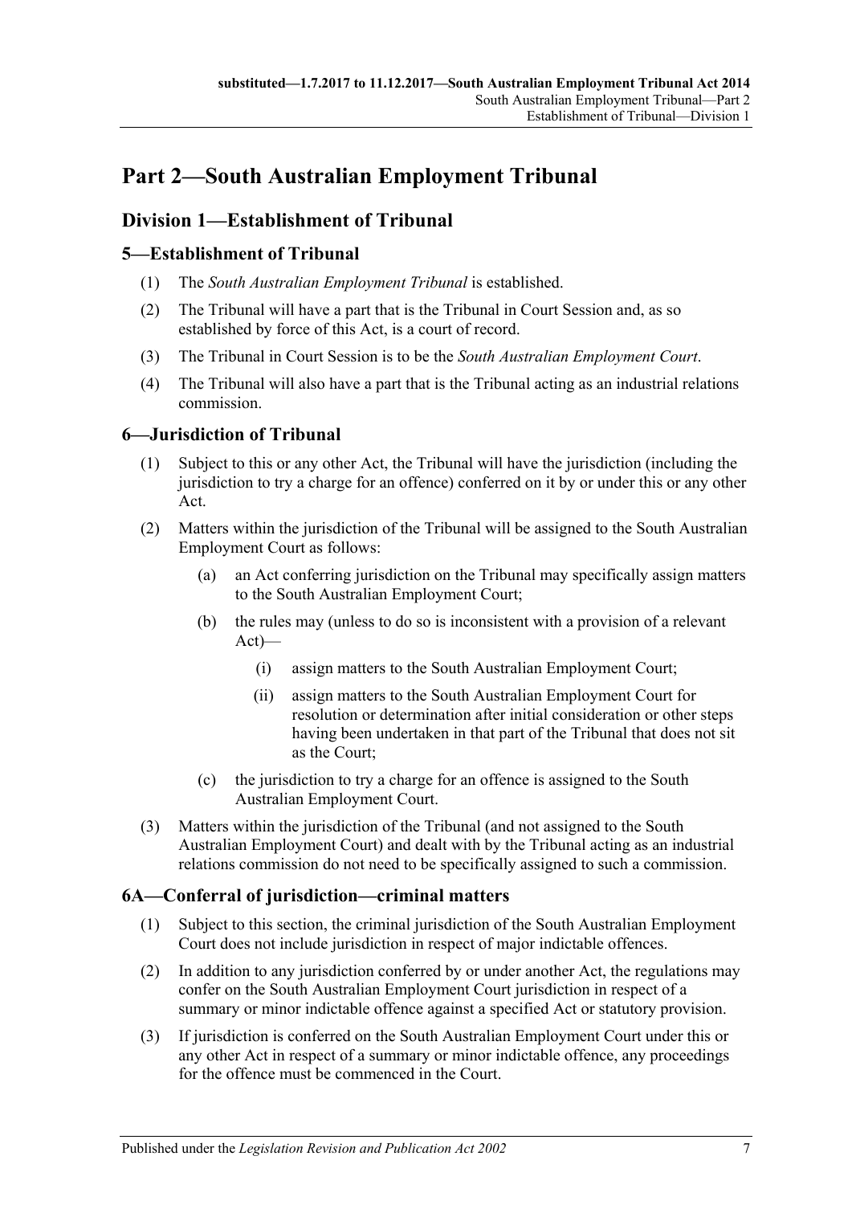# Part 2—South Australian Employment Tribunal

## Division 1—Establishment of Tribunal

### 5—Establishment of Tribunal

(1) The *South Australian Employment Tribunal* is established.

(2) The Tribunal will have a part that is the Tribunal in Court Session and, as so established by force of this Act, is a court of record.

(3) The Tribunal in Court Session is to be the *South Australian Employment Court*.

(4) The Tribunal will also have a part that is the Tribunal acting as an industrial relations commission.

### 6—Jurisdiction of Tribunal

(1) Subject to this or any other Act, the Tribunal will have the jurisdiction (including the jurisdiction to try a charge for an offence) conferred on it by or under this or any other Act.

(2) Matters within the jurisdiction of the Tribunal will be assigned to the South Australian Employment Court as follows:

(a) an Act conferring jurisdiction on the Tribunal may specifically assign matters to the South Australian Employment Court;

(b) the rules may (unless to do so is inconsistent with a provision of a relevant Act)—

(i) assign matters to the South Australian Employment Court;

(ii) assign matters to the South Australian Employment Court for resolution or determination after initial consideration or other steps having been undertaken in that part of the Tribunal that does not sit as the Court;

(c) the jurisdiction to try a charge for an offence is assigned to the South Australian Employment Court.

(3) Matters within the jurisdiction of the Tribunal (and not assigned to the South Australian Employment Court) and dealt with by the Tribunal acting as an industrial relations commission do not need to be specifically assigned to such a commission.

### 6A—Conferral of jurisdiction—criminal matters

(1) Subject to this section, the criminal jurisdiction of the South Australian Employment Court does not include jurisdiction in respect of major indictable offences.

(2) In addition to any jurisdiction conferred by or under another Act, the regulations may confer on the South Australian Employment Court jurisdiction in respect of a summary or minor indictable offence against a specified Act or statutory provision.

(3) If jurisdiction is conferred on the South Australian Employment Court under this or any other Act in respect of a summary or minor indictable offence, any proceedings for the offence must be commenced in the Court.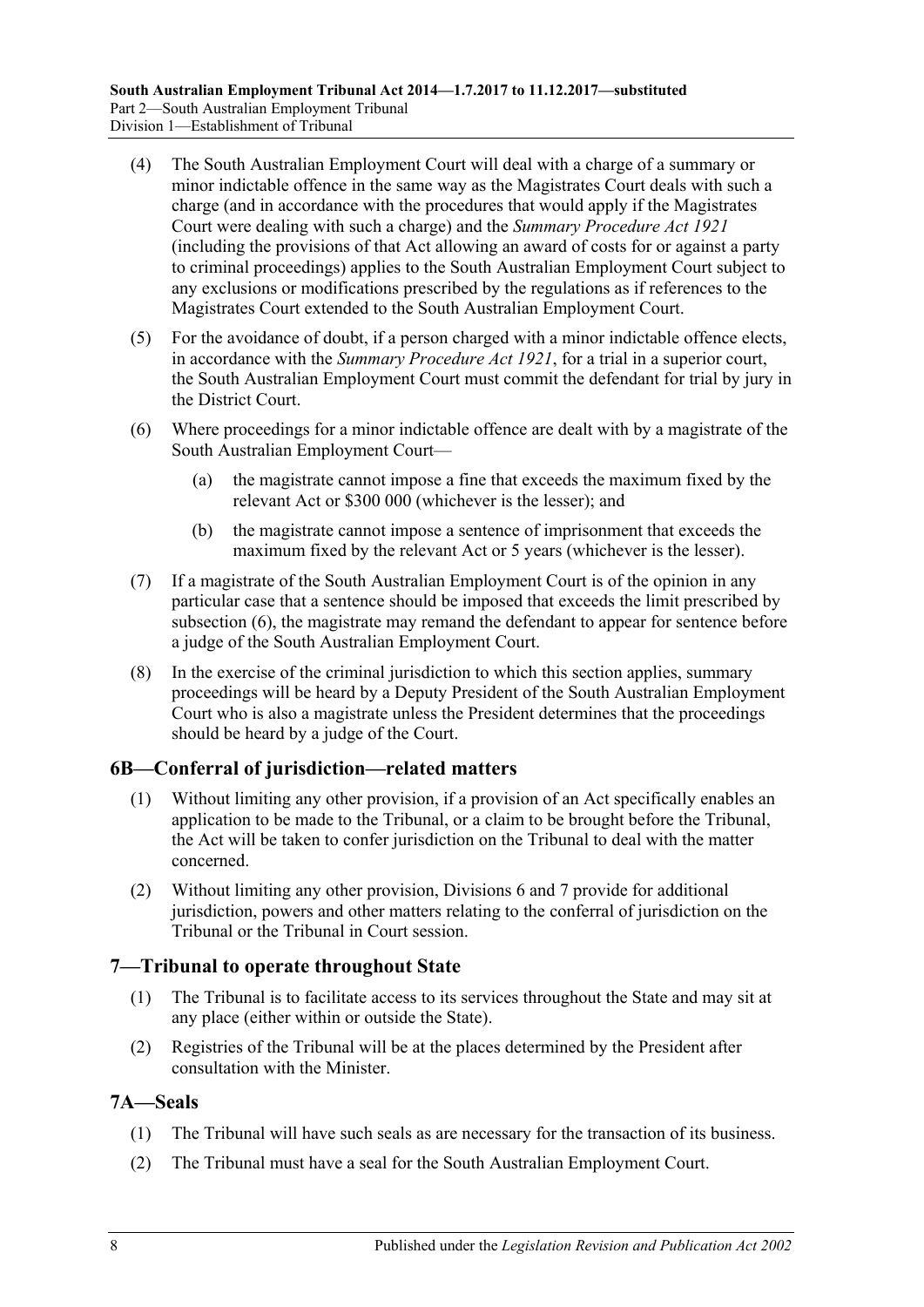(4) The South Australian Employment Court will deal with a charge of a summary or minor indictable offence in the same way as the Magistrates Court deals with such a charge (and in accordance with the procedures that would apply if the Magistrates Court were dealing with such a charge) and the *Summary Procedure Act 1921* (including the provisions of that Act allowing an award of costs for or against a party to criminal proceedings) applies to the South Australian Employment Court subject to any exclusions or modifications prescribed by the regulations as if references to the Magistrates Court extended to the South Australian Employment Court.

(5) For the avoidance of doubt, if a person charged with a minor indictable offence elects, in accordance with the *Summary Procedure Act 1921*, for a trial in a superior court, the South Australian Employment Court must commit the defendant for trial by jury in the District Court.

(6) Where proceedings for a minor indictable offence are dealt with by a magistrate of the South Australian Employment Court—

(a) the magistrate cannot impose a fine that exceeds the maximum fixed by the relevant Act or $300 000 (whichever is the lesser); and

(b) the magistrate cannot impose a sentence of imprisonment that exceeds the maximum fixed by the relevant Act or 5 years (whichever is the lesser).

(7) If a magistrate of the South Australian Employment Court is of the opinion in any particular case that a sentence should be imposed that exceeds the limit prescribed by subsection (6), the magistrate may remand the defendant to appear for sentence before a judge of the South Australian Employment Court.

(8) In the exercise of the criminal jurisdiction to which this section applies, summary proceedings will be heard by a Deputy President of the South Australian Employment Court who is also a magistrate unless the President determines that the proceedings should be heard by a judge of the Court.

## 6B—Conferral of jurisdiction—related matters

(1) Without limiting any other provision, if a provision of an Act specifically enables an application to be made to the Tribunal, or a claim to be brought before the Tribunal, the Act will be taken to confer jurisdiction on the Tribunal to deal with the matter concerned.

(2) Without limiting any other provision, Divisions 6 and 7 provide for additional jurisdiction, powers and other matters relating to the conferral of jurisdiction on the Tribunal or the Tribunal in Court session.

## 7—Tribunal to operate throughout State

(1) The Tribunal is to facilitate access to its services throughout the State and may sit at any place (either within or outside the State).

(2) Registries of the Tribunal will be at the places determined by the President after consultation with the Minister.

## 7A—Seals

(1) The Tribunal will have such seals as are necessary for the transaction of its business.

(2) The Tribunal must have a seal for the South Australian Employment Court.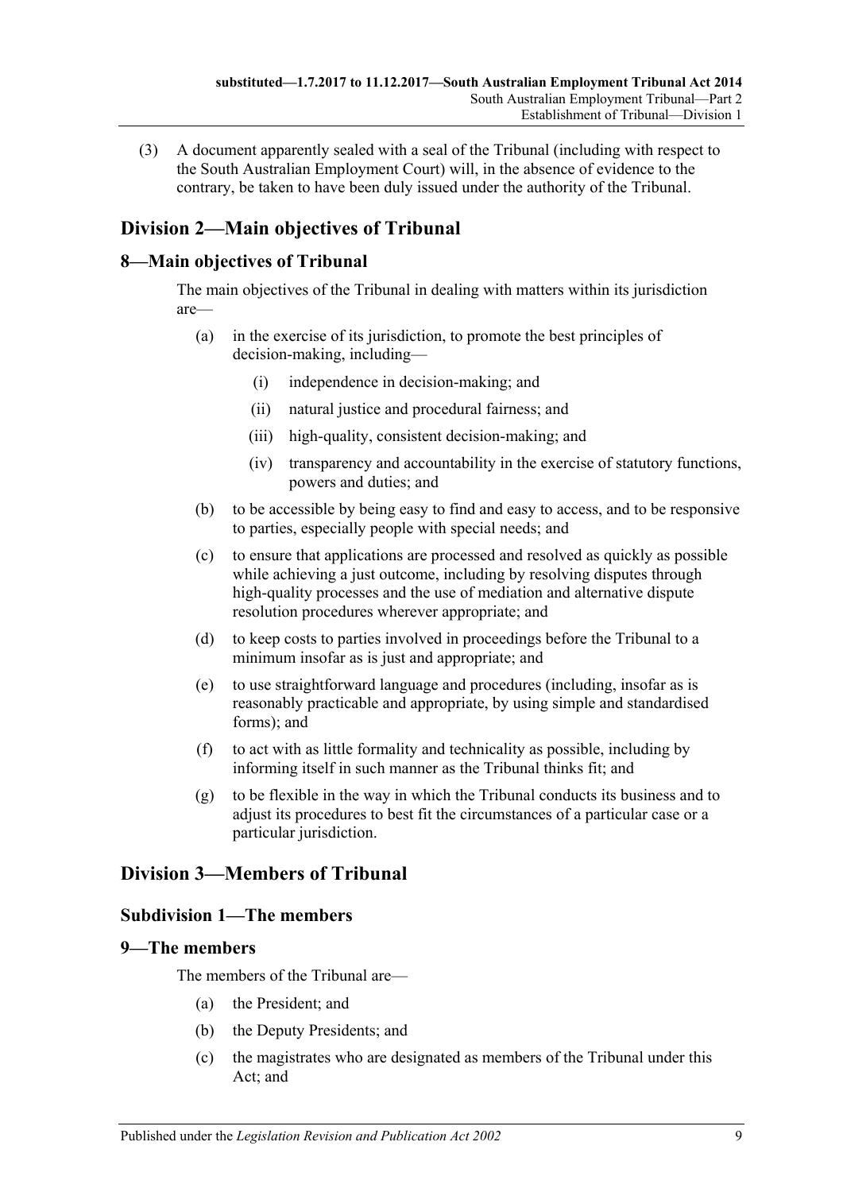(3) A document apparently sealed with a seal of the Tribunal (including with respect to the South Australian Employment Court) will, in the absence of evidence to the contrary, be taken to have been duly issued under the authority of the Tribunal.

## Division 2—Main objectives of Tribunal

### 8—Main objectives of Tribunal

The main objectives of the Tribunal in dealing with matters within its jurisdiction are—

(a) in the exercise of its jurisdiction, to promote the best principles of decision-making, including—

(i) independence in decision-making; and

(ii) natural justice and procedural fairness; and

(iii) high-quality, consistent decision-making; and

(iv) transparency and accountability in the exercise of statutory functions, powers and duties; and

(b) to be accessible by being easy to find and easy to access, and to be responsive to parties, especially people with special needs; and

(c) to ensure that applications are processed and resolved as quickly as possible while achieving a just outcome, including by resolving disputes through high-quality processes and the use of mediation and alternative dispute resolution procedures wherever appropriate; and

(d) to keep costs to parties involved in proceedings before the Tribunal to a minimum insofar as is just and appropriate; and

(e) to use straightforward language and procedures (including, insofar as is reasonably practicable and appropriate, by using simple and standardised forms); and

(f) to act with as little formality and technicality as possible, including by informing itself in such manner as the Tribunal thinks fit; and

(g) to be flexible in the way in which the Tribunal conducts its business and to adjust its procedures to best fit the circumstances of a particular case or a particular jurisdiction.

## Division 3—Members of Tribunal

### Subdivision 1—The members

### 9—The members

The members of the Tribunal are—

(a) the President; and

(b) the Deputy Presidents; and

(c) the magistrates who are designated as members of the Tribunal under this Act; and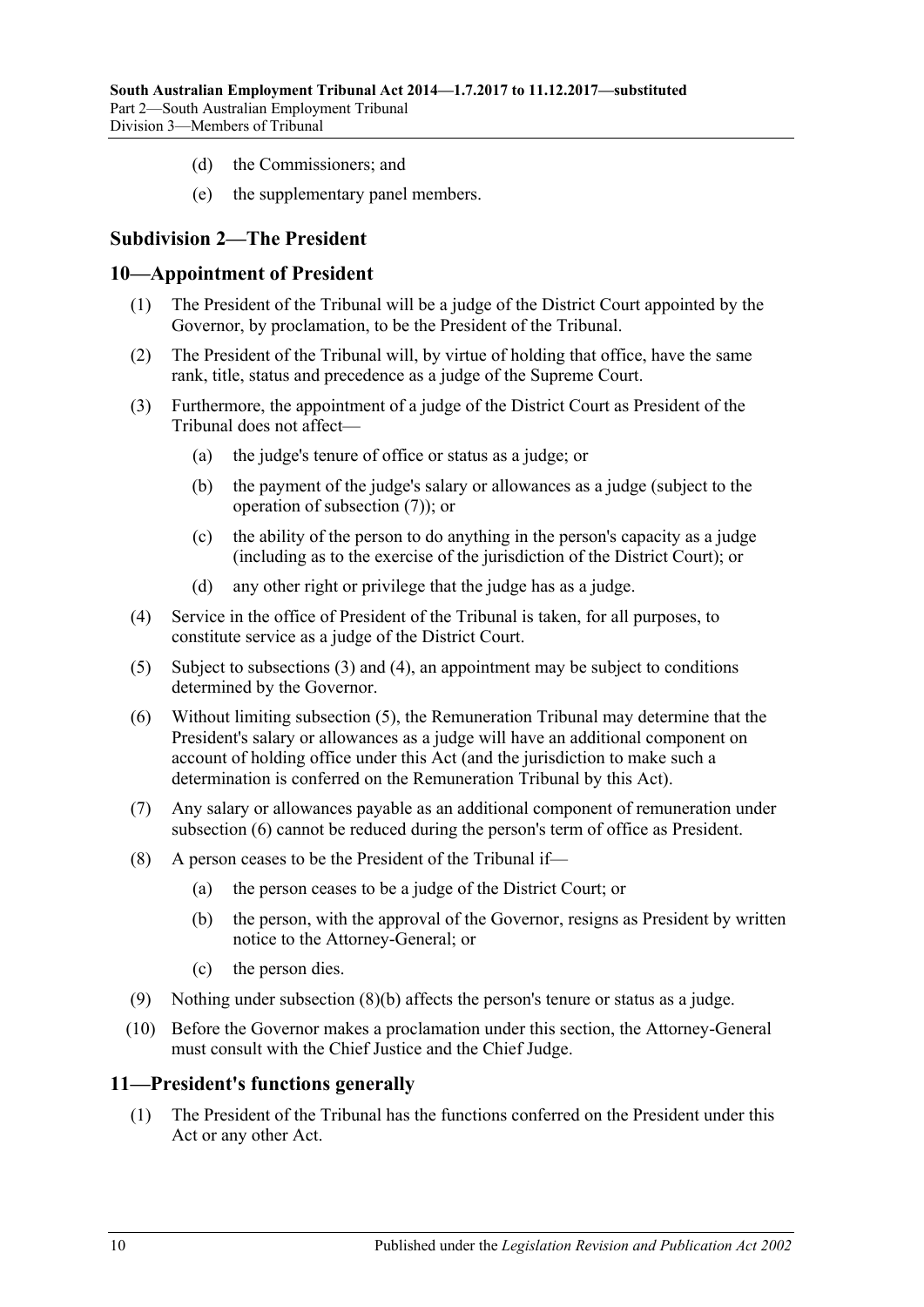(d) the Commissioners; and

(e) the supplementary panel members.

### Subdivision 2—The President

### 10—Appointment of President

(1) The President of the Tribunal will be a judge of the District Court appointed by the Governor, by proclamation, to be the President of the Tribunal.

(2) The President of the Tribunal will, by virtue of holding that office, have the same rank, title, status and precedence as a judge of the Supreme Court.

(3) Furthermore, the appointment of a judge of the District Court as President of the Tribunal does not affect—

(a) the judge's tenure of office or status as a judge; or

(b) the payment of the judge's salary or allowances as a judge (subject to the operation of subsection (7)); or

(c) the ability of the person to do anything in the person's capacity as a judge (including as to the exercise of the jurisdiction of the District Court); or

(d) any other right or privilege that the judge has as a judge.

(4) Service in the office of President of the Tribunal is taken, for all purposes, to constitute service as a judge of the District Court.

(5) Subject to subsections (3) and (4), an appointment may be subject to conditions determined by the Governor.

(6) Without limiting subsection (5), the Remuneration Tribunal may determine that the President's salary or allowances as a judge will have an additional component on account of holding office under this Act (and the jurisdiction to make such a determination is conferred on the Remuneration Tribunal by this Act).

(7) Any salary or allowances payable as an additional component of remuneration under subsection (6) cannot be reduced during the person's term of office as President.

(8) A person ceases to be the President of the Tribunal if—

(a) the person ceases to be a judge of the District Court; or

(b) the person, with the approval of the Governor, resigns as President by written notice to the Attorney-General; or

(c) the person dies.

(9) Nothing under subsection (8)(b) affects the person's tenure or status as a judge.

(10) Before the Governor makes a proclamation under this section, the Attorney-General must consult with the Chief Justice and the Chief Judge.

### 11—President's functions generally

(1) The President of the Tribunal has the functions conferred on the President under this Act or any other Act.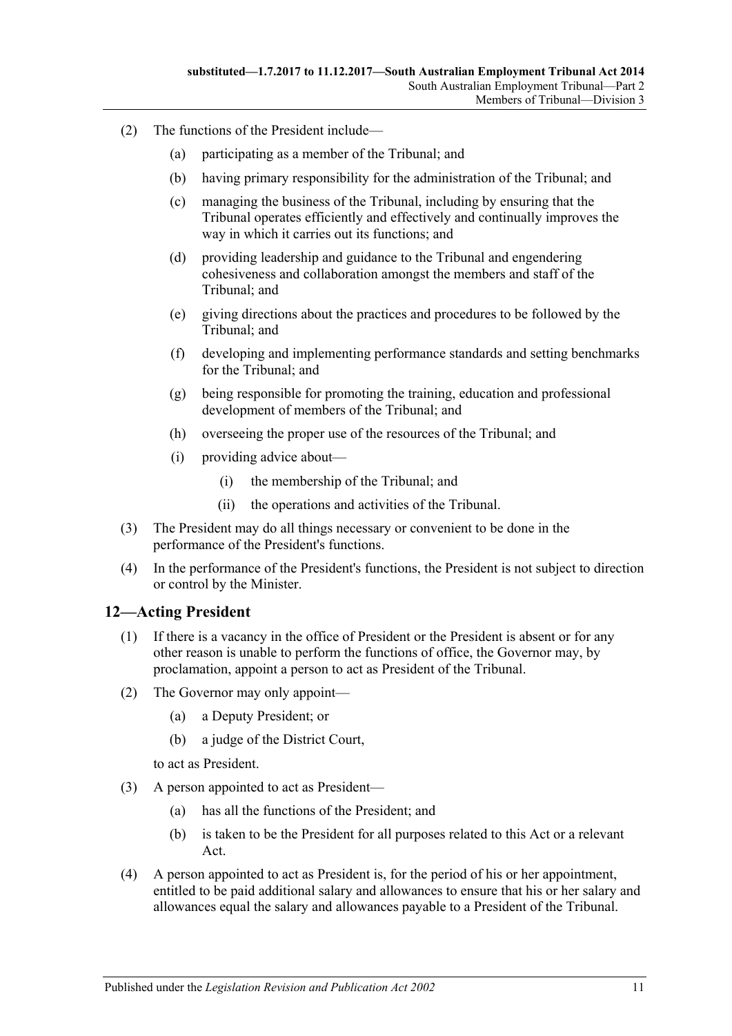(2) The functions of the President include—

(a) participating as a member of the Tribunal; and

(b) having primary responsibility for the administration of the Tribunal; and

(c) managing the business of the Tribunal, including by ensuring that the Tribunal operates efficiently and effectively and continually improves the way in which it carries out its functions; and

(d) providing leadership and guidance to the Tribunal and engendering cohesiveness and collaboration amongst the members and staff of the Tribunal; and

(e) giving directions about the practices and procedures to be followed by the Tribunal; and

(f) developing and implementing performance standards and setting benchmarks for the Tribunal; and

(g) being responsible for promoting the training, education and professional development of members of the Tribunal; and

(h) overseeing the proper use of the resources of the Tribunal; and

(i) providing advice about—

(i) the membership of the Tribunal; and

(ii) the operations and activities of the Tribunal.

(3) The President may do all things necessary or convenient to be done in the performance of the President's functions.

(4) In the performance of the President's functions, the President is not subject to direction or control by the Minister.

## 12—Acting President

(1) If there is a vacancy in the office of President or the President is absent or for any other reason is unable to perform the functions of office, the Governor may, by proclamation, appoint a person to act as President of the Tribunal.

(2) The Governor may only appoint—

(a) a Deputy President; or

(b) a judge of the District Court,

to act as President.

(3) A person appointed to act as President—

(a) has all the functions of the President; and

(b) is taken to be the President for all purposes related to this Act or a relevant Act.

(4) A person appointed to act as President is, for the period of his or her appointment, entitled to be paid additional salary and allowances to ensure that his or her salary and allowances equal the salary and allowances payable to a President of the Tribunal.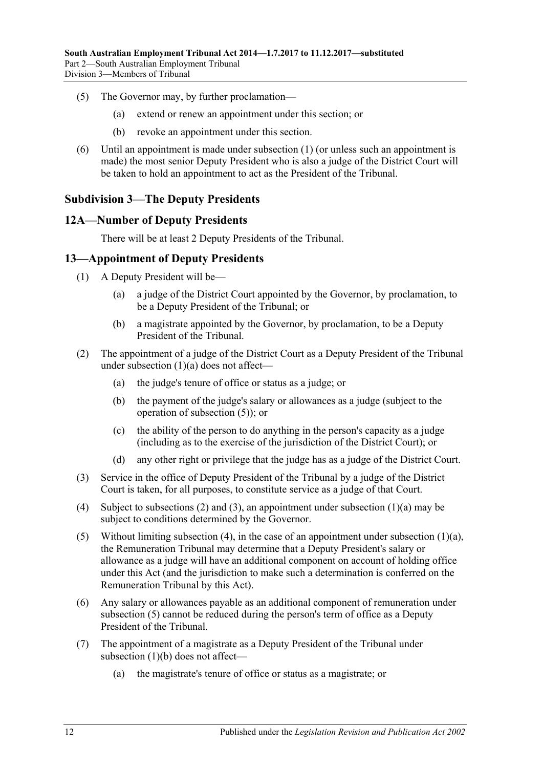(5) The Governor may, by further proclamation—

(a) extend or renew an appointment under this section; or

(b) revoke an appointment under this section.

(6) Until an appointment is made under subsection (1) (or unless such an appointment is made) the most senior Deputy President who is also a judge of the District Court will be taken to hold an appointment to act as the President of the Tribunal.

### Subdivision 3—The Deputy Presidents

### 12A—Number of Deputy Presidents

There will be at least 2 Deputy Presidents of the Tribunal.

### 13—Appointment of Deputy Presidents

(1) A Deputy President will be—

(a) a judge of the District Court appointed by the Governor, by proclamation, to be a Deputy President of the Tribunal; or

(b) a magistrate appointed by the Governor, by proclamation, to be a Deputy President of the Tribunal.

(2) The appointment of a judge of the District Court as a Deputy President of the Tribunal under subsection (1)(a) does not affect—

(a) the judge's tenure of office or status as a judge; or

(b) the payment of the judge's salary or allowances as a judge (subject to the operation of subsection (5)); or

(c) the ability of the person to do anything in the person's capacity as a judge (including as to the exercise of the jurisdiction of the District Court); or

(d) any other right or privilege that the judge has as a judge of the District Court.

(3) Service in the office of Deputy President of the Tribunal by a judge of the District Court is taken, for all purposes, to constitute service as a judge of that Court.

(4) Subject to subsections (2) and (3), an appointment under subsection (1)(a) may be subject to conditions determined by the Governor.

(5) Without limiting subsection (4), in the case of an appointment under subsection (1)(a), the Remuneration Tribunal may determine that a Deputy President's salary or allowance as a judge will have an additional component on account of holding office under this Act (and the jurisdiction to make such a determination is conferred on the Remuneration Tribunal by this Act).

(6) Any salary or allowances payable as an additional component of remuneration under subsection (5) cannot be reduced during the person's term of office as a Deputy President of the Tribunal.

(7) The appointment of a magistrate as a Deputy President of the Tribunal under subsection (1)(b) does not affect—

(a) the magistrate's tenure of office or status as a magistrate; or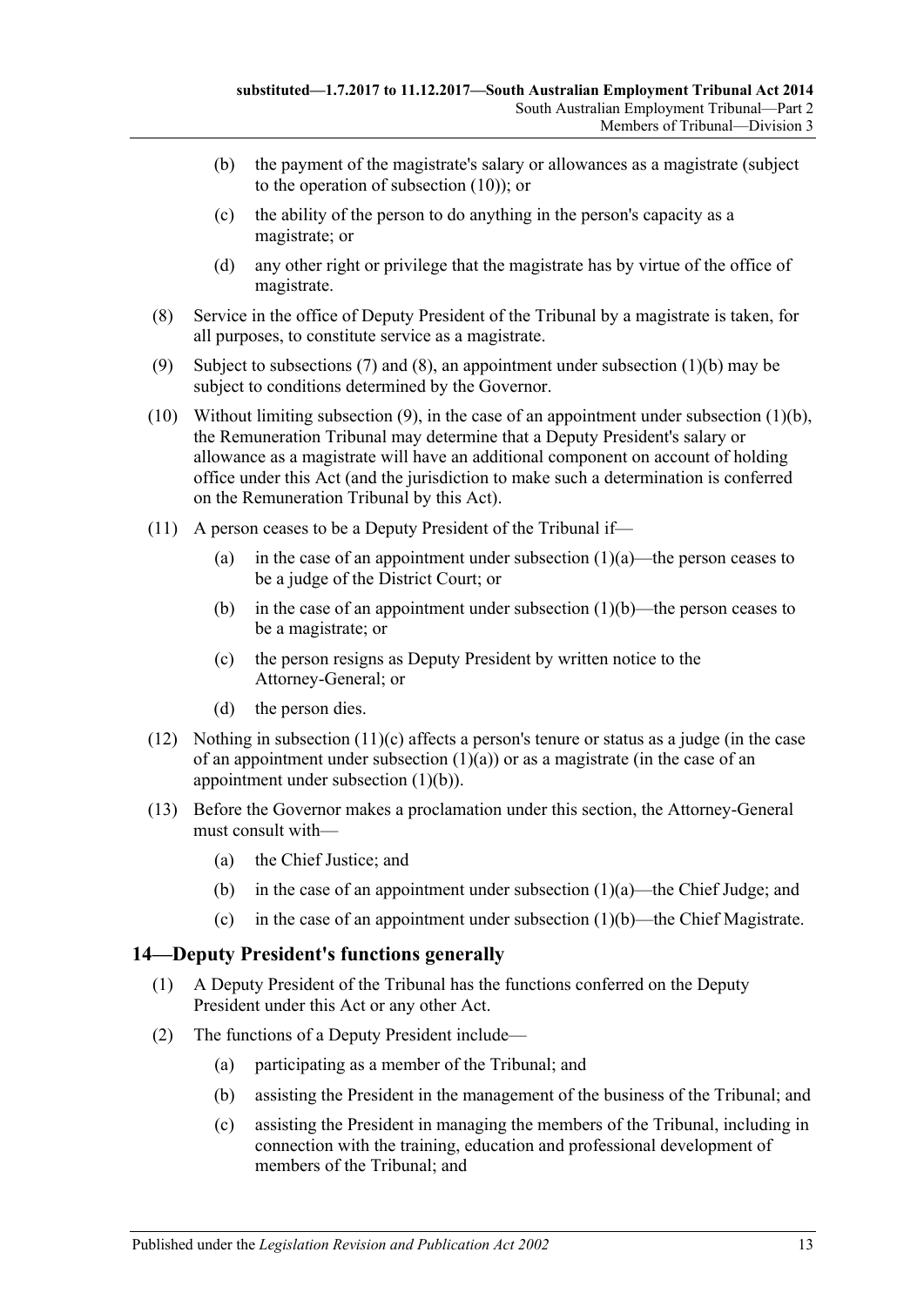(b) the payment of the magistrate's salary or allowances as a magistrate (subject to the operation of subsection (10)); or

(c) the ability of the person to do anything in the person's capacity as a magistrate; or

(d) any other right or privilege that the magistrate has by virtue of the office of magistrate.

(8) Service in the office of Deputy President of the Tribunal by a magistrate is taken, for all purposes, to constitute service as a magistrate.

(9) Subject to subsections (7) and (8), an appointment under subsection (1)(b) may be subject to conditions determined by the Governor.

(10) Without limiting subsection (9), in the case of an appointment under subsection (1)(b), the Remuneration Tribunal may determine that a Deputy President's salary or allowance as a magistrate will have an additional component on account of holding office under this Act (and the jurisdiction to make such a determination is conferred on the Remuneration Tribunal by this Act).

(11) A person ceases to be a Deputy President of the Tribunal if—

(a) in the case of an appointment under subsection (1)(a)—the person ceases to be a judge of the District Court; or

(b) in the case of an appointment under subsection (1)(b)—the person ceases to be a magistrate; or

(c) the person resigns as Deputy President by written notice to the Attorney-General; or

(d) the person dies.

(12) Nothing in subsection (11)(c) affects a person's tenure or status as a judge (in the case of an appointment under subsection (1)(a)) or as a magistrate (in the case of an appointment under subsection (1)(b)).

(13) Before the Governor makes a proclamation under this section, the Attorney-General must consult with—

(a) the Chief Justice; and

(b) in the case of an appointment under subsection (1)(a)—the Chief Judge; and

(c) in the case of an appointment under subsection (1)(b)—the Chief Magistrate.

## 14—Deputy President's functions generally

(1) A Deputy President of the Tribunal has the functions conferred on the Deputy President under this Act or any other Act.

(2) The functions of a Deputy President include—

(a) participating as a member of the Tribunal; and

(b) assisting the President in the management of the business of the Tribunal; and

(c) assisting the President in managing the members of the Tribunal, including in connection with the training, education and professional development of members of the Tribunal; and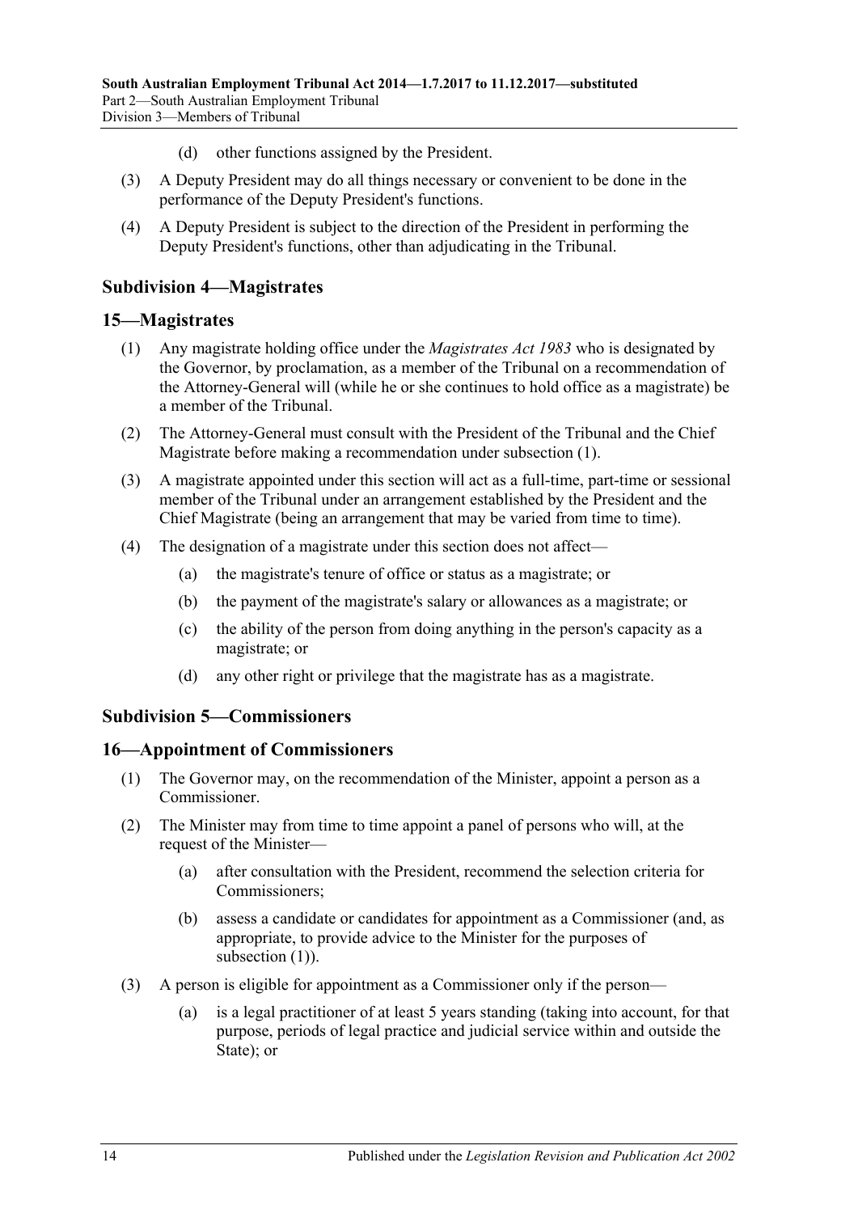(d) other functions assigned by the President.

(3) A Deputy President may do all things necessary or convenient to be done in the performance of the Deputy President's functions.

(4) A Deputy President is subject to the direction of the President in performing the Deputy President's functions, other than adjudicating in the Tribunal.

## Subdivision 4—Magistrates

## 15—Magistrates

(1) Any magistrate holding office under the *Magistrates Act 1983* who is designated by the Governor, by proclamation, as a member of the Tribunal on a recommendation of the Attorney-General will (while he or she continues to hold office as a magistrate) be a member of the Tribunal.

(2) The Attorney-General must consult with the President of the Tribunal and the Chief Magistrate before making a recommendation under subsection (1).

(3) A magistrate appointed under this section will act as a full-time, part-time or sessional member of the Tribunal under an arrangement established by the President and the Chief Magistrate (being an arrangement that may be varied from time to time).

(4) The designation of a magistrate under this section does not affect—

(a) the magistrate's tenure of office or status as a magistrate; or

(b) the payment of the magistrate's salary or allowances as a magistrate; or

(c) the ability of the person from doing anything in the person's capacity as a magistrate; or

(d) any other right or privilege that the magistrate has as a magistrate.

## Subdivision 5—Commissioners

## 16—Appointment of Commissioners

(1) The Governor may, on the recommendation of the Minister, appoint a person as a Commissioner.

(2) The Minister may from time to time appoint a panel of persons who will, at the request of the Minister—

(a) after consultation with the President, recommend the selection criteria for Commissioners;

(b) assess a candidate or candidates for appointment as a Commissioner (and, as appropriate, to provide advice to the Minister for the purposes of subsection (1)).

(3) A person is eligible for appointment as a Commissioner only if the person—

(a) is a legal practitioner of at least 5 years standing (taking into account, for that purpose, periods of legal practice and judicial service within and outside the State); or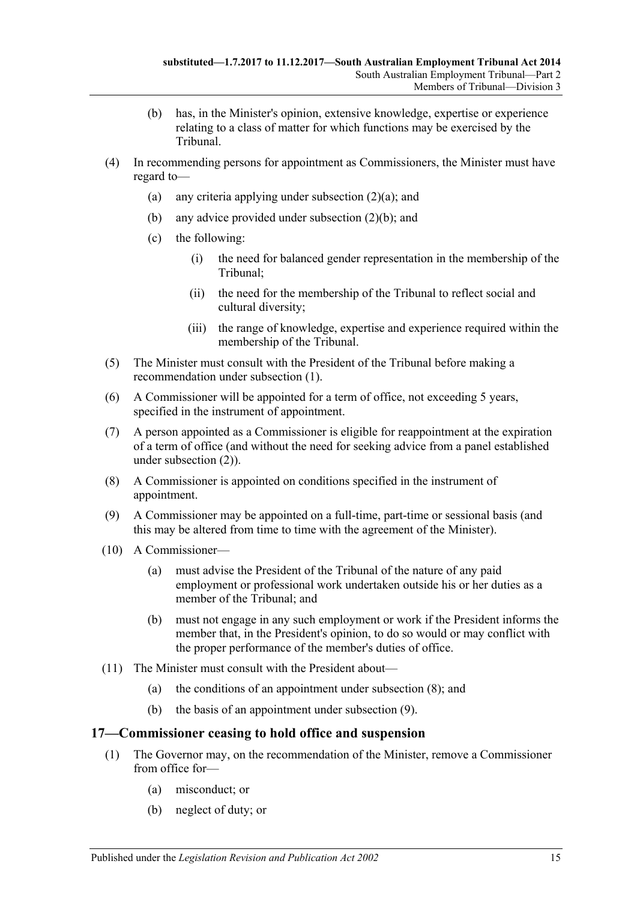(b) has, in the Minister's opinion, extensive knowledge, expertise or experience relating to a class of matter for which functions may be exercised by the Tribunal.

(4) In recommending persons for appointment as Commissioners, the Minister must have regard to—

(a) any criteria applying under subsection (2)(a); and

(b) any advice provided under subsection (2)(b); and

(c) the following:

(i) the need for balanced gender representation in the membership of the Tribunal;

(ii) the need for the membership of the Tribunal to reflect social and cultural diversity;

(iii) the range of knowledge, expertise and experience required within the membership of the Tribunal.

(5) The Minister must consult with the President of the Tribunal before making a recommendation under subsection (1).

(6) A Commissioner will be appointed for a term of office, not exceeding 5 years, specified in the instrument of appointment.

(7) A person appointed as a Commissioner is eligible for reappointment at the expiration of a term of office (and without the need for seeking advice from a panel established under subsection (2)).

(8) A Commissioner is appointed on conditions specified in the instrument of appointment.

(9) A Commissioner may be appointed on a full-time, part-time or sessional basis (and this may be altered from time to time with the agreement of the Minister).

(10) A Commissioner—

(a) must advise the President of the Tribunal of the nature of any paid employment or professional work undertaken outside his or her duties as a member of the Tribunal; and

(b) must not engage in any such employment or work if the President informs the member that, in the President's opinion, to do so would or may conflict with the proper performance of the member's duties of office.

(11) The Minister must consult with the President about—

(a) the conditions of an appointment under subsection (8); and

(b) the basis of an appointment under subsection (9).

## 17—Commissioner ceasing to hold office and suspension

(1) The Governor may, on the recommendation of the Minister, remove a Commissioner from office for—

(a) misconduct; or

(b) neglect of duty; or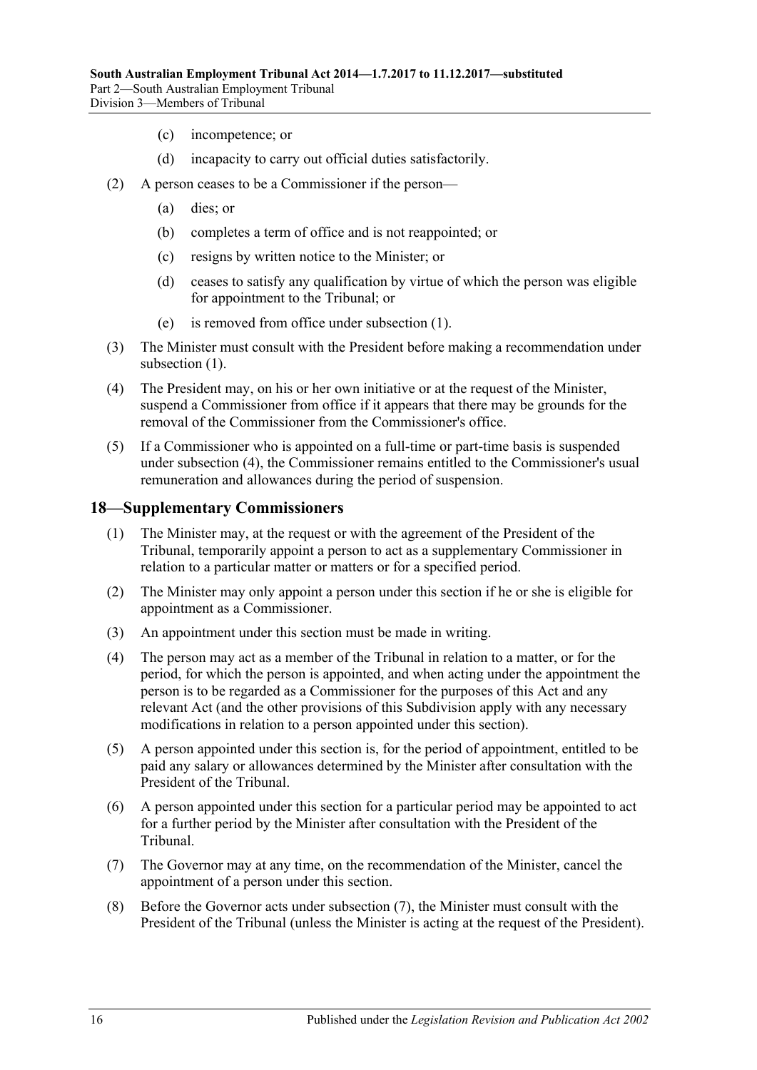(c) incompetence; or

(d) incapacity to carry out official duties satisfactorily.

(2) A person ceases to be a Commissioner if the person—

(a) dies; or

(b) completes a term of office and is not reappointed; or

(c) resigns by written notice to the Minister; or

(d) ceases to satisfy any qualification by virtue of which the person was eligible for appointment to the Tribunal; or

(e) is removed from office under subsection (1).

(3) The Minister must consult with the President before making a recommendation under subsection (1).

(4) The President may, on his or her own initiative or at the request of the Minister, suspend a Commissioner from office if it appears that there may be grounds for the removal of the Commissioner from the Commissioner's office.

(5) If a Commissioner who is appointed on a full-time or part-time basis is suspended under subsection (4), the Commissioner remains entitled to the Commissioner's usual remuneration and allowances during the period of suspension.

## 18—Supplementary Commissioners

(1) The Minister may, at the request or with the agreement of the President of the Tribunal, temporarily appoint a person to act as a supplementary Commissioner in relation to a particular matter or matters or for a specified period.

(2) The Minister may only appoint a person under this section if he or she is eligible for appointment as a Commissioner.

(3) An appointment under this section must be made in writing.

(4) The person may act as a member of the Tribunal in relation to a matter, or for the period, for which the person is appointed, and when acting under the appointment the person is to be regarded as a Commissioner for the purposes of this Act and any relevant Act (and the other provisions of this Subdivision apply with any necessary modifications in relation to a person appointed under this section).

(5) A person appointed under this section is, for the period of appointment, entitled to be paid any salary or allowances determined by the Minister after consultation with the President of the Tribunal.

(6) A person appointed under this section for a particular period may be appointed to act for a further period by the Minister after consultation with the President of the Tribunal.

(7) The Governor may at any time, on the recommendation of the Minister, cancel the appointment of a person under this section.

(8) Before the Governor acts under subsection (7), the Minister must consult with the President of the Tribunal (unless the Minister is acting at the request of the President).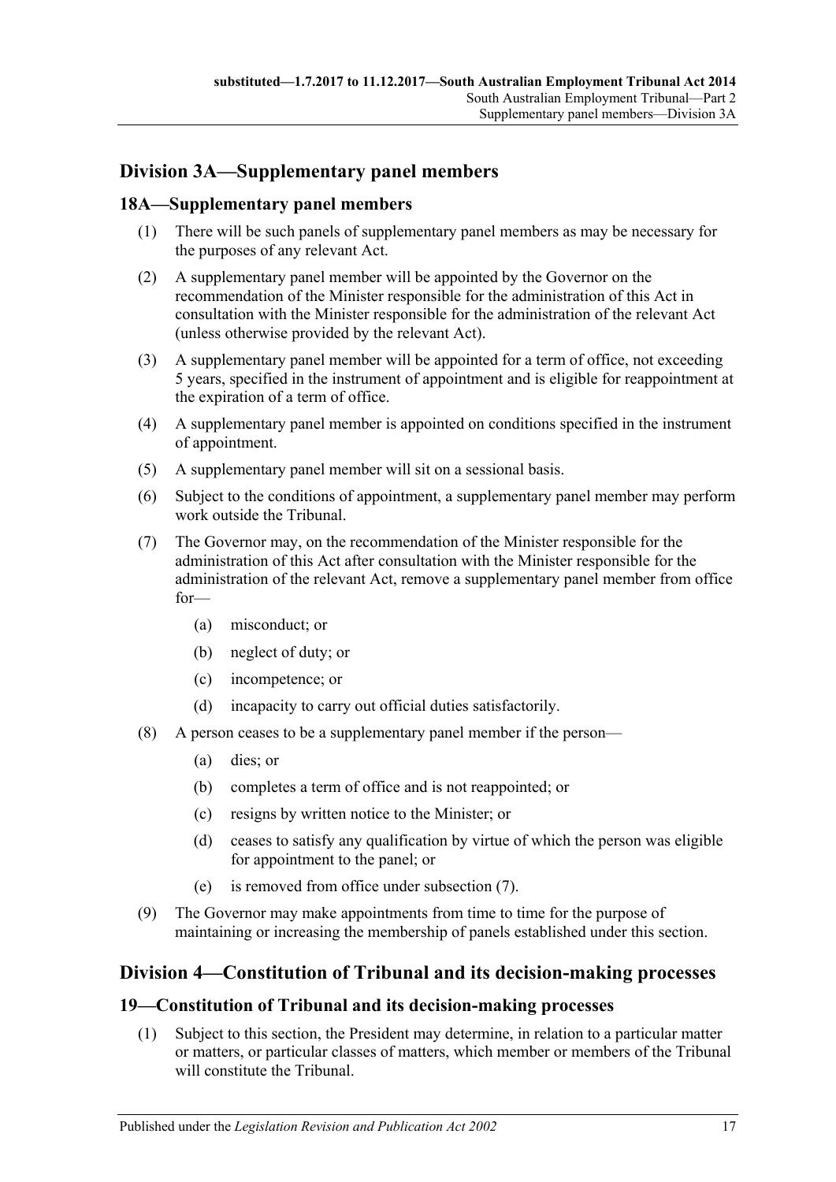## Division 3A—Supplementary panel members

### 18A—Supplementary panel members

(1) There will be such panels of supplementary panel members as may be necessary for the purposes of any relevant Act.

(2) A supplementary panel member will be appointed by the Governor on the recommendation of the Minister responsible for the administration of this Act in consultation with the Minister responsible for the administration of the relevant Act (unless otherwise provided by the relevant Act).

(3) A supplementary panel member will be appointed for a term of office, not exceeding 5 years, specified in the instrument of appointment and is eligible for reappointment at the expiration of a term of office.

(4) A supplementary panel member is appointed on conditions specified in the instrument of appointment.

(5) A supplementary panel member will sit on a sessional basis.

(6) Subject to the conditions of appointment, a supplementary panel member may perform work outside the Tribunal.

(7) The Governor may, on the recommendation of the Minister responsible for the administration of this Act after consultation with the Minister responsible for the administration of the relevant Act, remove a supplementary panel member from office for—

- (a) misconduct; or
- (b) neglect of duty; or
- (c) incompetence; or
- (d) incapacity to carry out official duties satisfactorily.

(8) A person ceases to be a supplementary panel member if the person—

- (a) dies; or
- (b) completes a term of office and is not reappointed; or
- (c) resigns by written notice to the Minister; or
- (d) ceases to satisfy any qualification by virtue of which the person was eligible for appointment to the panel; or
- (e) is removed from office under subsection (7).

(9) The Governor may make appointments from time to time for the purpose of maintaining or increasing the membership of panels established under this section.

## Division 4—Constitution of Tribunal and its decision-making processes

### 19—Constitution of Tribunal and its decision-making processes

(1) Subject to this section, the President may determine, in relation to a particular matter or matters, or particular classes of matters, which member or members of the Tribunal will constitute the Tribunal.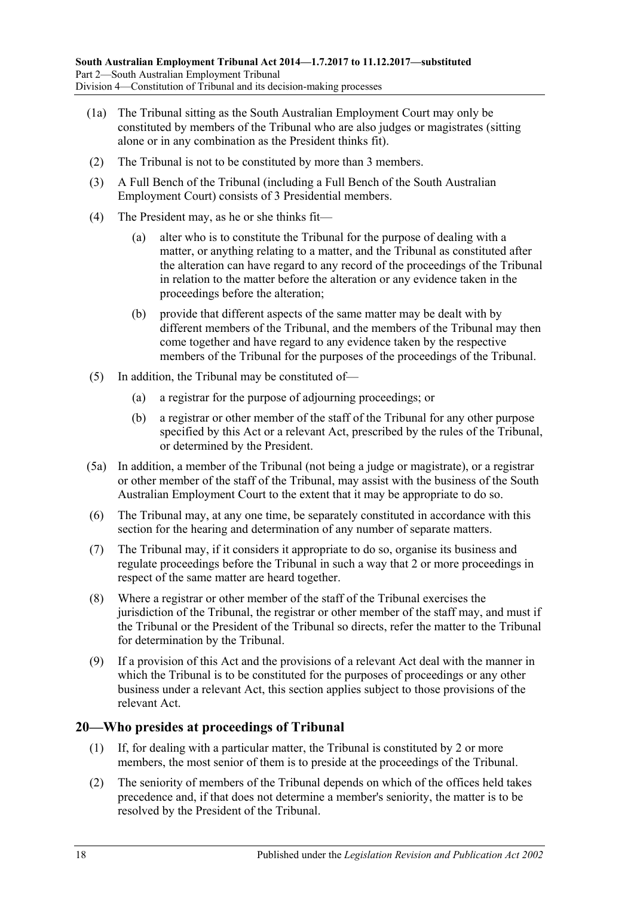(1a) The Tribunal sitting as the South Australian Employment Court may only be constituted by members of the Tribunal who are also judges or magistrates (sitting alone or in any combination as the President thinks fit).

(2) The Tribunal is not to be constituted by more than 3 members.

(3) A Full Bench of the Tribunal (including a Full Bench of the South Australian Employment Court) consists of 3 Presidential members.

(4) The President may, as he or she thinks fit—

(a) alter who is to constitute the Tribunal for the purpose of dealing with a matter, or anything relating to a matter, and the Tribunal as constituted after the alteration can have regard to any record of the proceedings of the Tribunal in relation to the matter before the alteration or any evidence taken in the proceedings before the alteration;

(b) provide that different aspects of the same matter may be dealt with by different members of the Tribunal, and the members of the Tribunal may then come together and have regard to any evidence taken by the respective members of the Tribunal for the purposes of the proceedings of the Tribunal.

(5) In addition, the Tribunal may be constituted of—

(a) a registrar for the purpose of adjourning proceedings; or

(b) a registrar or other member of the staff of the Tribunal for any other purpose specified by this Act or a relevant Act, prescribed by the rules of the Tribunal, or determined by the President.

(5a) In addition, a member of the Tribunal (not being a judge or magistrate), or a registrar or other member of the staff of the Tribunal, may assist with the business of the South Australian Employment Court to the extent that it may be appropriate to do so.

(6) The Tribunal may, at any one time, be separately constituted in accordance with this section for the hearing and determination of any number of separate matters.

(7) The Tribunal may, if it considers it appropriate to do so, organise its business and regulate proceedings before the Tribunal in such a way that 2 or more proceedings in respect of the same matter are heard together.

(8) Where a registrar or other member of the staff of the Tribunal exercises the jurisdiction of the Tribunal, the registrar or other member of the staff may, and must if the Tribunal or the President of the Tribunal so directs, refer the matter to the Tribunal for determination by the Tribunal.

(9) If a provision of this Act and the provisions of a relevant Act deal with the manner in which the Tribunal is to be constituted for the purposes of proceedings or any other business under a relevant Act, this section applies subject to those provisions of the relevant Act.

## 20—Who presides at proceedings of Tribunal

(1) If, for dealing with a particular matter, the Tribunal is constituted by 2 or more members, the most senior of them is to preside at the proceedings of the Tribunal.

(2) The seniority of members of the Tribunal depends on which of the offices held takes precedence and, if that does not determine a member's seniority, the matter is to be resolved by the President of the Tribunal.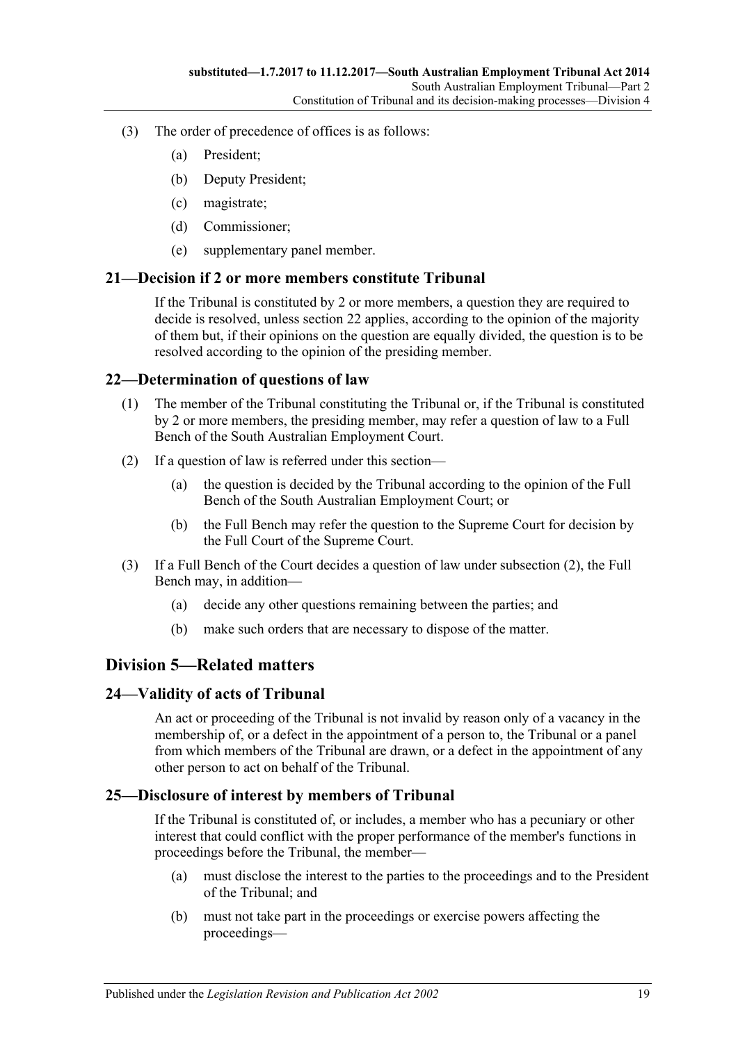(3) The order of precedence of offices is as follows:

  (a) President;

  (b) Deputy President;

  (c) magistrate;

  (d) Commissioner;

  (e) supplementary panel member.

## 21—Decision if 2 or more members constitute Tribunal

If the Tribunal is constituted by 2 or more members, a question they are required to decide is resolved, unless section 22 applies, according to the opinion of the majority of them but, if their opinions on the question are equally divided, the question is to be resolved according to the opinion of the presiding member.

## 22—Determination of questions of law

(1) The member of the Tribunal constituting the Tribunal or, if the Tribunal is constituted by 2 or more members, the presiding member, may refer a question of law to a Full Bench of the South Australian Employment Court.

(2) If a question of law is referred under this section—

  (a) the question is decided by the Tribunal according to the opinion of the Full Bench of the South Australian Employment Court; or

  (b) the Full Bench may refer the question to the Supreme Court for decision by the Full Court of the Supreme Court.

(3) If a Full Bench of the Court decides a question of law under subsection (2), the Full Bench may, in addition—

  (a) decide any other questions remaining between the parties; and

  (b) make such orders that are necessary to dispose of the matter.

# Division 5—Related matters

## 24—Validity of acts of Tribunal

An act or proceeding of the Tribunal is not invalid by reason only of a vacancy in the membership of, or a defect in the appointment of a person to, the Tribunal or a panel from which members of the Tribunal are drawn, or a defect in the appointment of any other person to act on behalf of the Tribunal.

## 25—Disclosure of interest by members of Tribunal

If the Tribunal is constituted of, or includes, a member who has a pecuniary or other interest that could conflict with the proper performance of the member's functions in proceedings before the Tribunal, the member—

  (a) must disclose the interest to the parties to the proceedings and to the President of the Tribunal; and

  (b) must not take part in the proceedings or exercise powers affecting the proceedings—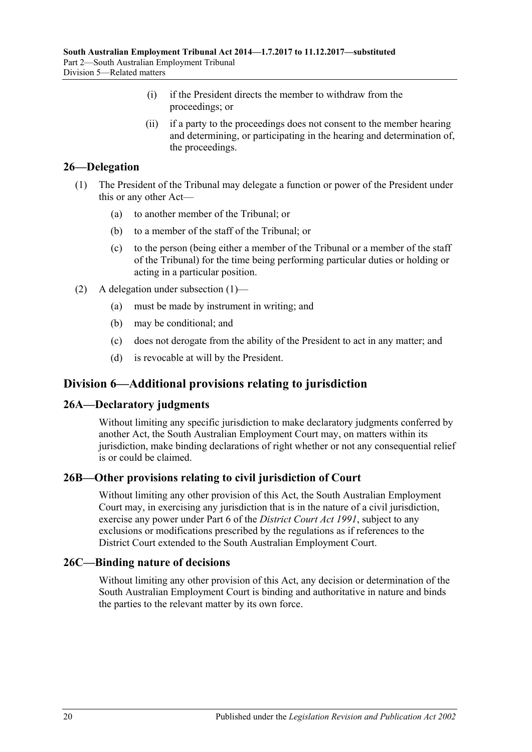(i) if the President directs the member to withdraw from the proceedings; or

(ii) if a party to the proceedings does not consent to the member hearing and determining, or participating in the hearing and determination of, the proceedings.

## 26—Delegation

(1) The President of the Tribunal may delegate a function or power of the President under this or any other Act—

(a) to another member of the Tribunal; or

(b) to a member of the staff of the Tribunal; or

(c) to the person (being either a member of the Tribunal or a member of the staff of the Tribunal) for the time being performing particular duties or holding or acting in a particular position.

(2) A delegation under subsection (1)—

(a) must be made by instrument in writing; and

(b) may be conditional; and

(c) does not derogate from the ability of the President to act in any matter; and

(d) is revocable at will by the President.

# Division 6—Additional provisions relating to jurisdiction

## 26A—Declaratory judgments

Without limiting any specific jurisdiction to make declaratory judgments conferred by another Act, the South Australian Employment Court may, on matters within its jurisdiction, make binding declarations of right whether or not any consequential relief is or could be claimed.

## 26B—Other provisions relating to civil jurisdiction of Court

Without limiting any other provision of this Act, the South Australian Employment Court may, in exercising any jurisdiction that is in the nature of a civil jurisdiction, exercise any power under Part 6 of the *District Court Act 1991*, subject to any exclusions or modifications prescribed by the regulations as if references to the District Court extended to the South Australian Employment Court.

## 26C—Binding nature of decisions

Without limiting any other provision of this Act, any decision or determination of the South Australian Employment Court is binding and authoritative in nature and binds the parties to the relevant matter by its own force.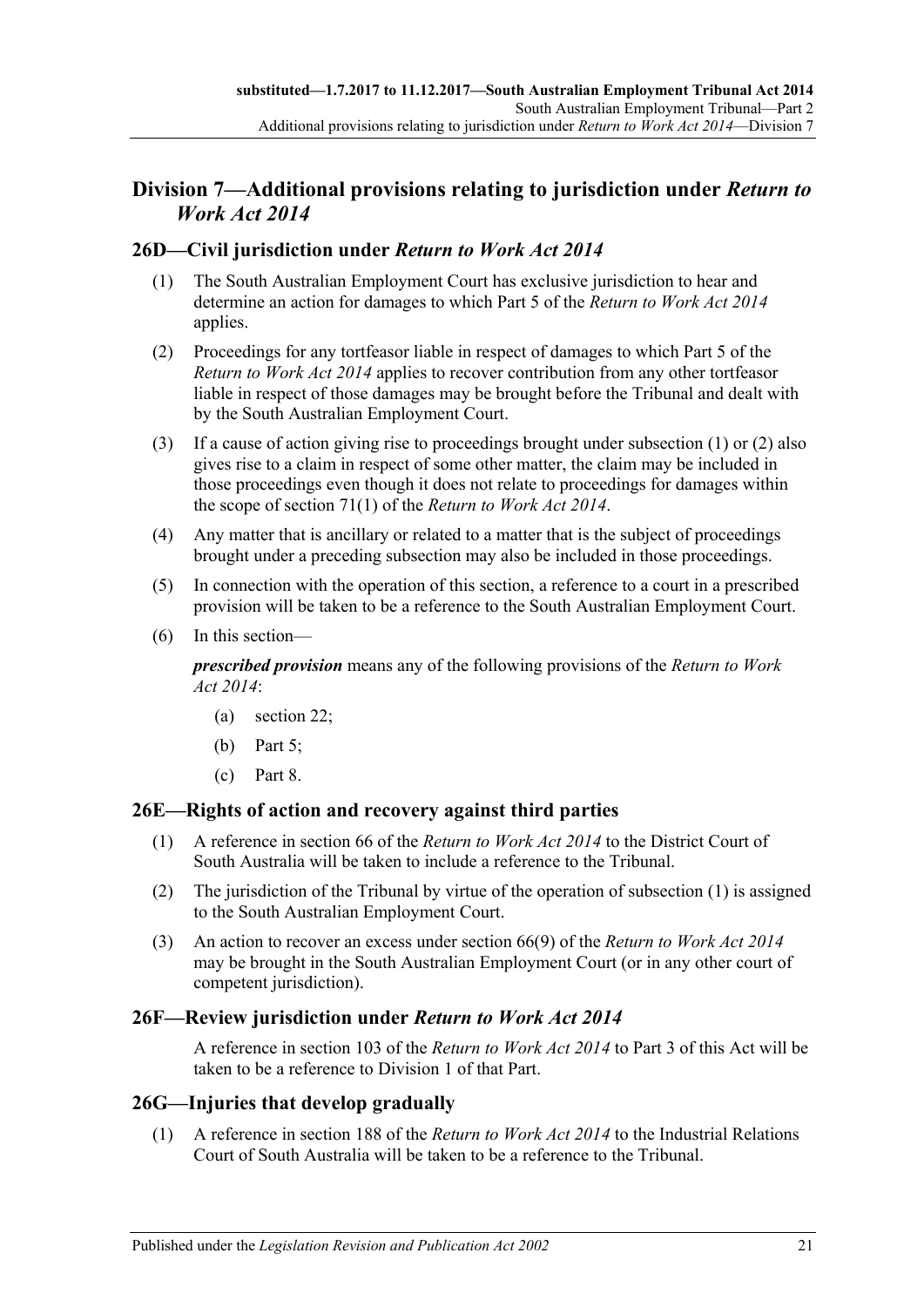## Division 7—Additional provisions relating to jurisdiction under *Return to Work Act 2014*

### 26D—Civil jurisdiction under *Return to Work Act 2014*

(1) The South Australian Employment Court has exclusive jurisdiction to hear and determine an action for damages to which Part 5 of the *Return to Work Act 2014* applies.

(2) Proceedings for any tortfeasor liable in respect of damages to which Part 5 of the *Return to Work Act 2014* applies to recover contribution from any other tortfeasor liable in respect of those damages may be brought before the Tribunal and dealt with by the South Australian Employment Court.

(3) If a cause of action giving rise to proceedings brought under subsection (1) or (2) also gives rise to a claim in respect of some other matter, the claim may be included in those proceedings even though it does not relate to proceedings for damages within the scope of section 71(1) of the *Return to Work Act 2014*.

(4) Any matter that is ancillary or related to a matter that is the subject of proceedings brought under a preceding subsection may also be included in those proceedings.

(5) In connection with the operation of this section, a reference to a court in a prescribed provision will be taken to be a reference to the South Australian Employment Court.

(6) In this section—

***prescribed provision*** means any of the following provisions of the *Return to Work Act 2014*:

- (a) section 22;
- (b) Part 5;
- (c) Part 8.

### 26E—Rights of action and recovery against third parties

(1) A reference in section 66 of the *Return to Work Act 2014* to the District Court of South Australia will be taken to include a reference to the Tribunal.

(2) The jurisdiction of the Tribunal by virtue of the operation of subsection (1) is assigned to the South Australian Employment Court.

(3) An action to recover an excess under section 66(9) of the *Return to Work Act 2014* may be brought in the South Australian Employment Court (or in any other court of competent jurisdiction).

### 26F—Review jurisdiction under *Return to Work Act 2014*

A reference in section 103 of the *Return to Work Act 2014* to Part 3 of this Act will be taken to be a reference to Division 1 of that Part.

### 26G—Injuries that develop gradually

(1) A reference in section 188 of the *Return to Work Act 2014* to the Industrial Relations Court of South Australia will be taken to be a reference to the Tribunal.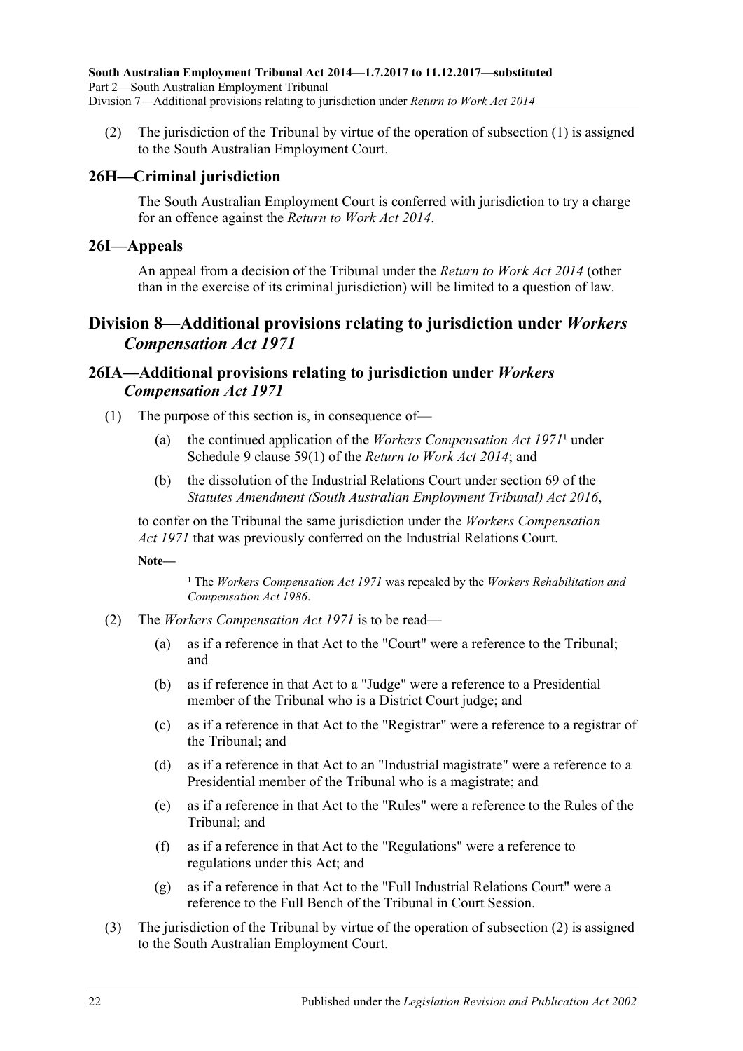(2) The jurisdiction of the Tribunal by virtue of the operation of subsection (1) is assigned to the South Australian Employment Court.

### 26H—Criminal jurisdiction

The South Australian Employment Court is conferred with jurisdiction to try a charge for an offence against the *Return to Work Act 2014*.

### 26I—Appeals

An appeal from a decision of the Tribunal under the *Return to Work Act 2014* (other than in the exercise of its criminal jurisdiction) will be limited to a question of law.

## Division 8—Additional provisions relating to jurisdiction under *Workers Compensation Act 1971*

### 26IA—Additional provisions relating to jurisdiction under *Workers Compensation Act 1971*

(1) The purpose of this section is, in consequence of—

(a) the continued application of the *Workers Compensation Act 1971*[1] under Schedule 9 clause 59(1) of the *Return to Work Act 2014*; and

(b) the dissolution of the Industrial Relations Court under section 69 of the *Statutes Amendment (South Australian Employment Tribunal) Act 2016*,

to confer on the Tribunal the same jurisdiction under the *Workers Compensation Act 1971* that was previously conferred on the Industrial Relations Court.

**Note—**

[1] The *Workers Compensation Act 1971* was repealed by the *Workers Rehabilitation and Compensation Act 1986*.

(2) The *Workers Compensation Act 1971* is to be read—

(a) as if a reference in that Act to the "Court" were a reference to the Tribunal; and

(b) as if reference in that Act to a "Judge" were a reference to a Presidential member of the Tribunal who is a District Court judge; and

(c) as if a reference in that Act to the "Registrar" were a reference to a registrar of the Tribunal; and

(d) as if a reference in that Act to an "Industrial magistrate" were a reference to a Presidential member of the Tribunal who is a magistrate; and

(e) as if a reference in that Act to the "Rules" were a reference to the Rules of the Tribunal; and

(f) as if a reference in that Act to the "Regulations" were a reference to regulations under this Act; and

(g) as if a reference in that Act to the "Full Industrial Relations Court" were a reference to the Full Bench of the Tribunal in Court Session.

(3) The jurisdiction of the Tribunal by virtue of the operation of subsection (2) is assigned to the South Australian Employment Court.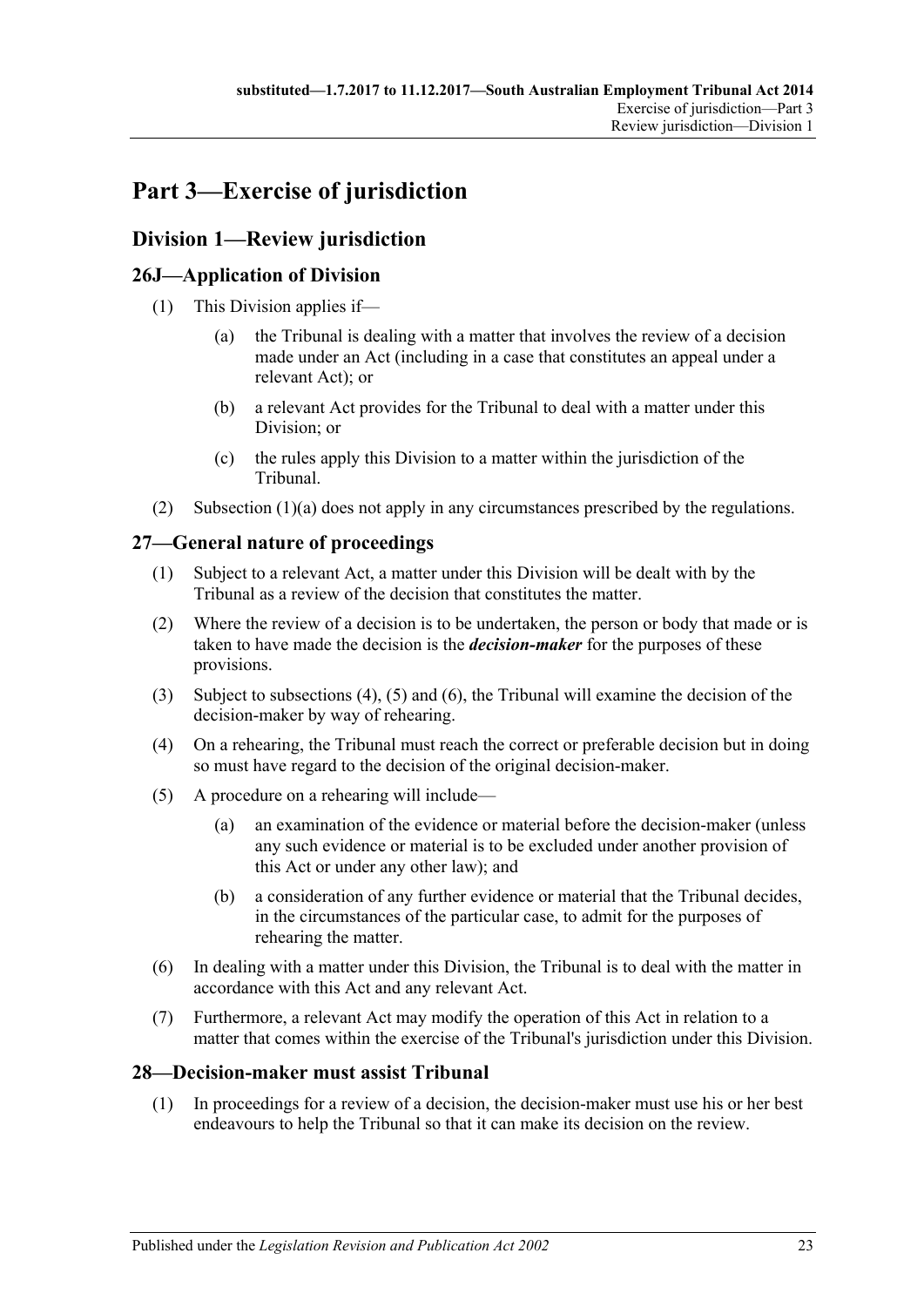# Part 3—Exercise of jurisdiction

## Division 1—Review jurisdiction

### 26J—Application of Division

(1) This Division applies if—

 (a) the Tribunal is dealing with a matter that involves the review of a decision made under an Act (including in a case that constitutes an appeal under a relevant Act); or

 (b) a relevant Act provides for the Tribunal to deal with a matter under this Division; or

 (c) the rules apply this Division to a matter within the jurisdiction of the Tribunal.

(2) Subsection (1)(a) does not apply in any circumstances prescribed by the regulations.

### 27—General nature of proceedings

(1) Subject to a relevant Act, a matter under this Division will be dealt with by the Tribunal as a review of the decision that constitutes the matter.

(2) Where the review of a decision is to be undertaken, the person or body that made or is taken to have made the decision is the ***decision-maker*** for the purposes of these provisions.

(3) Subject to subsections (4), (5) and (6), the Tribunal will examine the decision of the decision-maker by way of rehearing.

(4) On a rehearing, the Tribunal must reach the correct or preferable decision but in doing so must have regard to the decision of the original decision-maker.

(5) A procedure on a rehearing will include—

 (a) an examination of the evidence or material before the decision-maker (unless any such evidence or material is to be excluded under another provision of this Act or under any other law); and

 (b) a consideration of any further evidence or material that the Tribunal decides, in the circumstances of the particular case, to admit for the purposes of rehearing the matter.

(6) In dealing with a matter under this Division, the Tribunal is to deal with the matter in accordance with this Act and any relevant Act.

(7) Furthermore, a relevant Act may modify the operation of this Act in relation to a matter that comes within the exercise of the Tribunal's jurisdiction under this Division.

### 28—Decision-maker must assist Tribunal

(1) In proceedings for a review of a decision, the decision-maker must use his or her best endeavours to help the Tribunal so that it can make its decision on the review.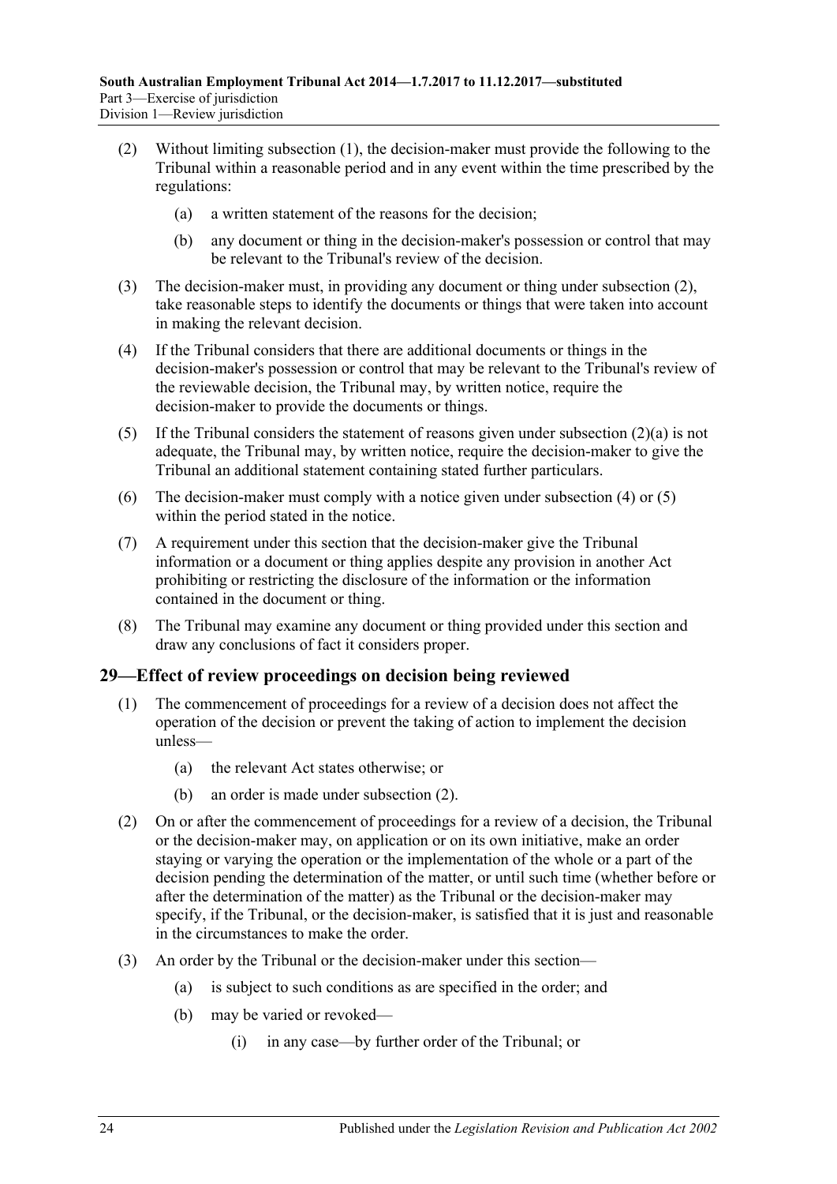(2) Without limiting subsection (1), the decision-maker must provide the following to the Tribunal within a reasonable period and in any event within the time prescribed by the regulations:

(a) a written statement of the reasons for the decision;

(b) any document or thing in the decision-maker's possession or control that may be relevant to the Tribunal's review of the decision.

(3) The decision-maker must, in providing any document or thing under subsection (2), take reasonable steps to identify the documents or things that were taken into account in making the relevant decision.

(4) If the Tribunal considers that there are additional documents or things in the decision-maker's possession or control that may be relevant to the Tribunal's review of the reviewable decision, the Tribunal may, by written notice, require the decision-maker to provide the documents or things.

(5) If the Tribunal considers the statement of reasons given under subsection (2)(a) is not adequate, the Tribunal may, by written notice, require the decision-maker to give the Tribunal an additional statement containing stated further particulars.

(6) The decision-maker must comply with a notice given under subsection (4) or (5) within the period stated in the notice.

(7) A requirement under this section that the decision-maker give the Tribunal information or a document or thing applies despite any provision in another Act prohibiting or restricting the disclosure of the information or the information contained in the document or thing.

(8) The Tribunal may examine any document or thing provided under this section and draw any conclusions of fact it considers proper.

## 29—Effect of review proceedings on decision being reviewed

(1) The commencement of proceedings for a review of a decision does not affect the operation of the decision or prevent the taking of action to implement the decision unless—

(a) the relevant Act states otherwise; or

(b) an order is made under subsection (2).

(2) On or after the commencement of proceedings for a review of a decision, the Tribunal or the decision-maker may, on application or on its own initiative, make an order staying or varying the operation or the implementation of the whole or a part of the decision pending the determination of the matter, or until such time (whether before or after the determination of the matter) as the Tribunal or the decision-maker may specify, if the Tribunal, or the decision-maker, is satisfied that it is just and reasonable in the circumstances to make the order.

(3) An order by the Tribunal or the decision-maker under this section—

(a) is subject to such conditions as are specified in the order; and

(b) may be varied or revoked—

(i) in any case—by further order of the Tribunal; or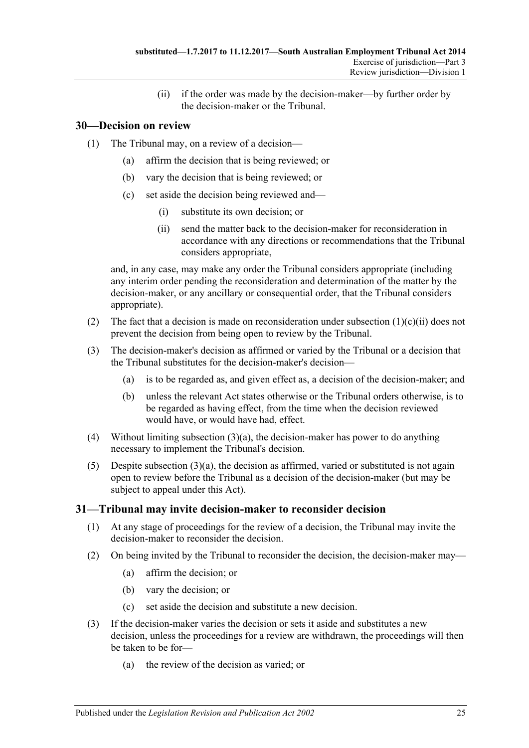(ii) if the order was made by the decision-maker—by further order by the decision-maker or the Tribunal.

## 30—Decision on review

(1) The Tribunal may, on a review of a decision—

(a) affirm the decision that is being reviewed; or

(b) vary the decision that is being reviewed; or

(c) set aside the decision being reviewed and—

(i) substitute its own decision; or

(ii) send the matter back to the decision-maker for reconsideration in accordance with any directions or recommendations that the Tribunal considers appropriate,

and, in any case, may make any order the Tribunal considers appropriate (including any interim order pending the reconsideration and determination of the matter by the decision-maker, or any ancillary or consequential order, that the Tribunal considers appropriate).

(2) The fact that a decision is made on reconsideration under subsection (1)(c)(ii) does not prevent the decision from being open to review by the Tribunal.

(3) The decision-maker's decision as affirmed or varied by the Tribunal or a decision that the Tribunal substitutes for the decision-maker's decision—

(a) is to be regarded as, and given effect as, a decision of the decision-maker; and

(b) unless the relevant Act states otherwise or the Tribunal orders otherwise, is to be regarded as having effect, from the time when the decision reviewed would have, or would have had, effect.

(4) Without limiting subsection (3)(a), the decision-maker has power to do anything necessary to implement the Tribunal's decision.

(5) Despite subsection (3)(a), the decision as affirmed, varied or substituted is not again open to review before the Tribunal as a decision of the decision-maker (but may be subject to appeal under this Act).

## 31—Tribunal may invite decision-maker to reconsider decision

(1) At any stage of proceedings for the review of a decision, the Tribunal may invite the decision-maker to reconsider the decision.

(2) On being invited by the Tribunal to reconsider the decision, the decision-maker may—

(a) affirm the decision; or

(b) vary the decision; or

(c) set aside the decision and substitute a new decision.

(3) If the decision-maker varies the decision or sets it aside and substitutes a new decision, unless the proceedings for a review are withdrawn, the proceedings will then be taken to be for—

(a) the review of the decision as varied; or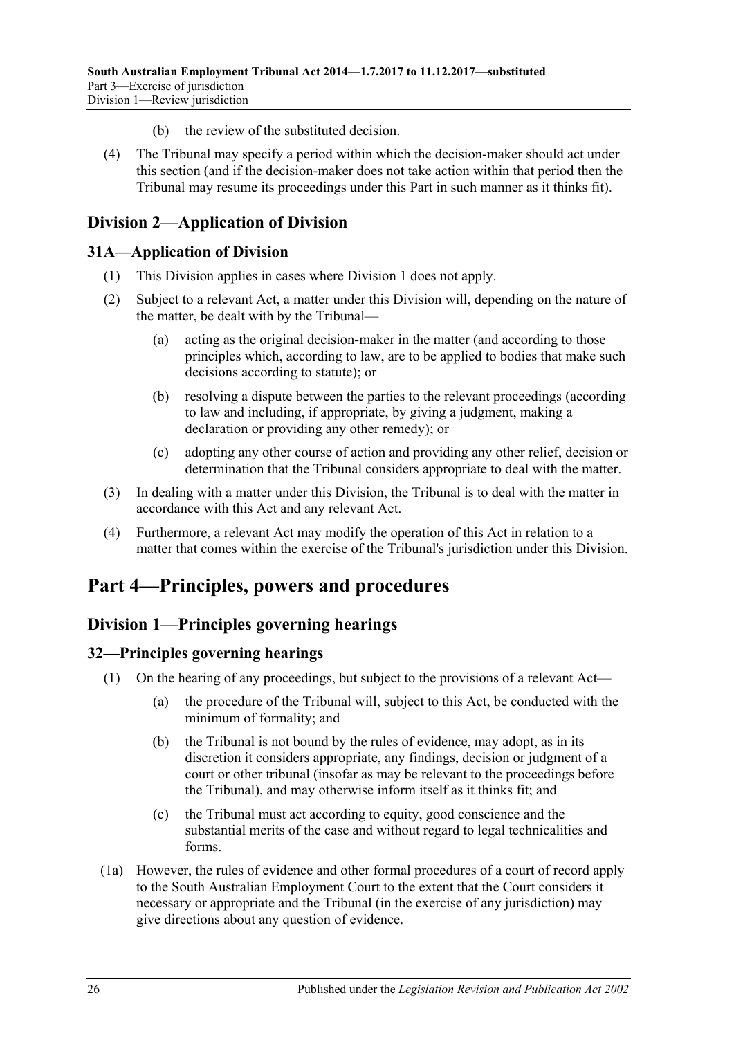(b) the review of the substituted decision.

(4) The Tribunal may specify a period within which the decision-maker should act under this section (and if the decision-maker does not take action within that period then the Tribunal may resume its proceedings under this Part in such manner as it thinks fit).

## Division 2—Application of Division

### 31A—Application of Division

(1) This Division applies in cases where Division 1 does not apply.

(2) Subject to a relevant Act, a matter under this Division will, depending on the nature of the matter, be dealt with by the Tribunal—

(a) acting as the original decision-maker in the matter (and according to those principles which, according to law, are to be applied to bodies that make such decisions according to statute); or

(b) resolving a dispute between the parties to the relevant proceedings (according to law and including, if appropriate, by giving a judgment, making a declaration or providing any other remedy); or

(c) adopting any other course of action and providing any other relief, decision or determination that the Tribunal considers appropriate to deal with the matter.

(3) In dealing with a matter under this Division, the Tribunal is to deal with the matter in accordance with this Act and any relevant Act.

(4) Furthermore, a relevant Act may modify the operation of this Act in relation to a matter that comes within the exercise of the Tribunal's jurisdiction under this Division.

# Part 4—Principles, powers and procedures

## Division 1—Principles governing hearings

### 32—Principles governing hearings

(1) On the hearing of any proceedings, but subject to the provisions of a relevant Act—

(a) the procedure of the Tribunal will, subject to this Act, be conducted with the minimum of formality; and

(b) the Tribunal is not bound by the rules of evidence, may adopt, as in its discretion it considers appropriate, any findings, decision or judgment of a court or other tribunal (insofar as may be relevant to the proceedings before the Tribunal), and may otherwise inform itself as it thinks fit; and

(c) the Tribunal must act according to equity, good conscience and the substantial merits of the case and without regard to legal technicalities and forms.

(1a) However, the rules of evidence and other formal procedures of a court of record apply to the South Australian Employment Court to the extent that the Court considers it necessary or appropriate and the Tribunal (in the exercise of any jurisdiction) may give directions about any question of evidence.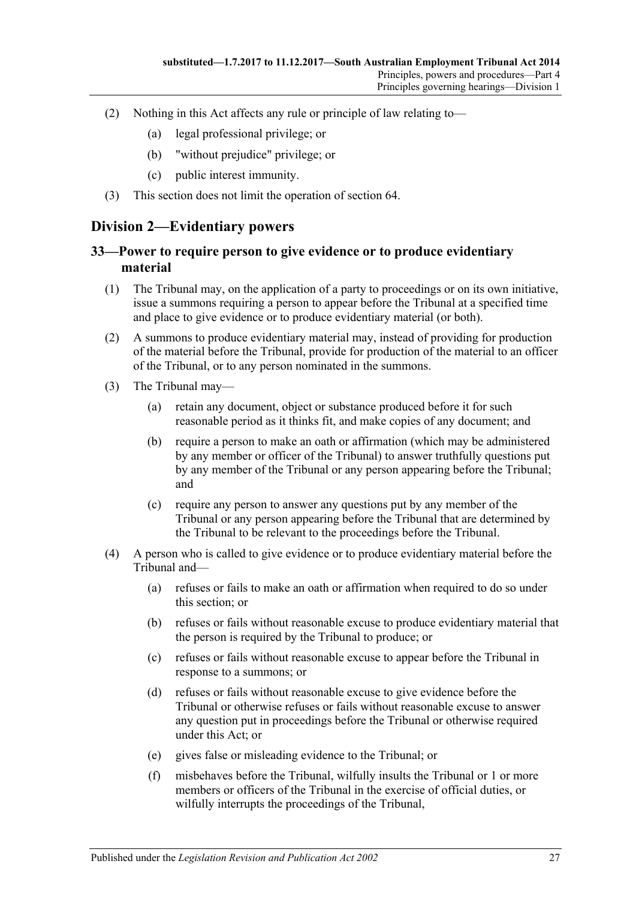(2) Nothing in this Act affects any rule or principle of law relating to—

(a) legal professional privilege; or

(b) "without prejudice" privilege; or

(c) public interest immunity.

(3) This section does not limit the operation of section 64.

## Division 2—Evidentiary powers

### 33—Power to require person to give evidence or to produce evidentiary material

(1) The Tribunal may, on the application of a party to proceedings or on its own initiative, issue a summons requiring a person to appear before the Tribunal at a specified time and place to give evidence or to produce evidentiary material (or both).

(2) A summons to produce evidentiary material may, instead of providing for production of the material before the Tribunal, provide for production of the material to an officer of the Tribunal, or to any person nominated in the summons.

(3) The Tribunal may—

(a) retain any document, object or substance produced before it for such reasonable period as it thinks fit, and make copies of any document; and

(b) require a person to make an oath or affirmation (which may be administered by any member or officer of the Tribunal) to answer truthfully questions put by any member of the Tribunal or any person appearing before the Tribunal; and

(c) require any person to answer any questions put by any member of the Tribunal or any person appearing before the Tribunal that are determined by the Tribunal to be relevant to the proceedings before the Tribunal.

(4) A person who is called to give evidence or to produce evidentiary material before the Tribunal and—

(a) refuses or fails to make an oath or affirmation when required to do so under this section; or

(b) refuses or fails without reasonable excuse to produce evidentiary material that the person is required by the Tribunal to produce; or

(c) refuses or fails without reasonable excuse to appear before the Tribunal in response to a summons; or

(d) refuses or fails without reasonable excuse to give evidence before the Tribunal or otherwise refuses or fails without reasonable excuse to answer any question put in proceedings before the Tribunal or otherwise required under this Act; or

(e) gives false or misleading evidence to the Tribunal; or

(f) misbehaves before the Tribunal, wilfully insults the Tribunal or 1 or more members or officers of the Tribunal in the exercise of official duties, or wilfully interrupts the proceedings of the Tribunal,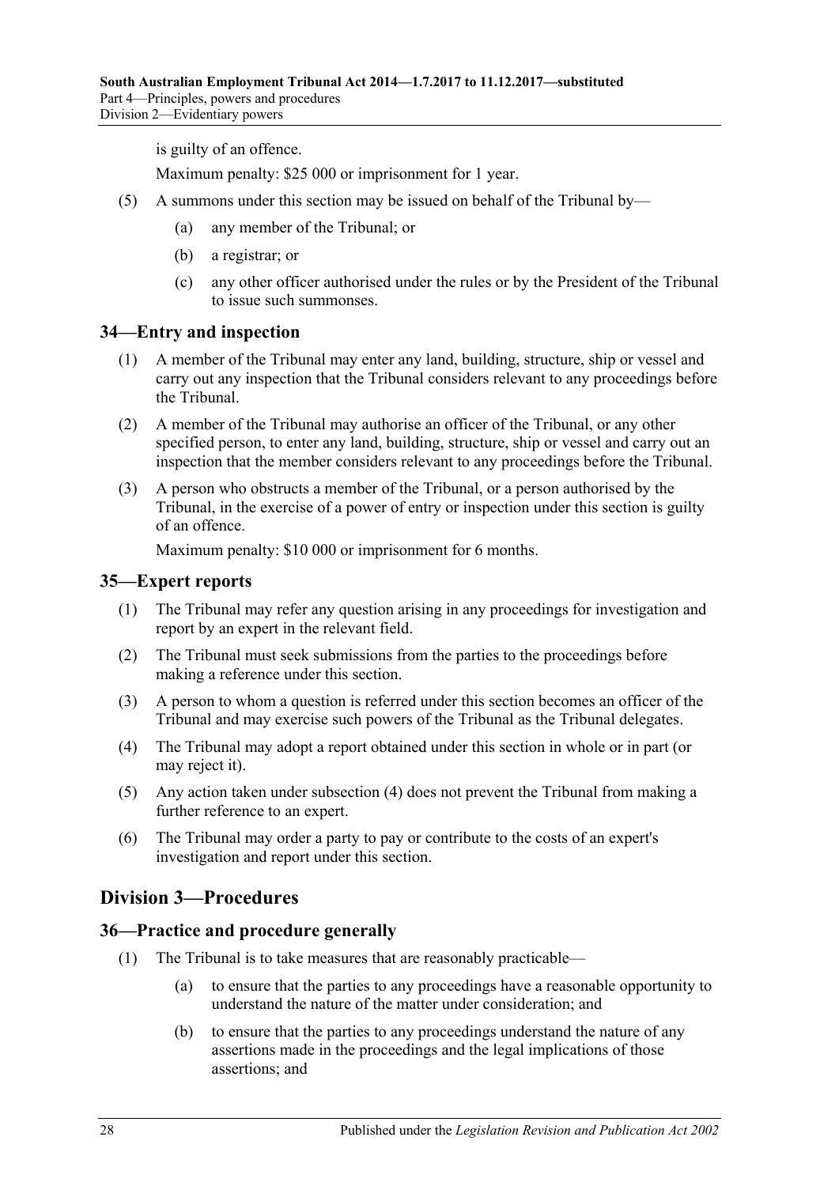is guilty of an offence.

Maximum penalty: $25 000 or imprisonment for 1 year.

(5) A summons under this section may be issued on behalf of the Tribunal by—

(a) any member of the Tribunal; or

(b) a registrar; or

(c) any other officer authorised under the rules or by the President of the Tribunal to issue such summonses.

## 34—Entry and inspection

(1) A member of the Tribunal may enter any land, building, structure, ship or vessel and carry out any inspection that the Tribunal considers relevant to any proceedings before the Tribunal.

(2) A member of the Tribunal may authorise an officer of the Tribunal, or any other specified person, to enter any land, building, structure, ship or vessel and carry out an inspection that the member considers relevant to any proceedings before the Tribunal.

(3) A person who obstructs a member of the Tribunal, or a person authorised by the Tribunal, in the exercise of a power of entry or inspection under this section is guilty of an offence.

Maximum penalty: $10 000 or imprisonment for 6 months.

## 35—Expert reports

(1) The Tribunal may refer any question arising in any proceedings for investigation and report by an expert in the relevant field.

(2) The Tribunal must seek submissions from the parties to the proceedings before making a reference under this section.

(3) A person to whom a question is referred under this section becomes an officer of the Tribunal and may exercise such powers of the Tribunal as the Tribunal delegates.

(4) The Tribunal may adopt a report obtained under this section in whole or in part (or may reject it).

(5) Any action taken under subsection (4) does not prevent the Tribunal from making a further reference to an expert.

(6) The Tribunal may order a party to pay or contribute to the costs of an expert's investigation and report under this section.

# Division 3—Procedures

## 36—Practice and procedure generally

(1) The Tribunal is to take measures that are reasonably practicable—

(a) to ensure that the parties to any proceedings have a reasonable opportunity to understand the nature of the matter under consideration; and

(b) to ensure that the parties to any proceedings understand the nature of any assertions made in the proceedings and the legal implications of those assertions; and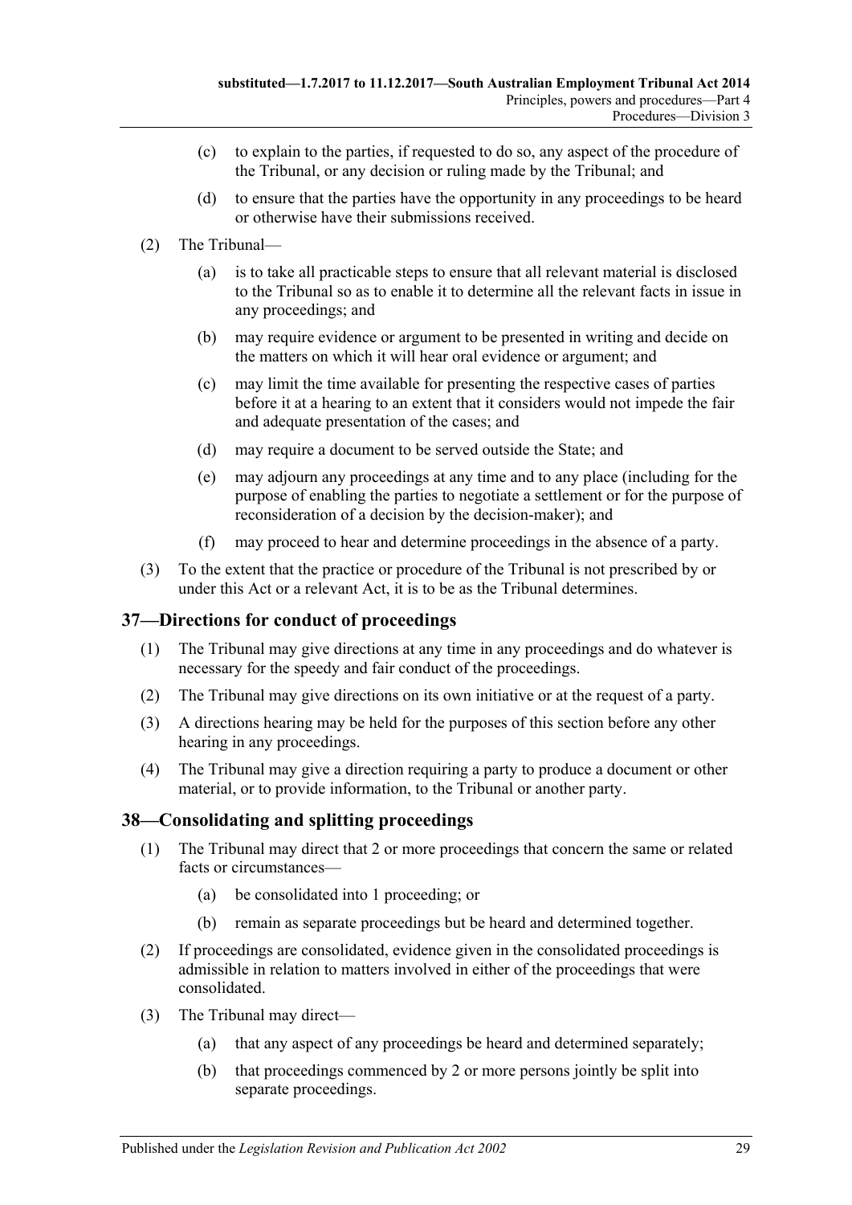(c) to explain to the parties, if requested to do so, any aspect of the procedure of the Tribunal, or any decision or ruling made by the Tribunal; and

(d) to ensure that the parties have the opportunity in any proceedings to be heard or otherwise have their submissions received.

(2) The Tribunal—

(a) is to take all practicable steps to ensure that all relevant material is disclosed to the Tribunal so as to enable it to determine all the relevant facts in issue in any proceedings; and

(b) may require evidence or argument to be presented in writing and decide on the matters on which it will hear oral evidence or argument; and

(c) may limit the time available for presenting the respective cases of parties before it at a hearing to an extent that it considers would not impede the fair and adequate presentation of the cases; and

(d) may require a document to be served outside the State; and

(e) may adjourn any proceedings at any time and to any place (including for the purpose of enabling the parties to negotiate a settlement or for the purpose of reconsideration of a decision by the decision-maker); and

(f) may proceed to hear and determine proceedings in the absence of a party.

(3) To the extent that the practice or procedure of the Tribunal is not prescribed by or under this Act or a relevant Act, it is to be as the Tribunal determines.

## 37—Directions for conduct of proceedings

(1) The Tribunal may give directions at any time in any proceedings and do whatever is necessary for the speedy and fair conduct of the proceedings.

(2) The Tribunal may give directions on its own initiative or at the request of a party.

(3) A directions hearing may be held for the purposes of this section before any other hearing in any proceedings.

(4) The Tribunal may give a direction requiring a party to produce a document or other material, or to provide information, to the Tribunal or another party.

## 38—Consolidating and splitting proceedings

(1) The Tribunal may direct that 2 or more proceedings that concern the same or related facts or circumstances—

(a) be consolidated into 1 proceeding; or

(b) remain as separate proceedings but be heard and determined together.

(2) If proceedings are consolidated, evidence given in the consolidated proceedings is admissible in relation to matters involved in either of the proceedings that were consolidated.

(3) The Tribunal may direct—

(a) that any aspect of any proceedings be heard and determined separately;

(b) that proceedings commenced by 2 or more persons jointly be split into separate proceedings.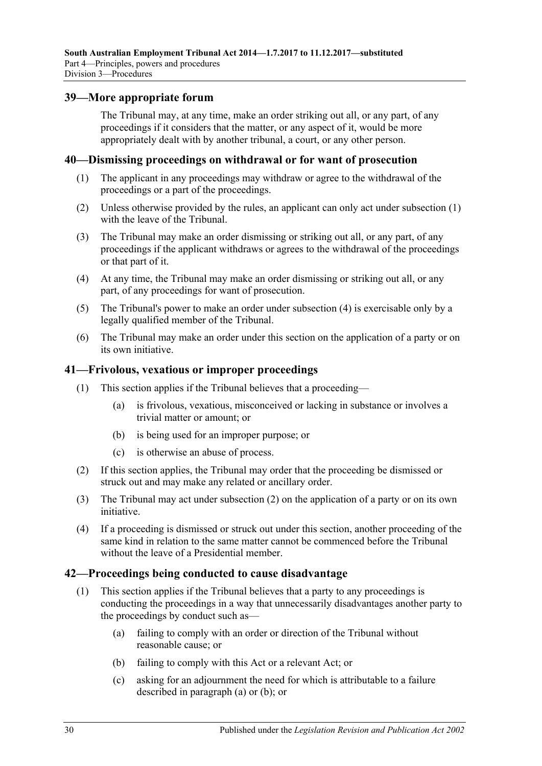## 39—More appropriate forum

The Tribunal may, at any time, make an order striking out all, or any part, of any proceedings if it considers that the matter, or any aspect of it, would be more appropriately dealt with by another tribunal, a court, or any other person.

## 40—Dismissing proceedings on withdrawal or for want of prosecution

(1) The applicant in any proceedings may withdraw or agree to the withdrawal of the proceedings or a part of the proceedings.

(2) Unless otherwise provided by the rules, an applicant can only act under subsection (1) with the leave of the Tribunal.

(3) The Tribunal may make an order dismissing or striking out all, or any part, of any proceedings if the applicant withdraws or agrees to the withdrawal of the proceedings or that part of it.

(4) At any time, the Tribunal may make an order dismissing or striking out all, or any part, of any proceedings for want of prosecution.

(5) The Tribunal's power to make an order under subsection (4) is exercisable only by a legally qualified member of the Tribunal.

(6) The Tribunal may make an order under this section on the application of a party or on its own initiative.

## 41—Frivolous, vexatious or improper proceedings

(1) This section applies if the Tribunal believes that a proceeding—

- (a) is frivolous, vexatious, misconceived or lacking in substance or involves a trivial matter or amount; or
- (b) is being used for an improper purpose; or
- (c) is otherwise an abuse of process.

(2) If this section applies, the Tribunal may order that the proceeding be dismissed or struck out and may make any related or ancillary order.

(3) The Tribunal may act under subsection (2) on the application of a party or on its own initiative.

(4) If a proceeding is dismissed or struck out under this section, another proceeding of the same kind in relation to the same matter cannot be commenced before the Tribunal without the leave of a Presidential member.

## 42—Proceedings being conducted to cause disadvantage

(1) This section applies if the Tribunal believes that a party to any proceedings is conducting the proceedings in a way that unnecessarily disadvantages another party to the proceedings by conduct such as—

- (a) failing to comply with an order or direction of the Tribunal without reasonable cause; or
- (b) failing to comply with this Act or a relevant Act; or
- (c) asking for an adjournment the need for which is attributable to a failure described in paragraph (a) or (b); or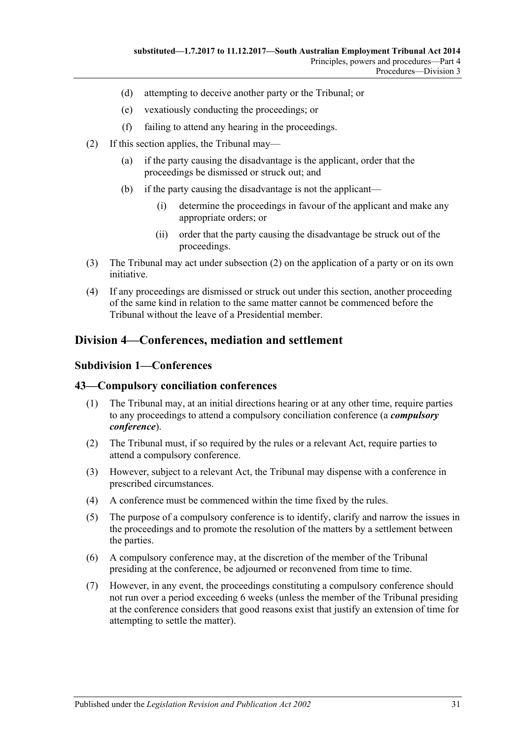(d) attempting to deceive another party or the Tribunal; or

(e) vexatiously conducting the proceedings; or

(f) failing to attend any hearing in the proceedings.

(2) If this section applies, the Tribunal may—

(a) if the party causing the disadvantage is the applicant, order that the proceedings be dismissed or struck out; and

(b) if the party causing the disadvantage is not the applicant—

(i) determine the proceedings in favour of the applicant and make any appropriate orders; or

(ii) order that the party causing the disadvantage be struck out of the proceedings.

(3) The Tribunal may act under subsection (2) on the application of a party or on its own initiative.

(4) If any proceedings are dismissed or struck out under this section, another proceeding of the same kind in relation to the same matter cannot be commenced before the Tribunal without the leave of a Presidential member.

## Division 4—Conferences, mediation and settlement

### Subdivision 1—Conferences

### 43—Compulsory conciliation conferences

(1) The Tribunal may, at an initial directions hearing or at any other time, require parties to any proceedings to attend a compulsory conciliation conference (a ***compulsory conference***).

(2) The Tribunal must, if so required by the rules or a relevant Act, require parties to attend a compulsory conference.

(3) However, subject to a relevant Act, the Tribunal may dispense with a conference in prescribed circumstances.

(4) A conference must be commenced within the time fixed by the rules.

(5) The purpose of a compulsory conference is to identify, clarify and narrow the issues in the proceedings and to promote the resolution of the matters by a settlement between the parties.

(6) A compulsory conference may, at the discretion of the member of the Tribunal presiding at the conference, be adjourned or reconvened from time to time.

(7) However, in any event, the proceedings constituting a compulsory conference should not run over a period exceeding 6 weeks (unless the member of the Tribunal presiding at the conference considers that good reasons exist that justify an extension of time for attempting to settle the matter).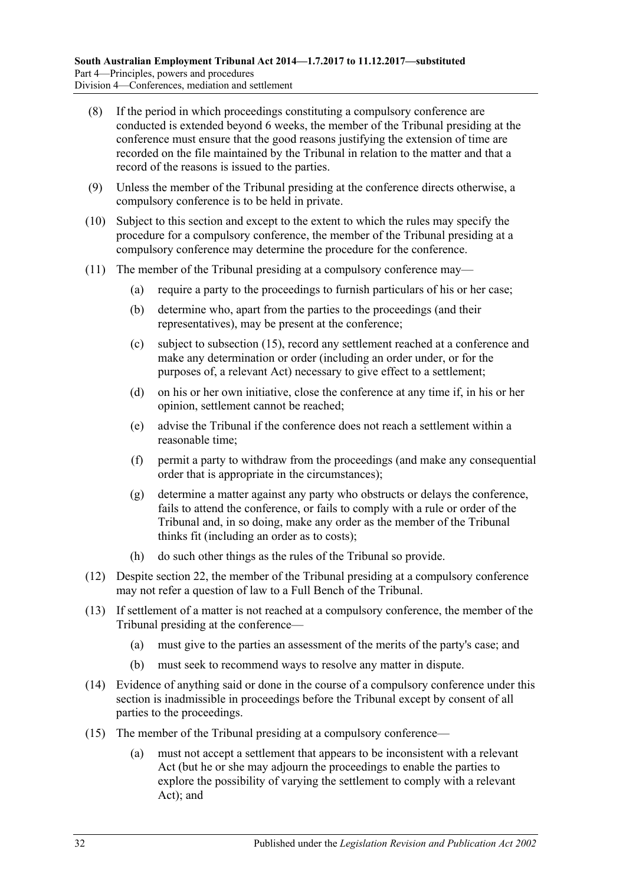(8) If the period in which proceedings constituting a compulsory conference are conducted is extended beyond 6 weeks, the member of the Tribunal presiding at the conference must ensure that the good reasons justifying the extension of time are recorded on the file maintained by the Tribunal in relation to the matter and that a record of the reasons is issued to the parties.

(9) Unless the member of the Tribunal presiding at the conference directs otherwise, a compulsory conference is to be held in private.

(10) Subject to this section and except to the extent to which the rules may specify the procedure for a compulsory conference, the member of the Tribunal presiding at a compulsory conference may determine the procedure for the conference.

(11) The member of the Tribunal presiding at a compulsory conference may—

- (a) require a party to the proceedings to furnish particulars of his or her case;
- (b) determine who, apart from the parties to the proceedings (and their representatives), may be present at the conference;
- (c) subject to subsection (15), record any settlement reached at a conference and make any determination or order (including an order under, or for the purposes of, a relevant Act) necessary to give effect to a settlement;
- (d) on his or her own initiative, close the conference at any time if, in his or her opinion, settlement cannot be reached;
- (e) advise the Tribunal if the conference does not reach a settlement within a reasonable time;
- (f) permit a party to withdraw from the proceedings (and make any consequential order that is appropriate in the circumstances);
- (g) determine a matter against any party who obstructs or delays the conference, fails to attend the conference, or fails to comply with a rule or order of the Tribunal and, in so doing, make any order as the member of the Tribunal thinks fit (including an order as to costs);
- (h) do such other things as the rules of the Tribunal so provide.

(12) Despite section 22, the member of the Tribunal presiding at a compulsory conference may not refer a question of law to a Full Bench of the Tribunal.

(13) If settlement of a matter is not reached at a compulsory conference, the member of the Tribunal presiding at the conference—

- (a) must give to the parties an assessment of the merits of the party's case; and
- (b) must seek to recommend ways to resolve any matter in dispute.

(14) Evidence of anything said or done in the course of a compulsory conference under this section is inadmissible in proceedings before the Tribunal except by consent of all parties to the proceedings.

(15) The member of the Tribunal presiding at a compulsory conference—

- (a) must not accept a settlement that appears to be inconsistent with a relevant Act (but he or she may adjourn the proceedings to enable the parties to explore the possibility of varying the settlement to comply with a relevant Act); and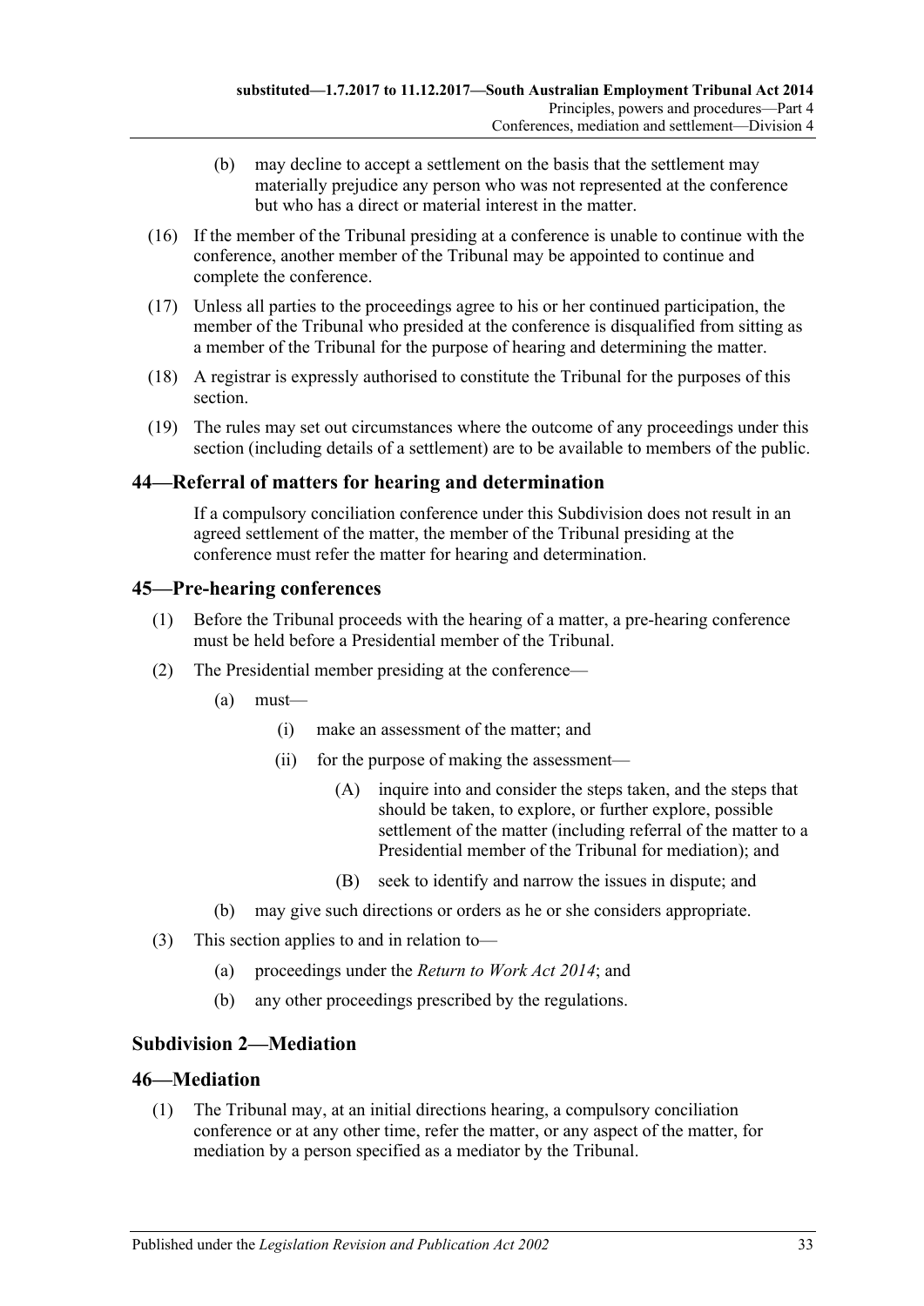(b) may decline to accept a settlement on the basis that the settlement may materially prejudice any person who was not represented at the conference but who has a direct or material interest in the matter.

(16) If the member of the Tribunal presiding at a conference is unable to continue with the conference, another member of the Tribunal may be appointed to continue and complete the conference.

(17) Unless all parties to the proceedings agree to his or her continued participation, the member of the Tribunal who presided at the conference is disqualified from sitting as a member of the Tribunal for the purpose of hearing and determining the matter.

(18) A registrar is expressly authorised to constitute the Tribunal for the purposes of this section.

(19) The rules may set out circumstances where the outcome of any proceedings under this section (including details of a settlement) are to be available to members of the public.

## 44—Referral of matters for hearing and determination

If a compulsory conciliation conference under this Subdivision does not result in an agreed settlement of the matter, the member of the Tribunal presiding at the conference must refer the matter for hearing and determination.

## 45—Pre-hearing conferences

(1) Before the Tribunal proceeds with the hearing of a matter, a pre-hearing conference must be held before a Presidential member of the Tribunal.

(2) The Presidential member presiding at the conference—

(a) must—

(i) make an assessment of the matter; and

(ii) for the purpose of making the assessment—

(A) inquire into and consider the steps taken, and the steps that should be taken, to explore, or further explore, possible settlement of the matter (including referral of the matter to a Presidential member of the Tribunal for mediation); and

(B) seek to identify and narrow the issues in dispute; and

(b) may give such directions or orders as he or she considers appropriate.

(3) This section applies to and in relation to—

(a) proceedings under the *Return to Work Act 2014*; and

(b) any other proceedings prescribed by the regulations.

## Subdivision 2—Mediation

## 46—Mediation

(1) The Tribunal may, at an initial directions hearing, a compulsory conciliation conference or at any other time, refer the matter, or any aspect of the matter, for mediation by a person specified as a mediator by the Tribunal.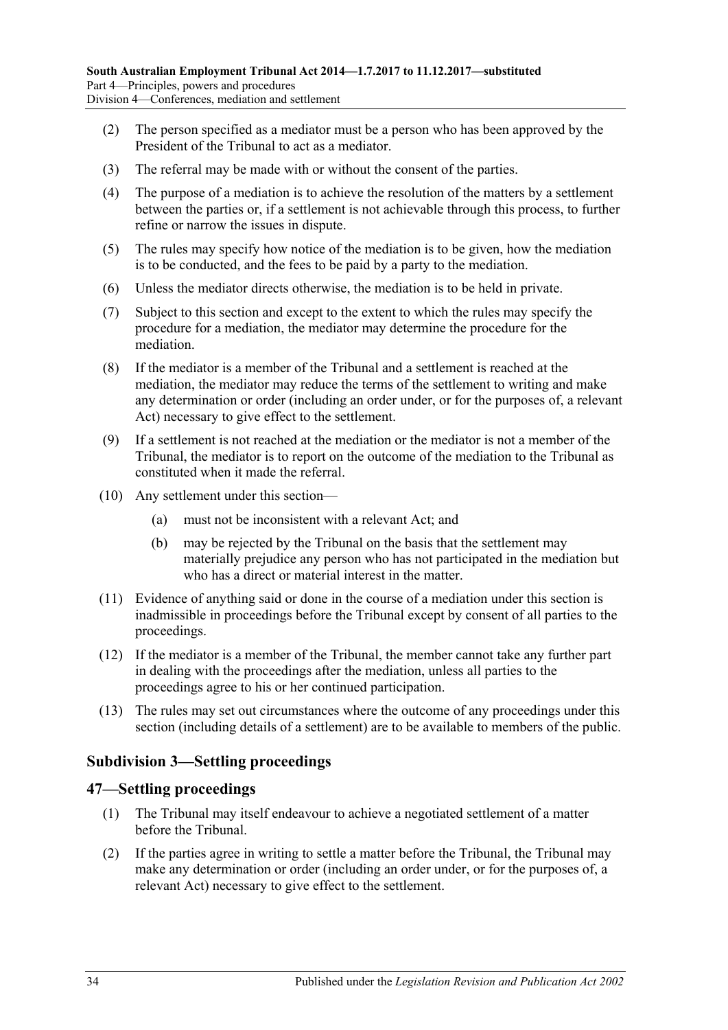(2) The person specified as a mediator must be a person who has been approved by the President of the Tribunal to act as a mediator.

(3) The referral may be made with or without the consent of the parties.

(4) The purpose of a mediation is to achieve the resolution of the matters by a settlement between the parties or, if a settlement is not achievable through this process, to further refine or narrow the issues in dispute.

(5) The rules may specify how notice of the mediation is to be given, how the mediation is to be conducted, and the fees to be paid by a party to the mediation.

(6) Unless the mediator directs otherwise, the mediation is to be held in private.

(7) Subject to this section and except to the extent to which the rules may specify the procedure for a mediation, the mediator may determine the procedure for the mediation.

(8) If the mediator is a member of the Tribunal and a settlement is reached at the mediation, the mediator may reduce the terms of the settlement to writing and make any determination or order (including an order under, or for the purposes of, a relevant Act) necessary to give effect to the settlement.

(9) If a settlement is not reached at the mediation or the mediator is not a member of the Tribunal, the mediator is to report on the outcome of the mediation to the Tribunal as constituted when it made the referral.

(10) Any settlement under this section—

(a) must not be inconsistent with a relevant Act; and

(b) may be rejected by the Tribunal on the basis that the settlement may materially prejudice any person who has not participated in the mediation but who has a direct or material interest in the matter.

(11) Evidence of anything said or done in the course of a mediation under this section is inadmissible in proceedings before the Tribunal except by consent of all parties to the proceedings.

(12) If the mediator is a member of the Tribunal, the member cannot take any further part in dealing with the proceedings after the mediation, unless all parties to the proceedings agree to his or her continued participation.

(13) The rules may set out circumstances where the outcome of any proceedings under this section (including details of a settlement) are to be available to members of the public.

## Subdivision 3—Settling proceedings

## 47—Settling proceedings

(1) The Tribunal may itself endeavour to achieve a negotiated settlement of a matter before the Tribunal.

(2) If the parties agree in writing to settle a matter before the Tribunal, the Tribunal may make any determination or order (including an order under, or for the purposes of, a relevant Act) necessary to give effect to the settlement.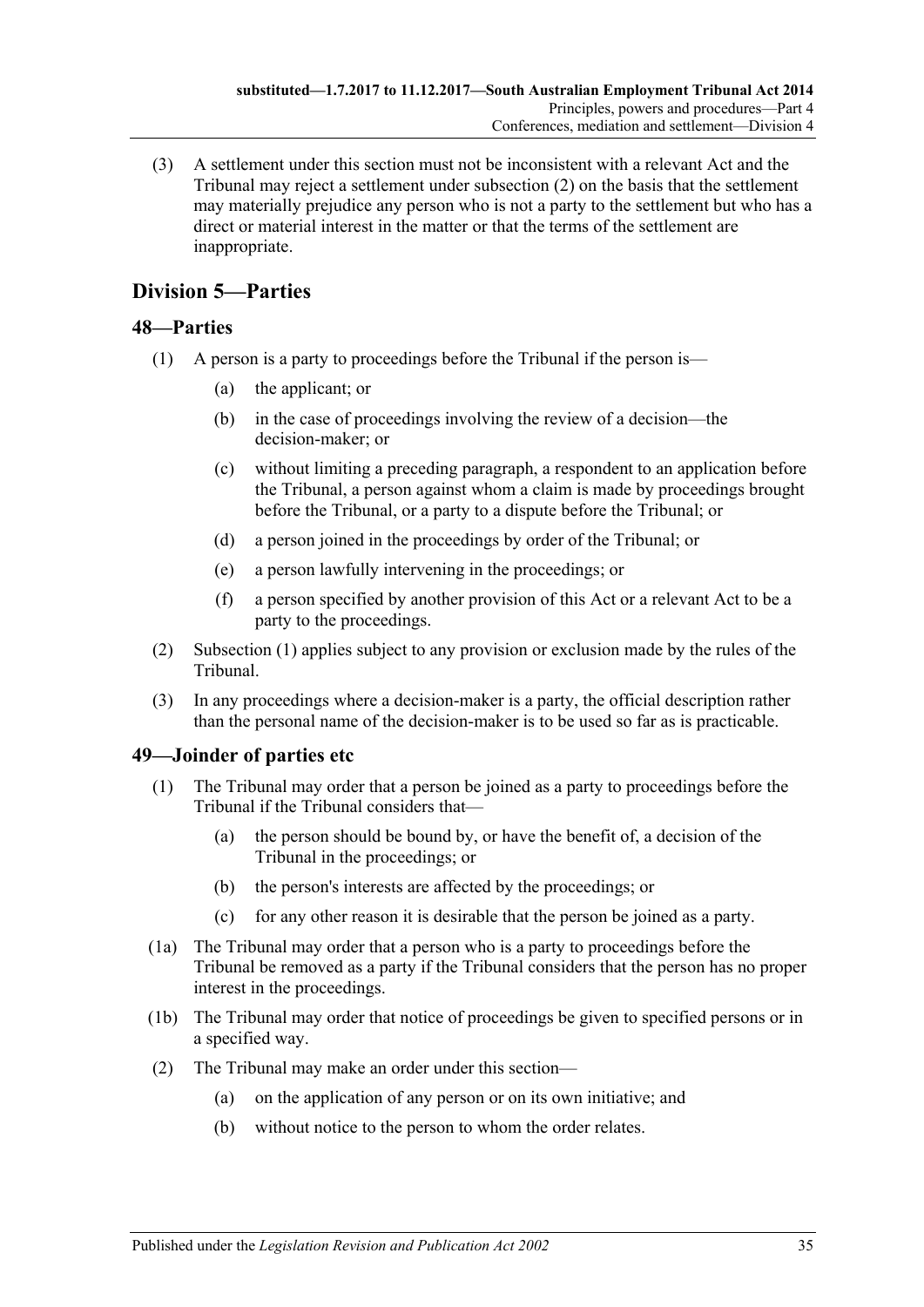(3) A settlement under this section must not be inconsistent with a relevant Act and the Tribunal may reject a settlement under subsection (2) on the basis that the settlement may materially prejudice any person who is not a party to the settlement but who has a direct or material interest in the matter or that the terms of the settlement are inappropriate.

## Division 5—Parties

### 48—Parties

(1) A person is a party to proceedings before the Tribunal if the person is—

- (a) the applicant; or
- (b) in the case of proceedings involving the review of a decision—the decision-maker; or
- (c) without limiting a preceding paragraph, a respondent to an application before the Tribunal, a person against whom a claim is made by proceedings brought before the Tribunal, or a party to a dispute before the Tribunal; or
- (d) a person joined in the proceedings by order of the Tribunal; or
- (e) a person lawfully intervening in the proceedings; or
- (f) a person specified by another provision of this Act or a relevant Act to be a party to the proceedings.

(2) Subsection (1) applies subject to any provision or exclusion made by the rules of the Tribunal.

(3) In any proceedings where a decision-maker is a party, the official description rather than the personal name of the decision-maker is to be used so far as is practicable.

### 49—Joinder of parties etc

(1) The Tribunal may order that a person be joined as a party to proceedings before the Tribunal if the Tribunal considers that—

- (a) the person should be bound by, or have the benefit of, a decision of the Tribunal in the proceedings; or
- (b) the person's interests are affected by the proceedings; or
- (c) for any other reason it is desirable that the person be joined as a party.

(1a) The Tribunal may order that a person who is a party to proceedings before the Tribunal be removed as a party if the Tribunal considers that the person has no proper interest in the proceedings.

(1b) The Tribunal may order that notice of proceedings be given to specified persons or in a specified way.

(2) The Tribunal may make an order under this section—

- (a) on the application of any person or on its own initiative; and
- (b) without notice to the person to whom the order relates.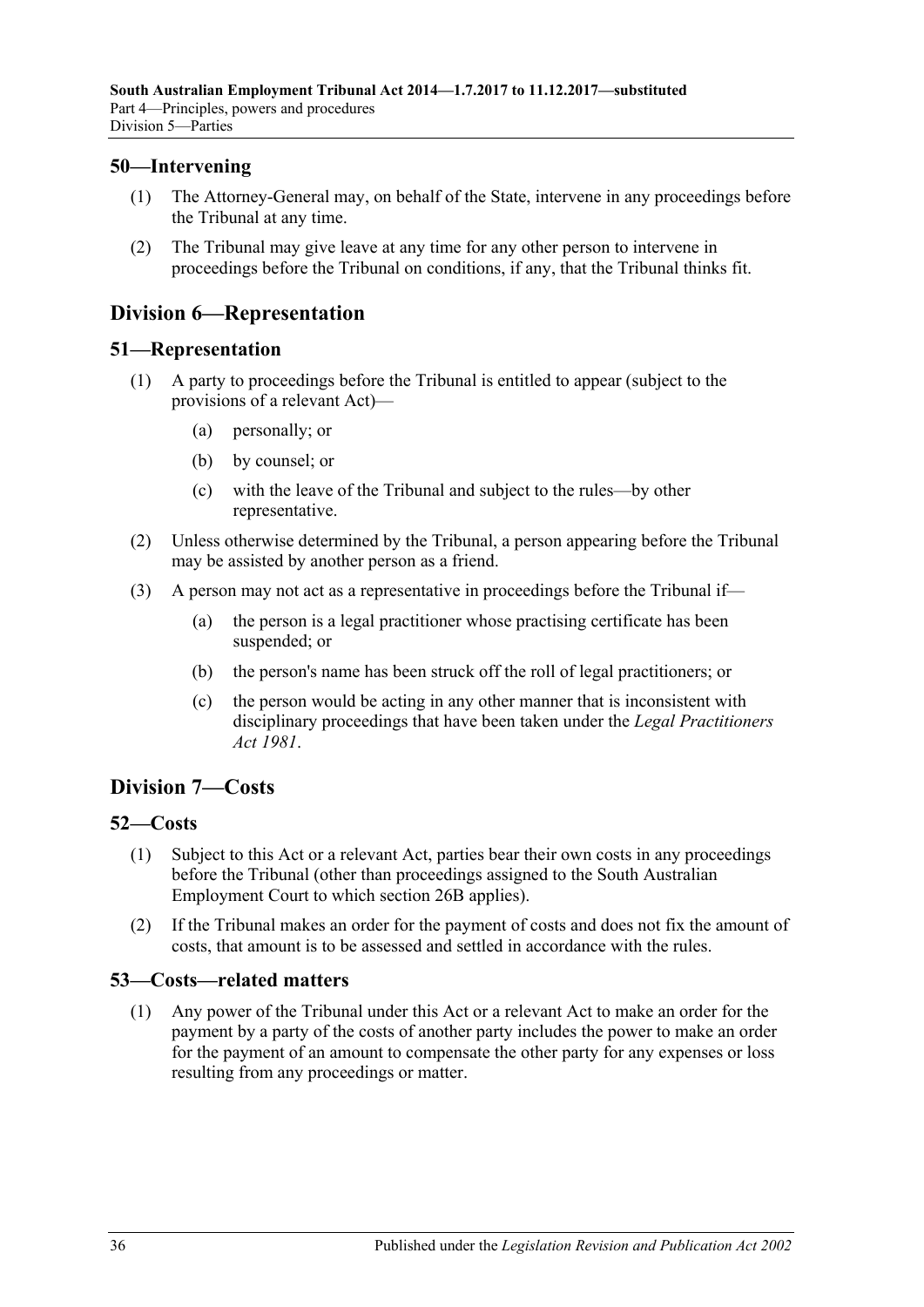### 50—Intervening

(1) The Attorney-General may, on behalf of the State, intervene in any proceedings before the Tribunal at any time.

(2) The Tribunal may give leave at any time for any other person to intervene in proceedings before the Tribunal on conditions, if any, that the Tribunal thinks fit.

## Division 6—Representation

### 51—Representation

(1) A party to proceedings before the Tribunal is entitled to appear (subject to the provisions of a relevant Act)—

- (a) personally; or
- (b) by counsel; or
- (c) with the leave of the Tribunal and subject to the rules—by other representative.

(2) Unless otherwise determined by the Tribunal, a person appearing before the Tribunal may be assisted by another person as a friend.

(3) A person may not act as a representative in proceedings before the Tribunal if—

- (a) the person is a legal practitioner whose practising certificate has been suspended; or
- (b) the person's name has been struck off the roll of legal practitioners; or
- (c) the person would be acting in any other manner that is inconsistent with disciplinary proceedings that have been taken under the *Legal Practitioners Act 1981*.

## Division 7—Costs

### 52—Costs

(1) Subject to this Act or a relevant Act, parties bear their own costs in any proceedings before the Tribunal (other than proceedings assigned to the South Australian Employment Court to which section 26B applies).

(2) If the Tribunal makes an order for the payment of costs and does not fix the amount of costs, that amount is to be assessed and settled in accordance with the rules.

### 53—Costs—related matters

(1) Any power of the Tribunal under this Act or a relevant Act to make an order for the payment by a party of the costs of another party includes the power to make an order for the payment of an amount to compensate the other party for any expenses or loss resulting from any proceedings or matter.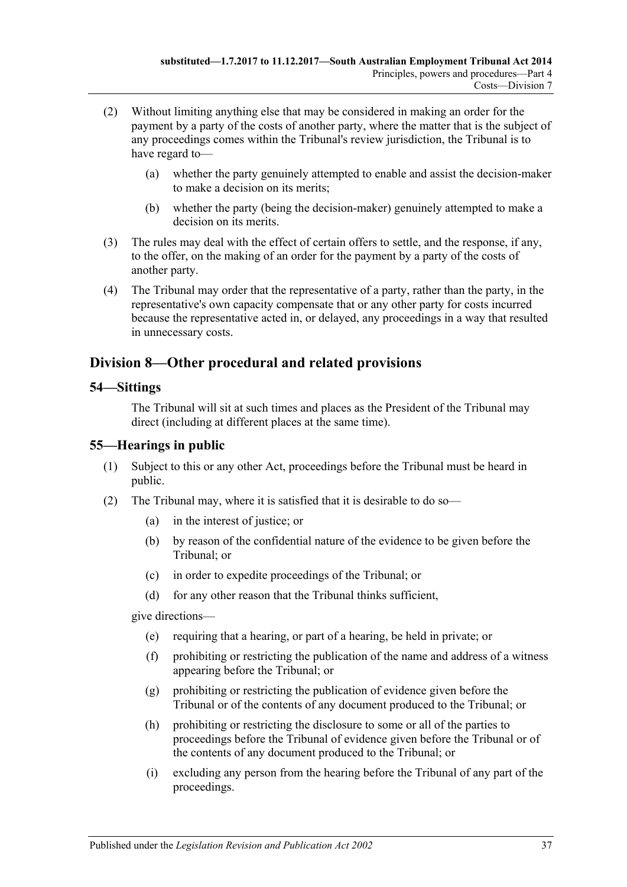(2) Without limiting anything else that may be considered in making an order for the payment by a party of the costs of another party, where the matter that is the subject of any proceedings comes within the Tribunal's review jurisdiction, the Tribunal is to have regard to—

(a) whether the party genuinely attempted to enable and assist the decision-maker to make a decision on its merits;

(b) whether the party (being the decision-maker) genuinely attempted to make a decision on its merits.

(3) The rules may deal with the effect of certain offers to settle, and the response, if any, to the offer, on the making of an order for the payment by a party of the costs of another party.

(4) The Tribunal may order that the representative of a party, rather than the party, in the representative's own capacity compensate that or any other party for costs incurred because the representative acted in, or delayed, any proceedings in a way that resulted in unnecessary costs.

## Division 8—Other procedural and related provisions

### 54—Sittings

The Tribunal will sit at such times and places as the President of the Tribunal may direct (including at different places at the same time).

### 55—Hearings in public

(1) Subject to this or any other Act, proceedings before the Tribunal must be heard in public.

(2) The Tribunal may, where it is satisfied that it is desirable to do so—

(a) in the interest of justice; or

(b) by reason of the confidential nature of the evidence to be given before the Tribunal; or

(c) in order to expedite proceedings of the Tribunal; or

(d) for any other reason that the Tribunal thinks sufficient,

give directions—

(e) requiring that a hearing, or part of a hearing, be held in private; or

(f) prohibiting or restricting the publication of the name and address of a witness appearing before the Tribunal; or

(g) prohibiting or restricting the publication of evidence given before the Tribunal or of the contents of any document produced to the Tribunal; or

(h) prohibiting or restricting the disclosure to some or all of the parties to proceedings before the Tribunal of evidence given before the Tribunal or of the contents of any document produced to the Tribunal; or

(i) excluding any person from the hearing before the Tribunal of any part of the proceedings.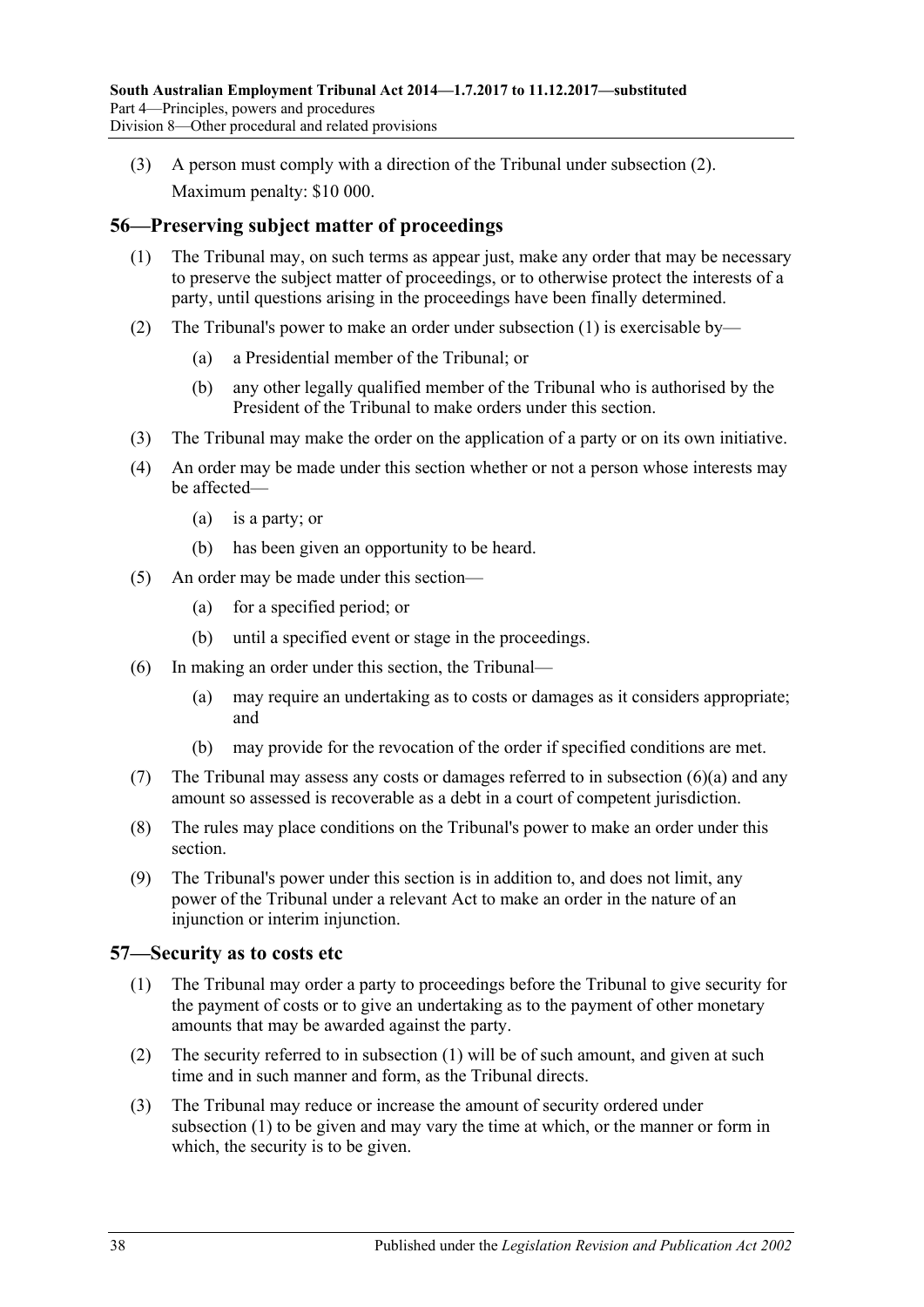(3) A person must comply with a direction of the Tribunal under subsection (2).

Maximum penalty: $10 000.

## 56—Preserving subject matter of proceedings

(1) The Tribunal may, on such terms as appear just, make any order that may be necessary to preserve the subject matter of proceedings, or to otherwise protect the interests of a party, until questions arising in the proceedings have been finally determined.

(2) The Tribunal's power to make an order under subsection (1) is exercisable by—

- (a) a Presidential member of the Tribunal; or
- (b) any other legally qualified member of the Tribunal who is authorised by the President of the Tribunal to make orders under this section.

(3) The Tribunal may make the order on the application of a party or on its own initiative.

(4) An order may be made under this section whether or not a person whose interests may be affected—

- (a) is a party; or
- (b) has been given an opportunity to be heard.

(5) An order may be made under this section—

- (a) for a specified period; or
- (b) until a specified event or stage in the proceedings.

(6) In making an order under this section, the Tribunal—

- (a) may require an undertaking as to costs or damages as it considers appropriate; and
- (b) may provide for the revocation of the order if specified conditions are met.

(7) The Tribunal may assess any costs or damages referred to in subsection (6)(a) and any amount so assessed is recoverable as a debt in a court of competent jurisdiction.

(8) The rules may place conditions on the Tribunal's power to make an order under this section.

(9) The Tribunal's power under this section is in addition to, and does not limit, any power of the Tribunal under a relevant Act to make an order in the nature of an injunction or interim injunction.

## 57—Security as to costs etc

(1) The Tribunal may order a party to proceedings before the Tribunal to give security for the payment of costs or to give an undertaking as to the payment of other monetary amounts that may be awarded against the party.

(2) The security referred to in subsection (1) will be of such amount, and given at such time and in such manner and form, as the Tribunal directs.

(3) The Tribunal may reduce or increase the amount of security ordered under subsection (1) to be given and may vary the time at which, or the manner or form in which, the security is to be given.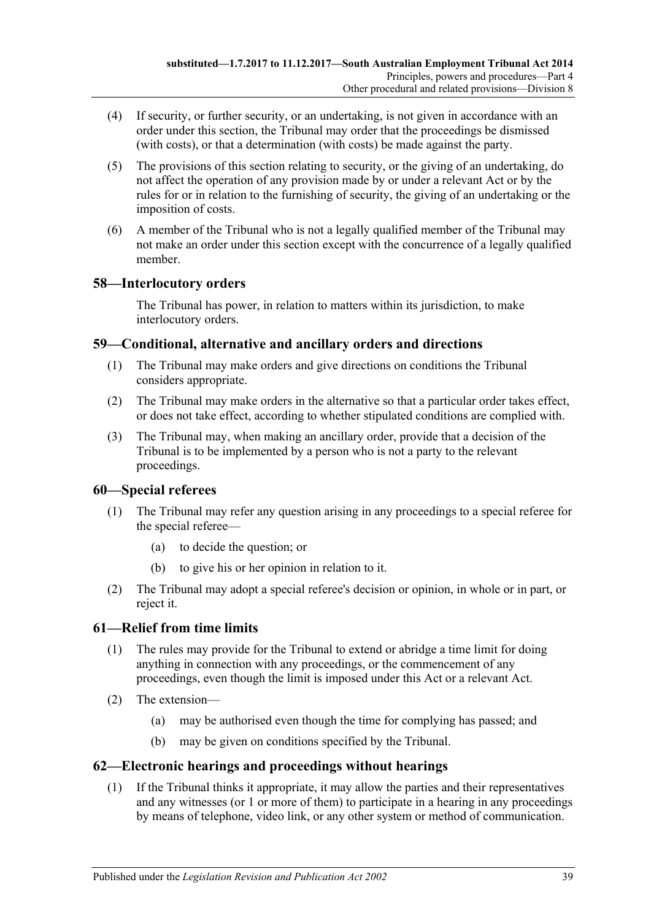(4) If security, or further security, or an undertaking, is not given in accordance with an order under this section, the Tribunal may order that the proceedings be dismissed (with costs), or that a determination (with costs) be made against the party.

(5) The provisions of this section relating to security, or the giving of an undertaking, do not affect the operation of any provision made by or under a relevant Act or by the rules for or in relation to the furnishing of security, the giving of an undertaking or the imposition of costs.

(6) A member of the Tribunal who is not a legally qualified member of the Tribunal may not make an order under this section except with the concurrence of a legally qualified member.

## 58—Interlocutory orders

The Tribunal has power, in relation to matters within its jurisdiction, to make interlocutory orders.

## 59—Conditional, alternative and ancillary orders and directions

(1) The Tribunal may make orders and give directions on conditions the Tribunal considers appropriate.

(2) The Tribunal may make orders in the alternative so that a particular order takes effect, or does not take effect, according to whether stipulated conditions are complied with.

(3) The Tribunal may, when making an ancillary order, provide that a decision of the Tribunal is to be implemented by a person who is not a party to the relevant proceedings.

## 60—Special referees

(1) The Tribunal may refer any question arising in any proceedings to a special referee for the special referee—

(a) to decide the question; or

(b) to give his or her opinion in relation to it.

(2) The Tribunal may adopt a special referee's decision or opinion, in whole or in part, or reject it.

## 61—Relief from time limits

(1) The rules may provide for the Tribunal to extend or abridge a time limit for doing anything in connection with any proceedings, or the commencement of any proceedings, even though the limit is imposed under this Act or a relevant Act.

(2) The extension—

(a) may be authorised even though the time for complying has passed; and

(b) may be given on conditions specified by the Tribunal.

## 62—Electronic hearings and proceedings without hearings

(1) If the Tribunal thinks it appropriate, it may allow the parties and their representatives and any witnesses (or 1 or more of them) to participate in a hearing in any proceedings by means of telephone, video link, or any other system or method of communication.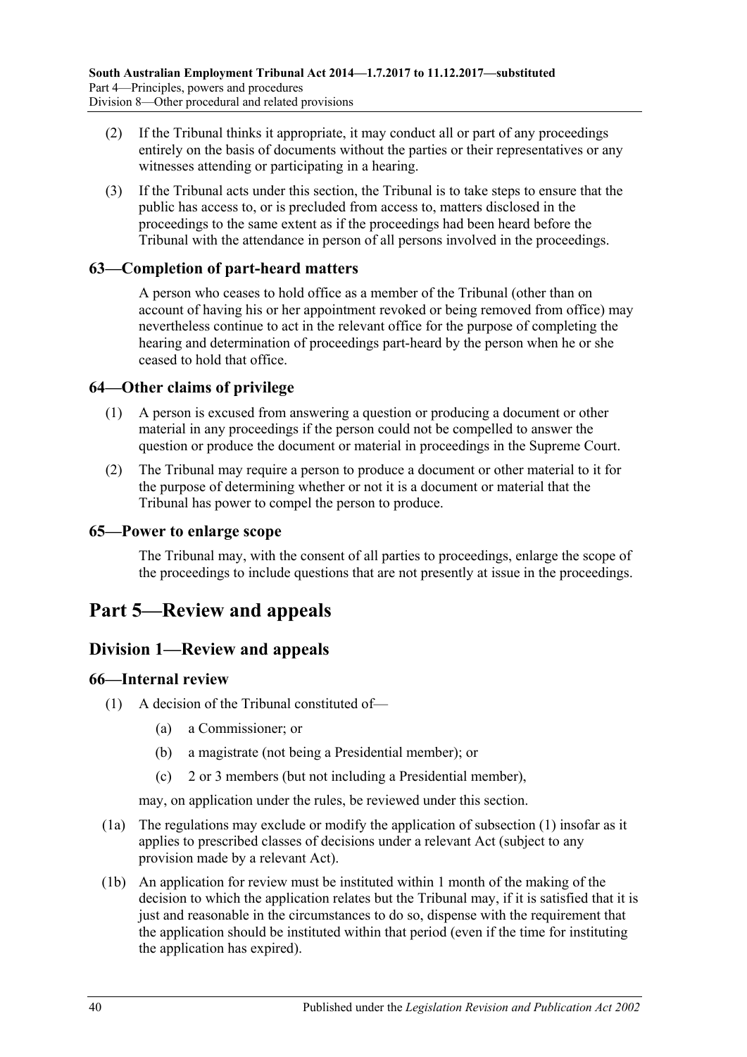(2) If the Tribunal thinks it appropriate, it may conduct all or part of any proceedings entirely on the basis of documents without the parties or their representatives or any witnesses attending or participating in a hearing.

(3) If the Tribunal acts under this section, the Tribunal is to take steps to ensure that the public has access to, or is precluded from access to, matters disclosed in the proceedings to the same extent as if the proceedings had been heard before the Tribunal with the attendance in person of all persons involved in the proceedings.

### 63—Completion of part-heard matters

A person who ceases to hold office as a member of the Tribunal (other than on account of having his or her appointment revoked or being removed from office) may nevertheless continue to act in the relevant office for the purpose of completing the hearing and determination of proceedings part-heard by the person when he or she ceased to hold that office.

### 64—Other claims of privilege

(1) A person is excused from answering a question or producing a document or other material in any proceedings if the person could not be compelled to answer the question or produce the document or material in proceedings in the Supreme Court.

(2) The Tribunal may require a person to produce a document or other material to it for the purpose of determining whether or not it is a document or material that the Tribunal has power to compel the person to produce.

### 65—Power to enlarge scope

The Tribunal may, with the consent of all parties to proceedings, enlarge the scope of the proceedings to include questions that are not presently at issue in the proceedings.

# Part 5—Review and appeals

## Division 1—Review and appeals

### 66—Internal review

(1) A decision of the Tribunal constituted of—

  (a) a Commissioner; or

  (b) a magistrate (not being a Presidential member); or

  (c) 2 or 3 members (but not including a Presidential member),

may, on application under the rules, be reviewed under this section.

(1a) The regulations may exclude or modify the application of subsection (1) insofar as it applies to prescribed classes of decisions under a relevant Act (subject to any provision made by a relevant Act).

(1b) An application for review must be instituted within 1 month of the making of the decision to which the application relates but the Tribunal may, if it is satisfied that it is just and reasonable in the circumstances to do so, dispense with the requirement that the application should be instituted within that period (even if the time for instituting the application has expired).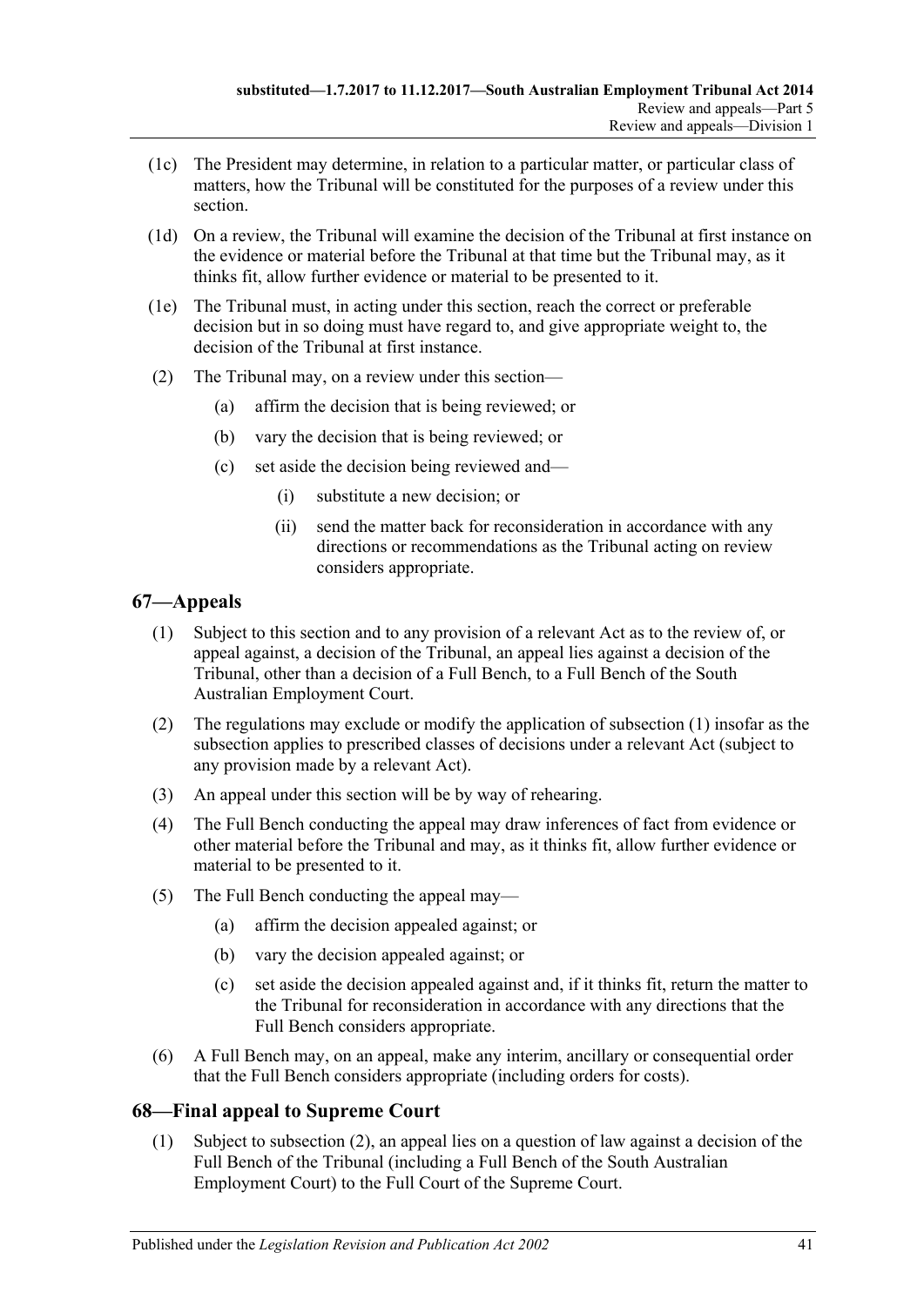(1c) The President may determine, in relation to a particular matter, or particular class of matters, how the Tribunal will be constituted for the purposes of a review under this section.

(1d) On a review, the Tribunal will examine the decision of the Tribunal at first instance on the evidence or material before the Tribunal at that time but the Tribunal may, as it thinks fit, allow further evidence or material to be presented to it.

(1e) The Tribunal must, in acting under this section, reach the correct or preferable decision but in so doing must have regard to, and give appropriate weight to, the decision of the Tribunal at first instance.

(2) The Tribunal may, on a review under this section—

(a) affirm the decision that is being reviewed; or

(b) vary the decision that is being reviewed; or

(c) set aside the decision being reviewed and—

(i) substitute a new decision; or

(ii) send the matter back for reconsideration in accordance with any directions or recommendations as the Tribunal acting on review considers appropriate.

## 67—Appeals

(1) Subject to this section and to any provision of a relevant Act as to the review of, or appeal against, a decision of the Tribunal, an appeal lies against a decision of the Tribunal, other than a decision of a Full Bench, to a Full Bench of the South Australian Employment Court.

(2) The regulations may exclude or modify the application of subsection (1) insofar as the subsection applies to prescribed classes of decisions under a relevant Act (subject to any provision made by a relevant Act).

(3) An appeal under this section will be by way of rehearing.

(4) The Full Bench conducting the appeal may draw inferences of fact from evidence or other material before the Tribunal and may, as it thinks fit, allow further evidence or material to be presented to it.

(5) The Full Bench conducting the appeal may—

(a) affirm the decision appealed against; or

(b) vary the decision appealed against; or

(c) set aside the decision appealed against and, if it thinks fit, return the matter to the Tribunal for reconsideration in accordance with any directions that the Full Bench considers appropriate.

(6) A Full Bench may, on an appeal, make any interim, ancillary or consequential order that the Full Bench considers appropriate (including orders for costs).

## 68—Final appeal to Supreme Court

(1) Subject to subsection (2), an appeal lies on a question of law against a decision of the Full Bench of the Tribunal (including a Full Bench of the South Australian Employment Court) to the Full Court of the Supreme Court.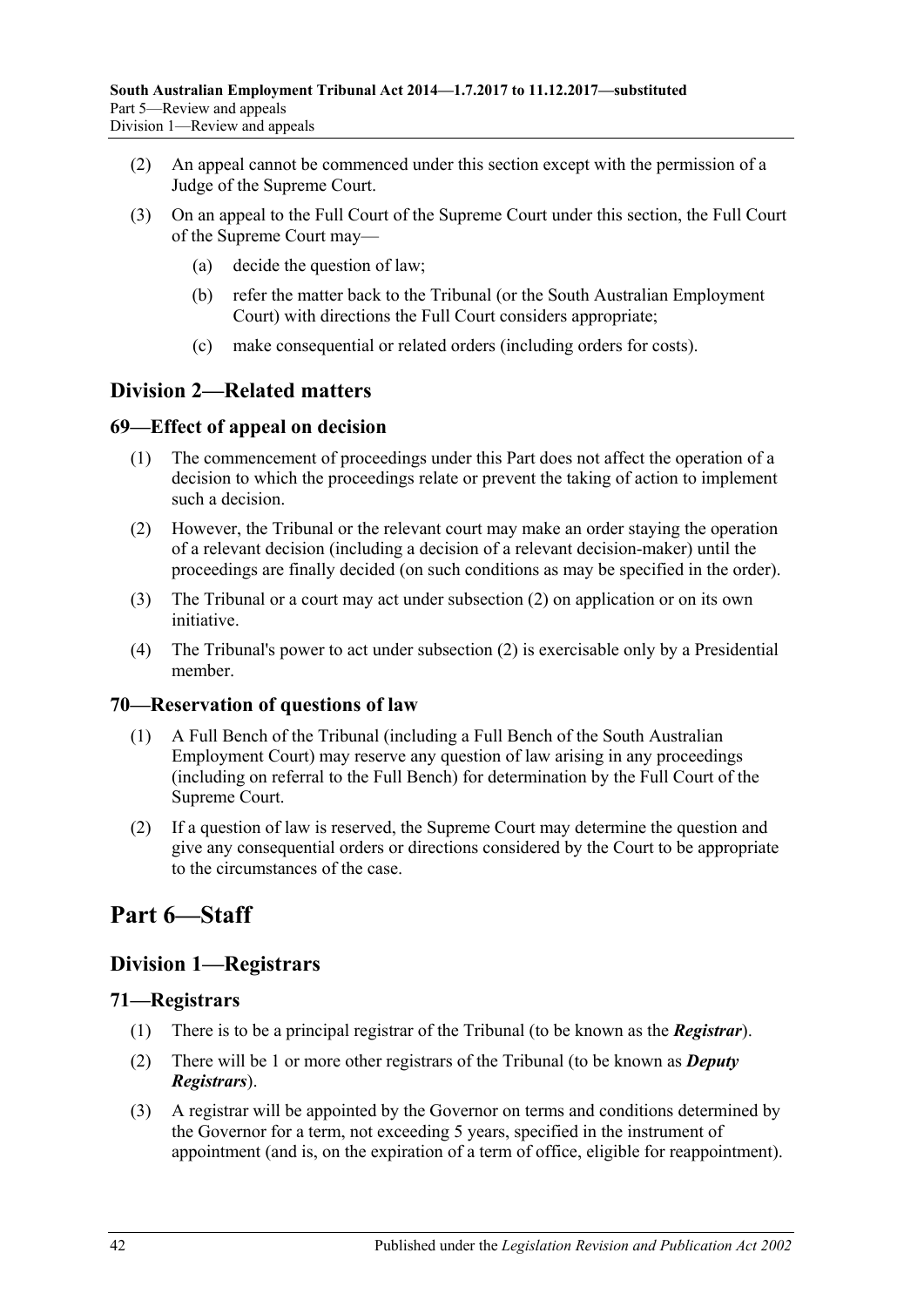(2) An appeal cannot be commenced under this section except with the permission of a Judge of the Supreme Court.

(3) On an appeal to the Full Court of the Supreme Court under this section, the Full Court of the Supreme Court may—

(a) decide the question of law;

(b) refer the matter back to the Tribunal (or the South Australian Employment Court) with directions the Full Court considers appropriate;

(c) make consequential or related orders (including orders for costs).

## Division 2—Related matters

### 69—Effect of appeal on decision

(1) The commencement of proceedings under this Part does not affect the operation of a decision to which the proceedings relate or prevent the taking of action to implement such a decision.

(2) However, the Tribunal or the relevant court may make an order staying the operation of a relevant decision (including a decision of a relevant decision-maker) until the proceedings are finally decided (on such conditions as may be specified in the order).

(3) The Tribunal or a court may act under subsection (2) on application or on its own initiative.

(4) The Tribunal's power to act under subsection (2) is exercisable only by a Presidential member.

### 70—Reservation of questions of law

(1) A Full Bench of the Tribunal (including a Full Bench of the South Australian Employment Court) may reserve any question of law arising in any proceedings (including on referral to the Full Bench) for determination by the Full Court of the Supreme Court.

(2) If a question of law is reserved, the Supreme Court may determine the question and give any consequential orders or directions considered by the Court to be appropriate to the circumstances of the case.

# Part 6—Staff

## Division 1—Registrars

### 71—Registrars

(1) There is to be a principal registrar of the Tribunal (to be known as the ***Registrar***).

(2) There will be 1 or more other registrars of the Tribunal (to be known as ***Deputy Registrars***).

(3) A registrar will be appointed by the Governor on terms and conditions determined by the Governor for a term, not exceeding 5 years, specified in the instrument of appointment (and is, on the expiration of a term of office, eligible for reappointment).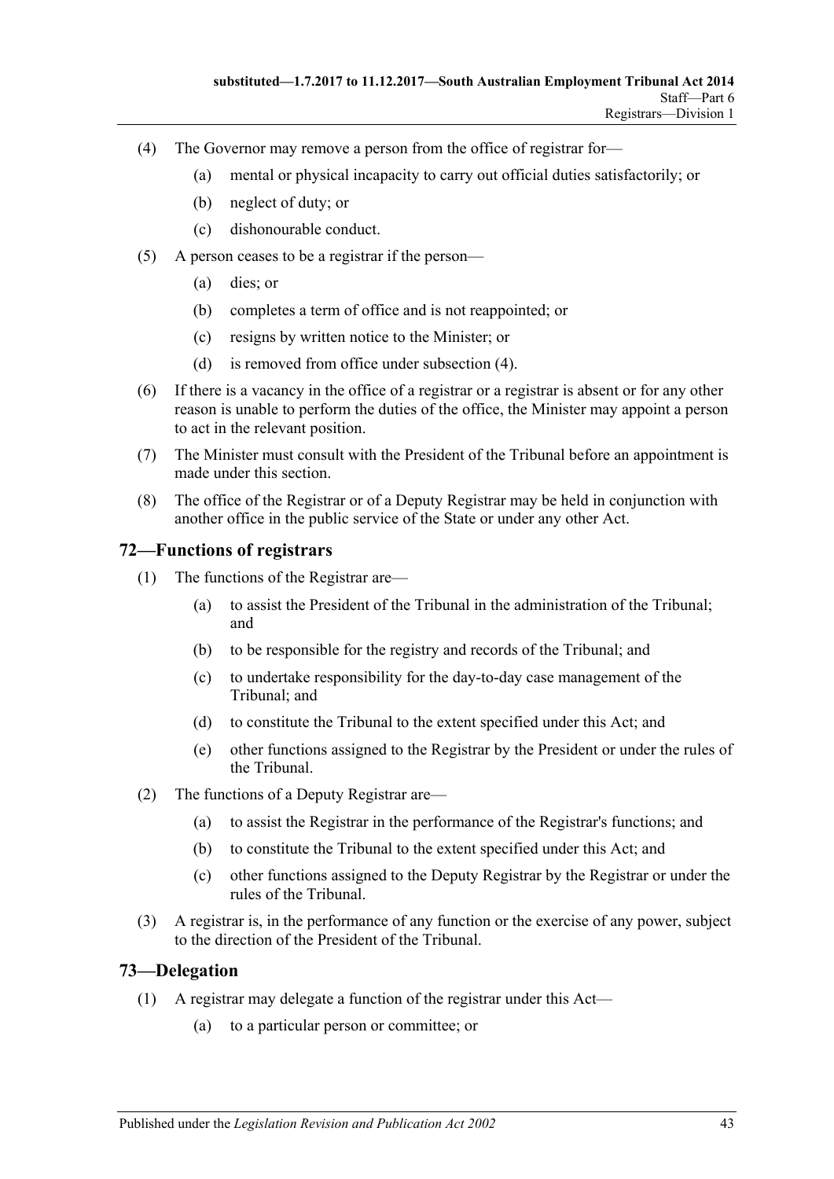(4) The Governor may remove a person from the office of registrar for—

 (a) mental or physical incapacity to carry out official duties satisfactorily; or

 (b) neglect of duty; or

 (c) dishonourable conduct.

(5) A person ceases to be a registrar if the person—

 (a) dies; or

 (b) completes a term of office and is not reappointed; or

 (c) resigns by written notice to the Minister; or

 (d) is removed from office under subsection (4).

(6) If there is a vacancy in the office of a registrar or a registrar is absent or for any other reason is unable to perform the duties of the office, the Minister may appoint a person to act in the relevant position.

(7) The Minister must consult with the President of the Tribunal before an appointment is made under this section.

(8) The office of the Registrar or of a Deputy Registrar may be held in conjunction with another office in the public service of the State or under any other Act.

## 72—Functions of registrars

(1) The functions of the Registrar are—

 (a) to assist the President of the Tribunal in the administration of the Tribunal; and

 (b) to be responsible for the registry and records of the Tribunal; and

 (c) to undertake responsibility for the day-to-day case management of the Tribunal; and

 (d) to constitute the Tribunal to the extent specified under this Act; and

 (e) other functions assigned to the Registrar by the President or under the rules of the Tribunal.

(2) The functions of a Deputy Registrar are—

 (a) to assist the Registrar in the performance of the Registrar's functions; and

 (b) to constitute the Tribunal to the extent specified under this Act; and

 (c) other functions assigned to the Deputy Registrar by the Registrar or under the rules of the Tribunal.

(3) A registrar is, in the performance of any function or the exercise of any power, subject to the direction of the President of the Tribunal.

## 73—Delegation

(1) A registrar may delegate a function of the registrar under this Act—

 (a) to a particular person or committee; or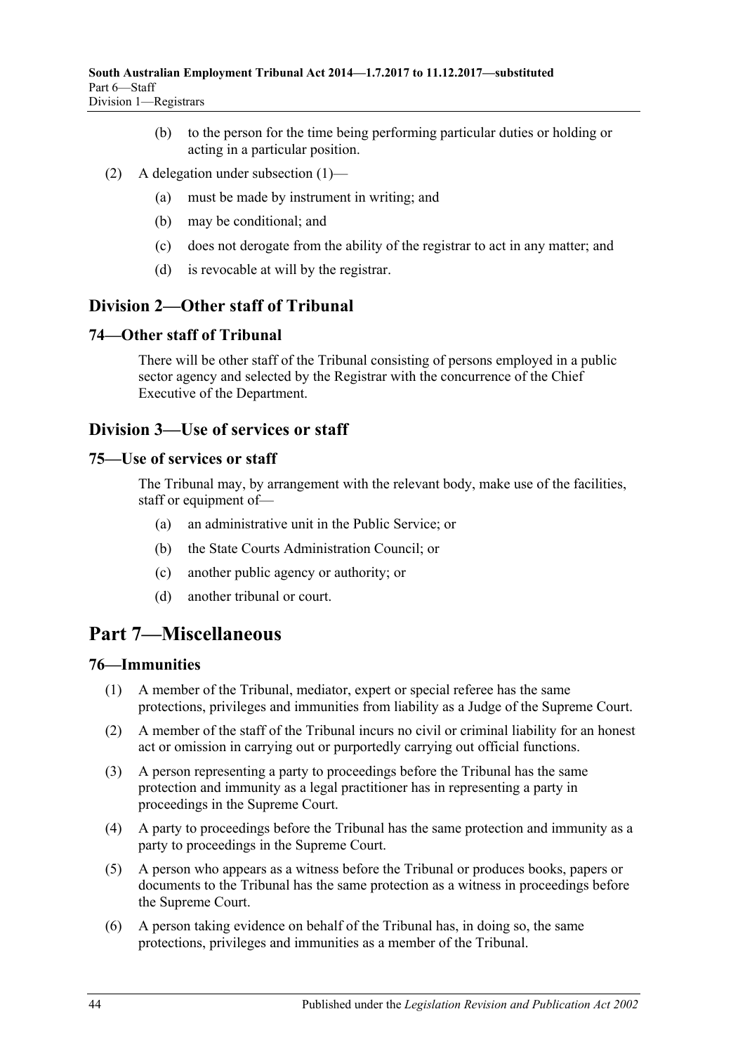(b) to the person for the time being performing particular duties or holding or acting in a particular position.

(2) A delegation under subsection (1)—

(a) must be made by instrument in writing; and

(b) may be conditional; and

(c) does not derogate from the ability of the registrar to act in any matter; and

(d) is revocable at will by the registrar.

## Division 2—Other staff of Tribunal

### 74—Other staff of Tribunal

There will be other staff of the Tribunal consisting of persons employed in a public sector agency and selected by the Registrar with the concurrence of the Chief Executive of the Department.

## Division 3—Use of services or staff

### 75—Use of services or staff

The Tribunal may, by arrangement with the relevant body, make use of the facilities, staff or equipment of—

(a) an administrative unit in the Public Service; or

(b) the State Courts Administration Council; or

(c) another public agency or authority; or

(d) another tribunal or court.

# Part 7—Miscellaneous

### 76—Immunities

(1) A member of the Tribunal, mediator, expert or special referee has the same protections, privileges and immunities from liability as a Judge of the Supreme Court.

(2) A member of the staff of the Tribunal incurs no civil or criminal liability for an honest act or omission in carrying out or purportedly carrying out official functions.

(3) A person representing a party to proceedings before the Tribunal has the same protection and immunity as a legal practitioner has in representing a party in proceedings in the Supreme Court.

(4) A party to proceedings before the Tribunal has the same protection and immunity as a party to proceedings in the Supreme Court.

(5) A person who appears as a witness before the Tribunal or produces books, papers or documents to the Tribunal has the same protection as a witness in proceedings before the Supreme Court.

(6) A person taking evidence on behalf of the Tribunal has, in doing so, the same protections, privileges and immunities as a member of the Tribunal.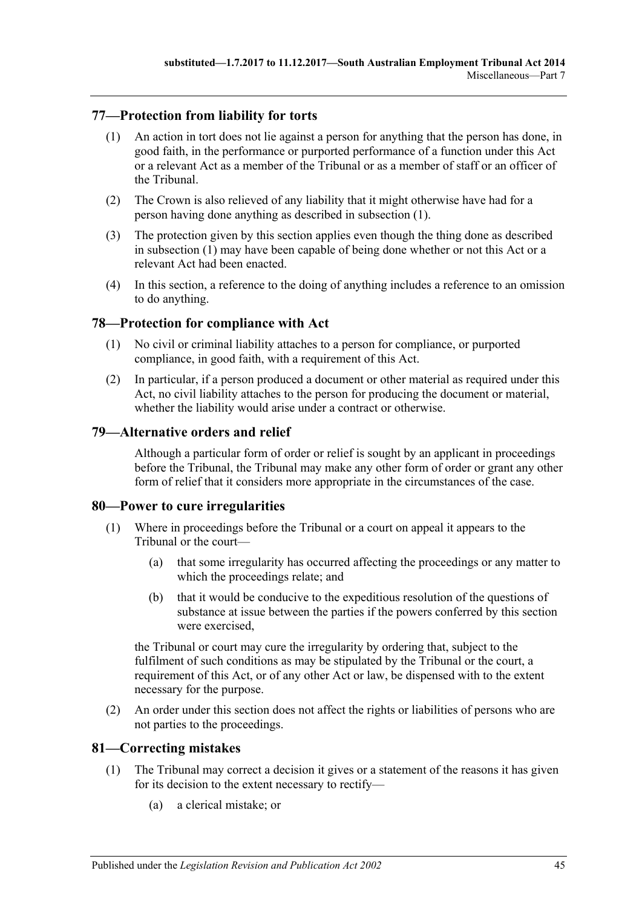## 77—Protection from liability for torts

(1) An action in tort does not lie against a person for anything that the person has done, in good faith, in the performance or purported performance of a function under this Act or a relevant Act as a member of the Tribunal or as a member of staff or an officer of the Tribunal.

(2) The Crown is also relieved of any liability that it might otherwise have had for a person having done anything as described in subsection (1).

(3) The protection given by this section applies even though the thing done as described in subsection (1) may have been capable of being done whether or not this Act or a relevant Act had been enacted.

(4) In this section, a reference to the doing of anything includes a reference to an omission to do anything.

## 78—Protection for compliance with Act

(1) No civil or criminal liability attaches to a person for compliance, or purported compliance, in good faith, with a requirement of this Act.

(2) In particular, if a person produced a document or other material as required under this Act, no civil liability attaches to the person for producing the document or material, whether the liability would arise under a contract or otherwise.

## 79—Alternative orders and relief

Although a particular form of order or relief is sought by an applicant in proceedings before the Tribunal, the Tribunal may make any other form of order or grant any other form of relief that it considers more appropriate in the circumstances of the case.

## 80—Power to cure irregularities

(1) Where in proceedings before the Tribunal or a court on appeal it appears to the Tribunal or the court—

(a) that some irregularity has occurred affecting the proceedings or any matter to which the proceedings relate; and

(b) that it would be conducive to the expeditious resolution of the questions of substance at issue between the parties if the powers conferred by this section were exercised,

the Tribunal or court may cure the irregularity by ordering that, subject to the fulfilment of such conditions as may be stipulated by the Tribunal or the court, a requirement of this Act, or of any other Act or law, be dispensed with to the extent necessary for the purpose.

(2) An order under this section does not affect the rights or liabilities of persons who are not parties to the proceedings.

## 81—Correcting mistakes

(1) The Tribunal may correct a decision it gives or a statement of the reasons it has given for its decision to the extent necessary to rectify—

(a) a clerical mistake; or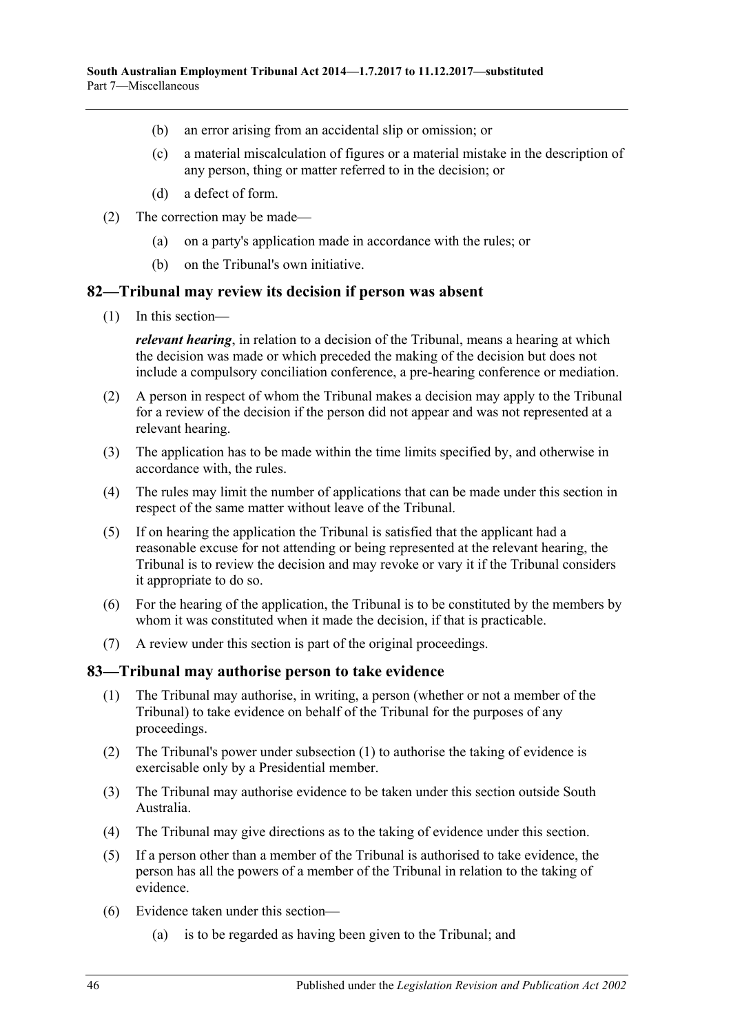(b) an error arising from an accidental slip or omission; or

(c) a material miscalculation of figures or a material mistake in the description of any person, thing or matter referred to in the decision; or

(d) a defect of form.

(2) The correction may be made—

(a) on a party's application made in accordance with the rules; or

(b) on the Tribunal's own initiative.

## 82—Tribunal may review its decision if person was absent

(1) In this section—

***relevant hearing***, in relation to a decision of the Tribunal, means a hearing at which the decision was made or which preceded the making of the decision but does not include a compulsory conciliation conference, a pre-hearing conference or mediation.

(2) A person in respect of whom the Tribunal makes a decision may apply to the Tribunal for a review of the decision if the person did not appear and was not represented at a relevant hearing.

(3) The application has to be made within the time limits specified by, and otherwise in accordance with, the rules.

(4) The rules may limit the number of applications that can be made under this section in respect of the same matter without leave of the Tribunal.

(5) If on hearing the application the Tribunal is satisfied that the applicant had a reasonable excuse for not attending or being represented at the relevant hearing, the Tribunal is to review the decision and may revoke or vary it if the Tribunal considers it appropriate to do so.

(6) For the hearing of the application, the Tribunal is to be constituted by the members by whom it was constituted when it made the decision, if that is practicable.

(7) A review under this section is part of the original proceedings.

## 83—Tribunal may authorise person to take evidence

(1) The Tribunal may authorise, in writing, a person (whether or not a member of the Tribunal) to take evidence on behalf of the Tribunal for the purposes of any proceedings.

(2) The Tribunal's power under subsection (1) to authorise the taking of evidence is exercisable only by a Presidential member.

(3) The Tribunal may authorise evidence to be taken under this section outside South Australia.

(4) The Tribunal may give directions as to the taking of evidence under this section.

(5) If a person other than a member of the Tribunal is authorised to take evidence, the person has all the powers of a member of the Tribunal in relation to the taking of evidence.

(6) Evidence taken under this section—

(a) is to be regarded as having been given to the Tribunal; and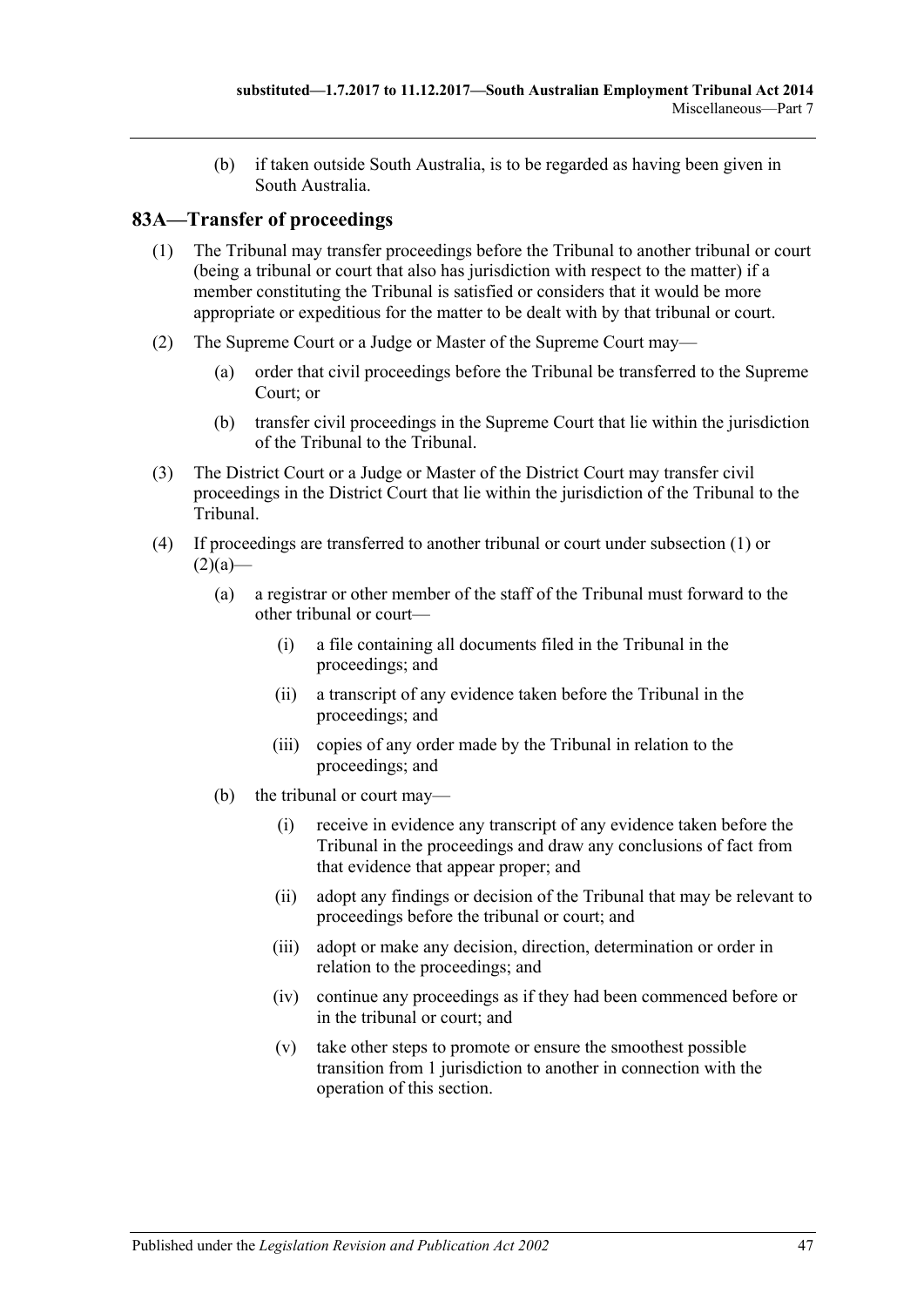(b) if taken outside South Australia, is to be regarded as having been given in South Australia.

## 83A—Transfer of proceedings

(1) The Tribunal may transfer proceedings before the Tribunal to another tribunal or court (being a tribunal or court that also has jurisdiction with respect to the matter) if a member constituting the Tribunal is satisfied or considers that it would be more appropriate or expeditious for the matter to be dealt with by that tribunal or court.

(2) The Supreme Court or a Judge or Master of the Supreme Court may—

(a) order that civil proceedings before the Tribunal be transferred to the Supreme Court; or

(b) transfer civil proceedings in the Supreme Court that lie within the jurisdiction of the Tribunal to the Tribunal.

(3) The District Court or a Judge or Master of the District Court may transfer civil proceedings in the District Court that lie within the jurisdiction of the Tribunal to the Tribunal.

(4) If proceedings are transferred to another tribunal or court under subsection (1) or (2)(a)—

(a) a registrar or other member of the staff of the Tribunal must forward to the other tribunal or court—

(i) a file containing all documents filed in the Tribunal in the proceedings; and

(ii) a transcript of any evidence taken before the Tribunal in the proceedings; and

(iii) copies of any order made by the Tribunal in relation to the proceedings; and

(b) the tribunal or court may—

(i) receive in evidence any transcript of any evidence taken before the Tribunal in the proceedings and draw any conclusions of fact from that evidence that appear proper; and

(ii) adopt any findings or decision of the Tribunal that may be relevant to proceedings before the tribunal or court; and

(iii) adopt or make any decision, direction, determination or order in relation to the proceedings; and

(iv) continue any proceedings as if they had been commenced before or in the tribunal or court; and

(v) take other steps to promote or ensure the smoothest possible transition from 1 jurisdiction to another in connection with the operation of this section.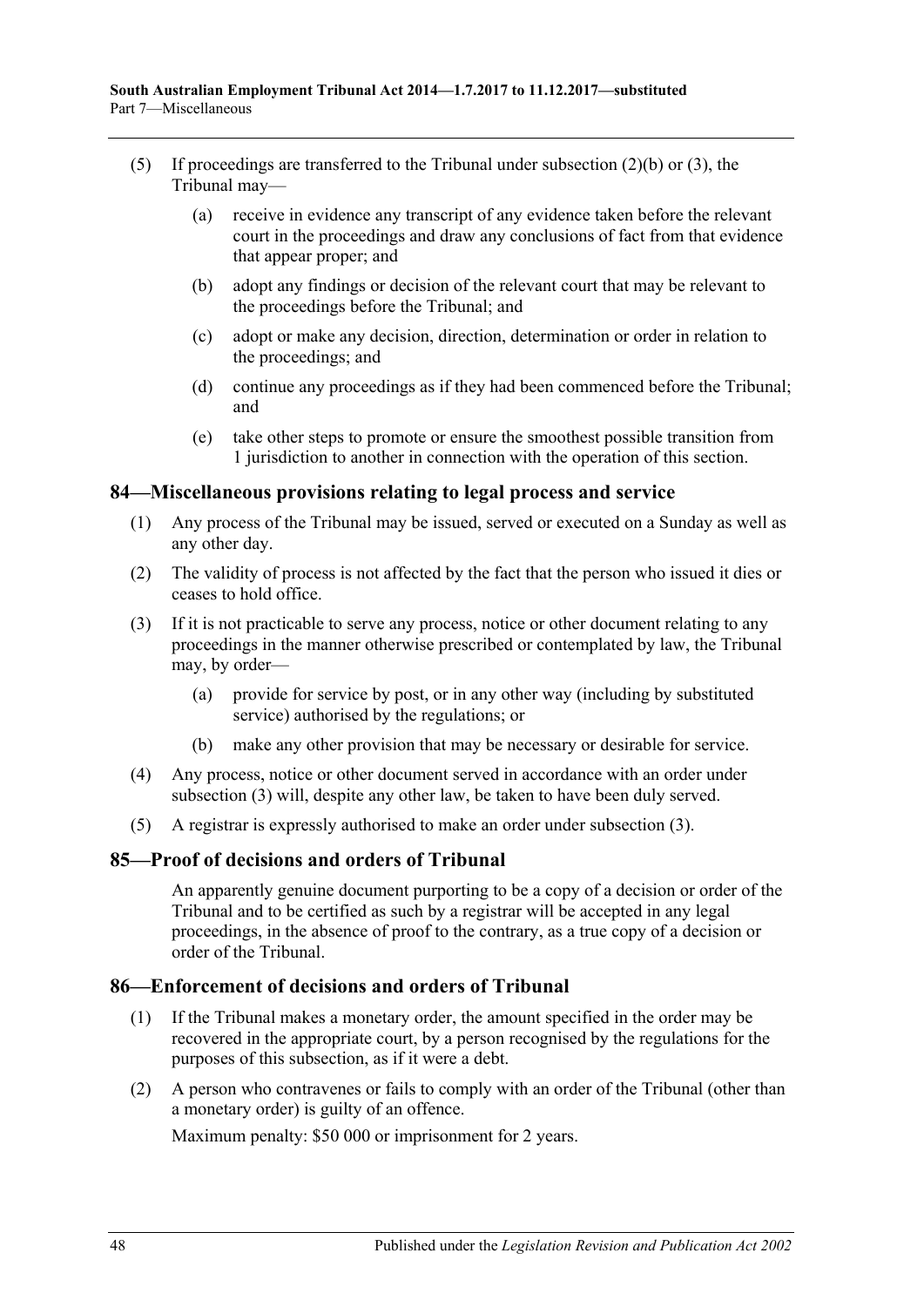(5) If proceedings are transferred to the Tribunal under subsection (2)(b) or (3), the Tribunal may—

(a) receive in evidence any transcript of any evidence taken before the relevant court in the proceedings and draw any conclusions of fact from that evidence that appear proper; and

(b) adopt any findings or decision of the relevant court that may be relevant to the proceedings before the Tribunal; and

(c) adopt or make any decision, direction, determination or order in relation to the proceedings; and

(d) continue any proceedings as if they had been commenced before the Tribunal; and

(e) take other steps to promote or ensure the smoothest possible transition from 1 jurisdiction to another in connection with the operation of this section.

## 84—Miscellaneous provisions relating to legal process and service

(1) Any process of the Tribunal may be issued, served or executed on a Sunday as well as any other day.

(2) The validity of process is not affected by the fact that the person who issued it dies or ceases to hold office.

(3) If it is not practicable to serve any process, notice or other document relating to any proceedings in the manner otherwise prescribed or contemplated by law, the Tribunal may, by order—

(a) provide for service by post, or in any other way (including by substituted service) authorised by the regulations; or

(b) make any other provision that may be necessary or desirable for service.

(4) Any process, notice or other document served in accordance with an order under subsection (3) will, despite any other law, be taken to have been duly served.

(5) A registrar is expressly authorised to make an order under subsection (3).

## 85—Proof of decisions and orders of Tribunal

An apparently genuine document purporting to be a copy of a decision or order of the Tribunal and to be certified as such by a registrar will be accepted in any legal proceedings, in the absence of proof to the contrary, as a true copy of a decision or order of the Tribunal.

## 86—Enforcement of decisions and orders of Tribunal

(1) If the Tribunal makes a monetary order, the amount specified in the order may be recovered in the appropriate court, by a person recognised by the regulations for the purposes of this subsection, as if it were a debt.

(2) A person who contravenes or fails to comply with an order of the Tribunal (other than a monetary order) is guilty of an offence.

Maximum penalty: $50 000 or imprisonment for 2 years.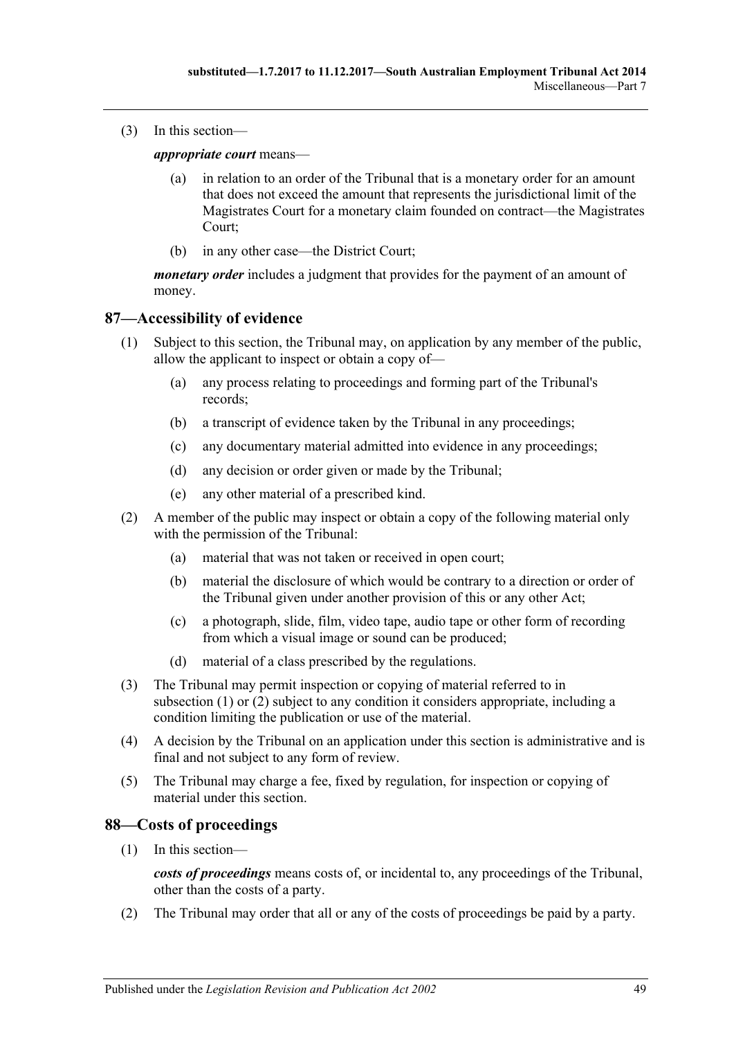(3) In this section—

***appropriate court*** means—

(a) in relation to an order of the Tribunal that is a monetary order for an amount that does not exceed the amount that represents the jurisdictional limit of the Magistrates Court for a monetary claim founded on contract—the Magistrates Court;

(b) in any other case—the District Court;

***monetary order*** includes a judgment that provides for the payment of an amount of money.

## 87—Accessibility of evidence

(1) Subject to this section, the Tribunal may, on application by any member of the public, allow the applicant to inspect or obtain a copy of—

(a) any process relating to proceedings and forming part of the Tribunal's records;

(b) a transcript of evidence taken by the Tribunal in any proceedings;

(c) any documentary material admitted into evidence in any proceedings;

(d) any decision or order given or made by the Tribunal;

(e) any other material of a prescribed kind.

(2) A member of the public may inspect or obtain a copy of the following material only with the permission of the Tribunal:

(a) material that was not taken or received in open court;

(b) material the disclosure of which would be contrary to a direction or order of the Tribunal given under another provision of this or any other Act;

(c) a photograph, slide, film, video tape, audio tape or other form of recording from which a visual image or sound can be produced;

(d) material of a class prescribed by the regulations.

(3) The Tribunal may permit inspection or copying of material referred to in subsection (1) or (2) subject to any condition it considers appropriate, including a condition limiting the publication or use of the material.

(4) A decision by the Tribunal on an application under this section is administrative and is final and not subject to any form of review.

(5) The Tribunal may charge a fee, fixed by regulation, for inspection or copying of material under this section.

## 88—Costs of proceedings

(1) In this section—

***costs of proceedings*** means costs of, or incidental to, any proceedings of the Tribunal, other than the costs of a party.

(2) The Tribunal may order that all or any of the costs of proceedings be paid by a party.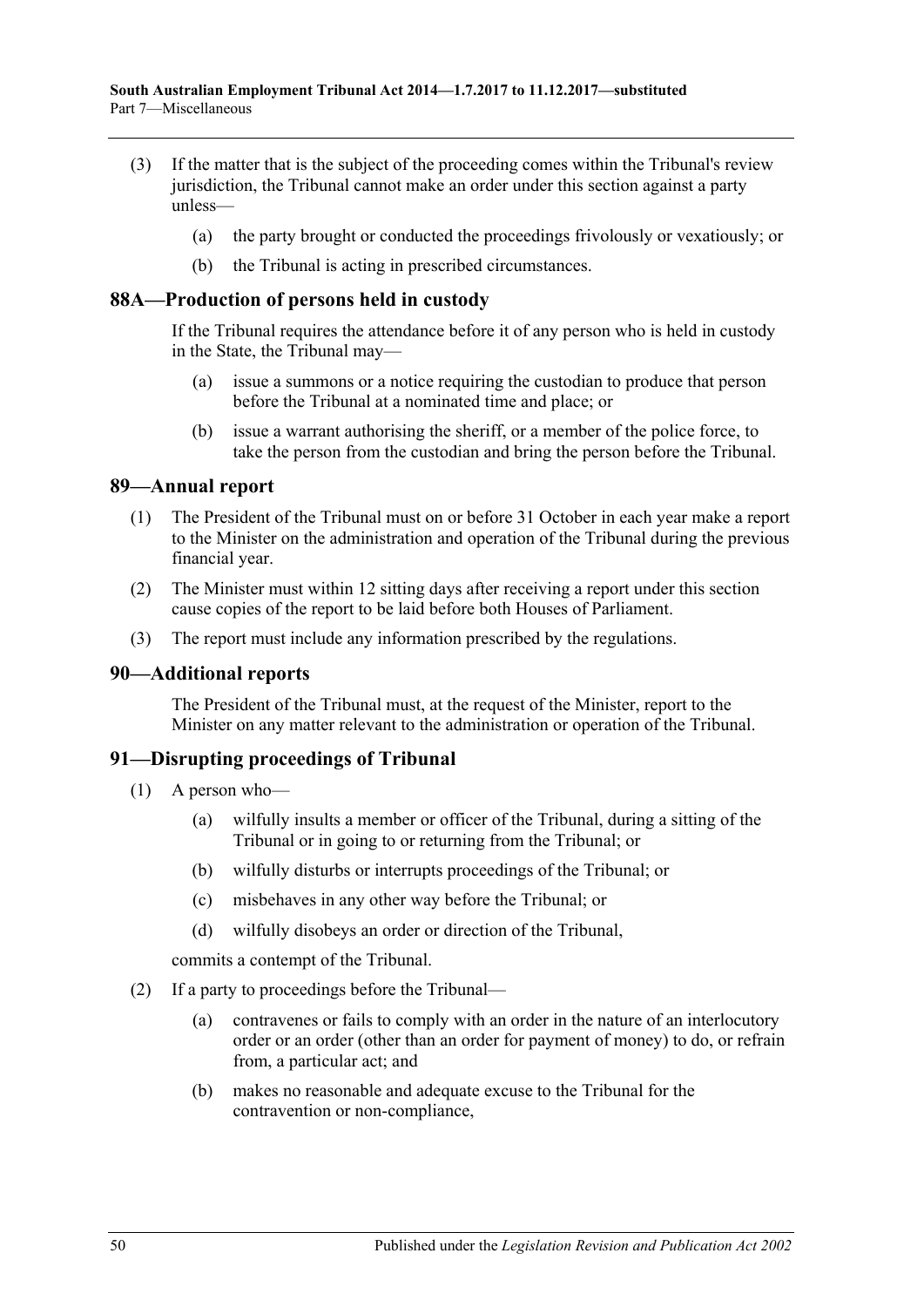(3) If the matter that is the subject of the proceeding comes within the Tribunal's review jurisdiction, the Tribunal cannot make an order under this section against a party unless—

(a) the party brought or conducted the proceedings frivolously or vexatiously; or

(b) the Tribunal is acting in prescribed circumstances.

## 88A—Production of persons held in custody

If the Tribunal requires the attendance before it of any person who is held in custody in the State, the Tribunal may—

(a) issue a summons or a notice requiring the custodian to produce that person before the Tribunal at a nominated time and place; or

(b) issue a warrant authorising the sheriff, or a member of the police force, to take the person from the custodian and bring the person before the Tribunal.

## 89—Annual report

(1) The President of the Tribunal must on or before 31 October in each year make a report to the Minister on the administration and operation of the Tribunal during the previous financial year.

(2) The Minister must within 12 sitting days after receiving a report under this section cause copies of the report to be laid before both Houses of Parliament.

(3) The report must include any information prescribed by the regulations.

## 90—Additional reports

The President of the Tribunal must, at the request of the Minister, report to the Minister on any matter relevant to the administration or operation of the Tribunal.

## 91—Disrupting proceedings of Tribunal

(1) A person who—

(a) wilfully insults a member or officer of the Tribunal, during a sitting of the Tribunal or in going to or returning from the Tribunal; or

(b) wilfully disturbs or interrupts proceedings of the Tribunal; or

(c) misbehaves in any other way before the Tribunal; or

(d) wilfully disobeys an order or direction of the Tribunal,

commits a contempt of the Tribunal.

(2) If a party to proceedings before the Tribunal—

(a) contravenes or fails to comply with an order in the nature of an interlocutory order or an order (other than an order for payment of money) to do, or refrain from, a particular act; and

(b) makes no reasonable and adequate excuse to the Tribunal for the contravention or non-compliance,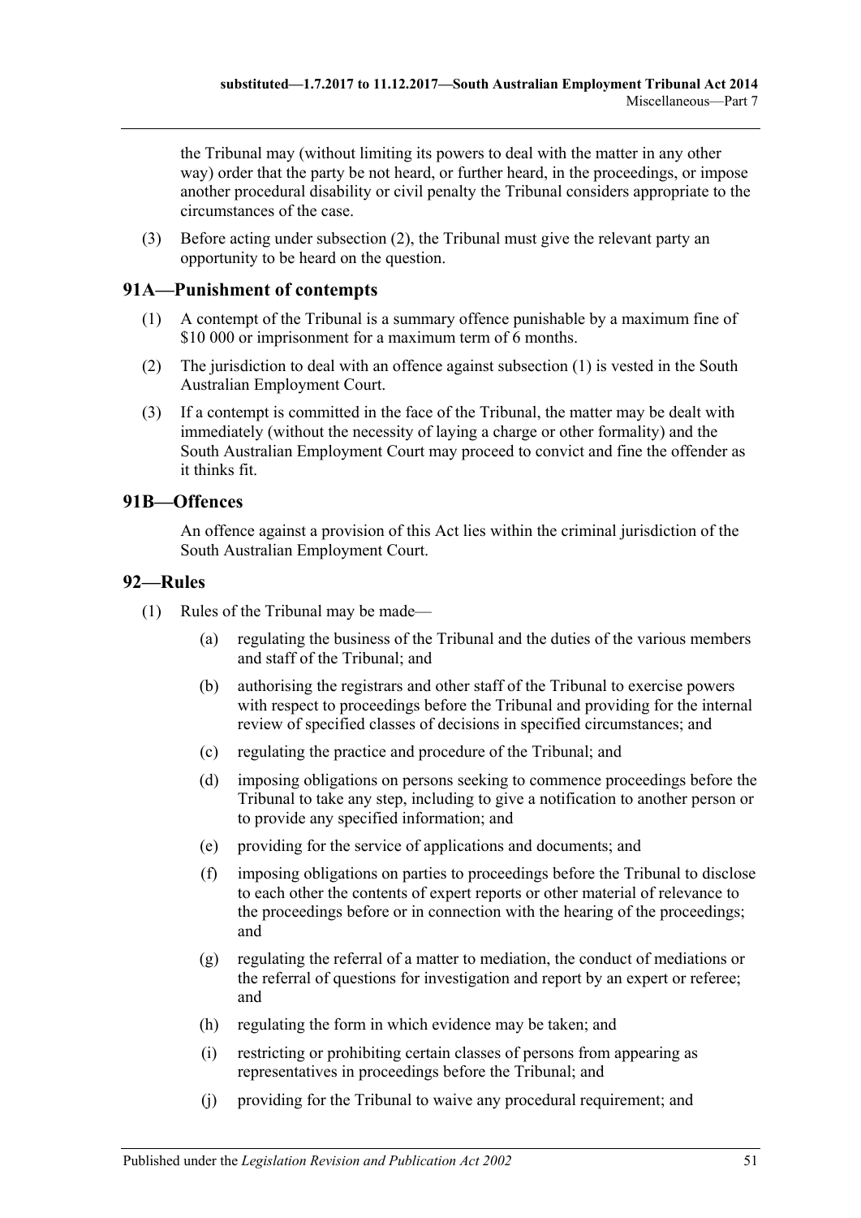the Tribunal may (without limiting its powers to deal with the matter in any other way) order that the party be not heard, or further heard, in the proceedings, or impose another procedural disability or civil penalty the Tribunal considers appropriate to the circumstances of the case.

(3) Before acting under subsection (2), the Tribunal must give the relevant party an opportunity to be heard on the question.

## 91A—Punishment of contempts

(1) A contempt of the Tribunal is a summary offence punishable by a maximum fine of $10 000 or imprisonment for a maximum term of 6 months.

(2) The jurisdiction to deal with an offence against subsection (1) is vested in the South Australian Employment Court.

(3) If a contempt is committed in the face of the Tribunal, the matter may be dealt with immediately (without the necessity of laying a charge or other formality) and the South Australian Employment Court may proceed to convict and fine the offender as it thinks fit.

## 91B—Offences

An offence against a provision of this Act lies within the criminal jurisdiction of the South Australian Employment Court.

## 92—Rules

(1) Rules of the Tribunal may be made—

(a) regulating the business of the Tribunal and the duties of the various members and staff of the Tribunal; and

(b) authorising the registrars and other staff of the Tribunal to exercise powers with respect to proceedings before the Tribunal and providing for the internal review of specified classes of decisions in specified circumstances; and

(c) regulating the practice and procedure of the Tribunal; and

(d) imposing obligations on persons seeking to commence proceedings before the Tribunal to take any step, including to give a notification to another person or to provide any specified information; and

(e) providing for the service of applications and documents; and

(f) imposing obligations on parties to proceedings before the Tribunal to disclose to each other the contents of expert reports or other material of relevance to the proceedings before or in connection with the hearing of the proceedings; and

(g) regulating the referral of a matter to mediation, the conduct of mediations or the referral of questions for investigation and report by an expert or referee; and

(h) regulating the form in which evidence may be taken; and

(i) restricting or prohibiting certain classes of persons from appearing as representatives in proceedings before the Tribunal; and

(j) providing for the Tribunal to waive any procedural requirement; and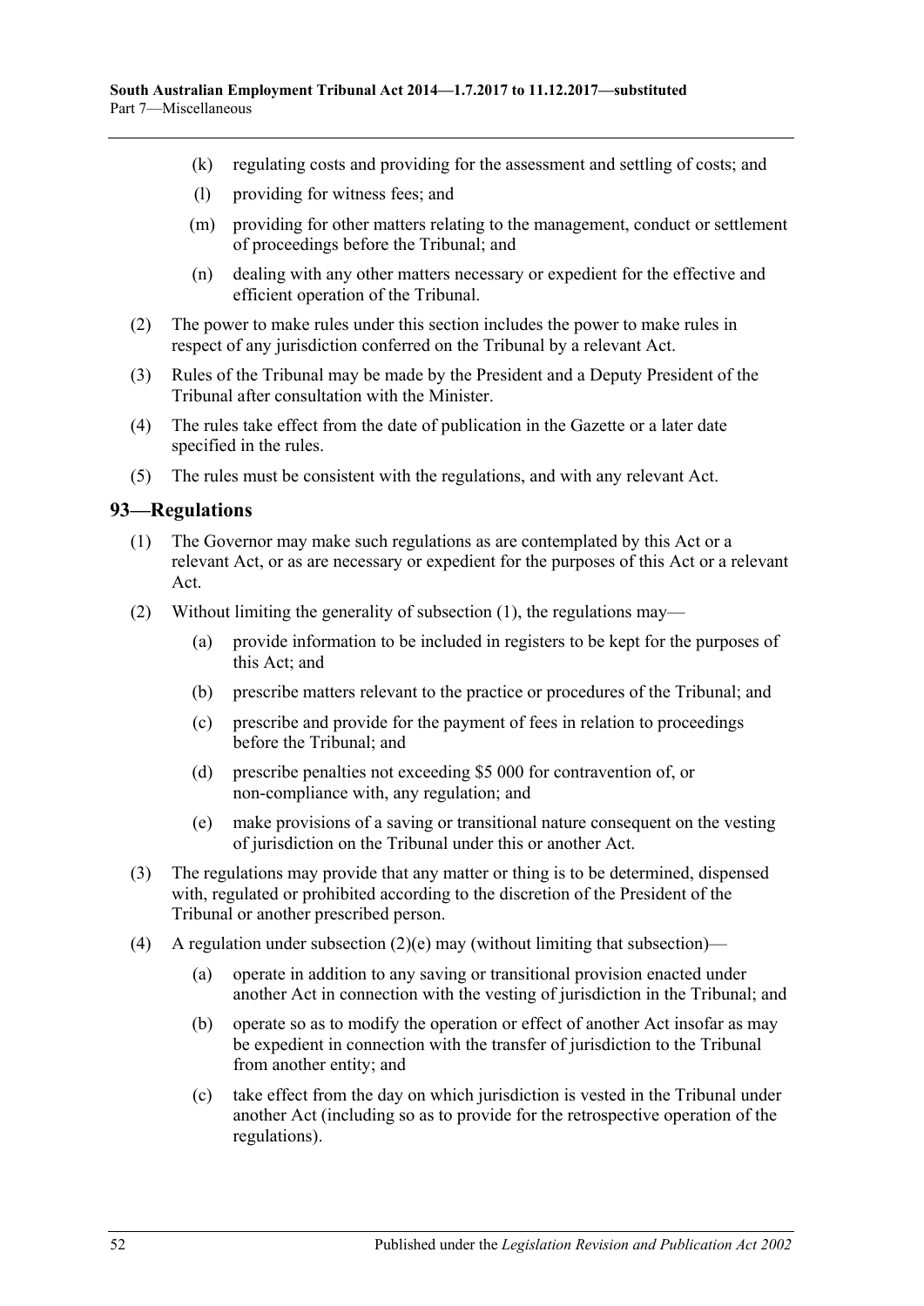(k) regulating costs and providing for the assessment and settling of costs; and

(l) providing for witness fees; and

(m) providing for other matters relating to the management, conduct or settlement of proceedings before the Tribunal; and

(n) dealing with any other matters necessary or expedient for the effective and efficient operation of the Tribunal.

(2) The power to make rules under this section includes the power to make rules in respect of any jurisdiction conferred on the Tribunal by a relevant Act.

(3) Rules of the Tribunal may be made by the President and a Deputy President of the Tribunal after consultation with the Minister.

(4) The rules take effect from the date of publication in the Gazette or a later date specified in the rules.

(5) The rules must be consistent with the regulations, and with any relevant Act.

## 93—Regulations

(1) The Governor may make such regulations as are contemplated by this Act or a relevant Act, or as are necessary or expedient for the purposes of this Act or a relevant Act.

(2) Without limiting the generality of subsection (1), the regulations may—

(a) provide information to be included in registers to be kept for the purposes of this Act; and

(b) prescribe matters relevant to the practice or procedures of the Tribunal; and

(c) prescribe and provide for the payment of fees in relation to proceedings before the Tribunal; and

(d) prescribe penalties not exceeding $5 000 for contravention of, or non-compliance with, any regulation; and

(e) make provisions of a saving or transitional nature consequent on the vesting of jurisdiction on the Tribunal under this or another Act.

(3) The regulations may provide that any matter or thing is to be determined, dispensed with, regulated or prohibited according to the discretion of the President of the Tribunal or another prescribed person.

(4) A regulation under subsection (2)(e) may (without limiting that subsection)—

(a) operate in addition to any saving or transitional provision enacted under another Act in connection with the vesting of jurisdiction in the Tribunal; and

(b) operate so as to modify the operation or effect of another Act insofar as may be expedient in connection with the transfer of jurisdiction to the Tribunal from another entity; and

(c) take effect from the day on which jurisdiction is vested in the Tribunal under another Act (including so as to provide for the retrospective operation of the regulations).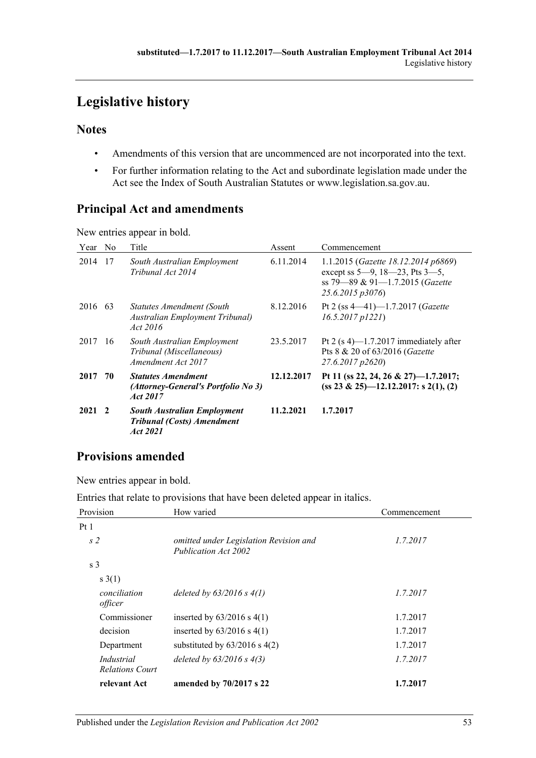# Legislative history

## Notes

- Amendments of this version that are uncommenced are not incorporated into the text.
- For further information relating to the Act and subordinate legislation made under the Act see the Index of South Australian Statutes or www.legislation.sa.gov.au.

## Principal Act and amendments

New entries appear in bold.

| Year | No | Title | Assent | Commencement |
|---|---|---|---|---|
| 2014 | 17 | *South Australian Employment Tribunal Act 2014* | 6.11.2014 | 1.1.2015 (*Gazette 18.12.2014 p6869*) except ss 5—9, 18—23, Pts 3—5, ss 79—89 & 91—1.7.2015 (*Gazette 25.6.2015 p3076*) |
| 2016 | 63 | *Statutes Amendment (South Australian Employment Tribunal) Act 2016* | 8.12.2016 | Pt 2 (ss 4—41)—1.7.2017 (*Gazette 16.5.2017 p1221*) |
| 2017 | 16 | *South Australian Employment Tribunal (Miscellaneous) Amendment Act 2017* | 23.5.2017 | Pt 2 (s 4)—1.7.2017 immediately after Pts 8 & 20 of 63/2016 (*Gazette 27.6.2017 p2620*) |
| **2017** | **70** | ***Statutes Amendment (Attorney-General's Portfolio No 3) Act 2017*** | **12.12.2017** | **Pt 11 (ss 22, 24, 26 & 27)—1.7.2017; (ss 23 & 25)—12.12.2017: s 2(1), (2)** |
| **2021** | **2** | ***South Australian Employment Tribunal (Costs) Amendment Act 2021*** | **11.2.2021** | **1.7.2017** |

## Provisions amended

New entries appear in bold.

Entries that relate to provisions that have been deleted appear in italics.

| Provision | How varied | Commencement |
|---|---|---|
| Pt 1 | | |
| *s 2* | *omitted under Legislation Revision and Publication Act 2002* | *1.7.2017* |
| s 3 | | |
| s 3(1) | | |
| *conciliation officer* | *deleted by 63/2016 s 4(1)* | *1.7.2017* |
| Commissioner | inserted by 63/2016 s 4(1) | 1.7.2017 |
| decision | inserted by 63/2016 s 4(1) | 1.7.2017 |
| Department | substituted by 63/2016 s 4(2) | 1.7.2017 |
| *Industrial Relations Court* | *deleted by 63/2016 s 4(3)* | *1.7.2017* |
| **relevant Act** | **amended by 70/2017 s 22** | **1.7.2017** |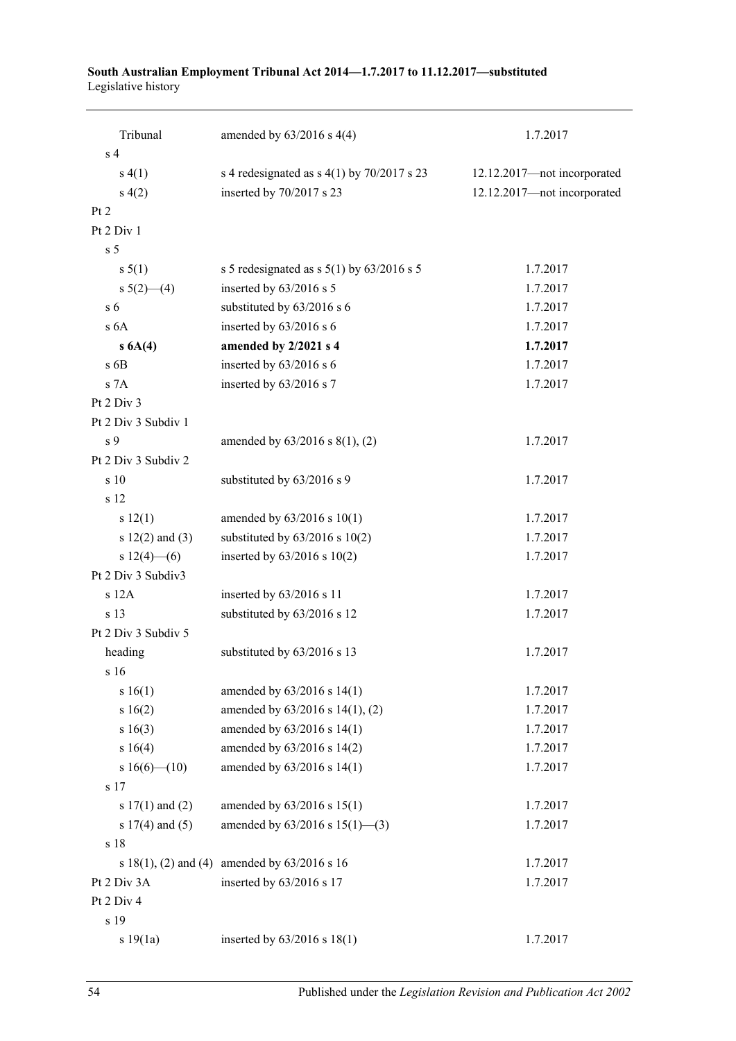| | | |
|---|---|---|
| Tribunal | amended by 63/2016 s 4(4) | 1.7.2017 |
| s 4 | | |
| s 4(1) | s 4 redesignated as s 4(1) by 70/2017 s 23 | 12.12.2017—not incorporated |
| s 4(2) | inserted by 70/2017 s 23 | 12.12.2017—not incorporated |
| Pt 2 | | |
| Pt 2 Div 1 | | |
| s 5 | | |
| s 5(1) | s 5 redesignated as s 5(1) by 63/2016 s 5 | 1.7.2017 |
| s 5(2)—(4) | inserted by 63/2016 s 5 | 1.7.2017 |
| s 6 | substituted by 63/2016 s 6 | 1.7.2017 |
| s 6A | inserted by 63/2016 s 6 | 1.7.2017 |
| **s 6A(4)** | **amended by 2/2021 s 4** | **1.7.2017** |
| s 6B | inserted by 63/2016 s 6 | 1.7.2017 |
| s 7A | inserted by 63/2016 s 7 | 1.7.2017 |
| Pt 2 Div 3 | | |
| Pt 2 Div 3 Subdiv 1 | | |
| s 9 | amended by 63/2016 s 8(1), (2) | 1.7.2017 |
| Pt 2 Div 3 Subdiv 2 | | |
| s 10 | substituted by 63/2016 s 9 | 1.7.2017 |
| s 12 | | |
| s 12(1) | amended by 63/2016 s 10(1) | 1.7.2017 |
| s 12(2) and (3) | substituted by 63/2016 s 10(2) | 1.7.2017 |
| s 12(4)—(6) | inserted by 63/2016 s 10(2) | 1.7.2017 |
| Pt 2 Div 3 Subdiv3 | | |
| s 12A | inserted by 63/2016 s 11 | 1.7.2017 |
| s 13 | substituted by 63/2016 s 12 | 1.7.2017 |
| Pt 2 Div 3 Subdiv 5 | | |
| heading | substituted by 63/2016 s 13 | 1.7.2017 |
| s 16 | | |
| s 16(1) | amended by 63/2016 s 14(1) | 1.7.2017 |
| s 16(2) | amended by 63/2016 s 14(1), (2) | 1.7.2017 |
| s 16(3) | amended by 63/2016 s 14(1) | 1.7.2017 |
| s 16(4) | amended by 63/2016 s 14(2) | 1.7.2017 |
| s 16(6)—(10) | amended by 63/2016 s 14(1) | 1.7.2017 |
| s 17 | | |
| s 17(1) and (2) | amended by 63/2016 s 15(1) | 1.7.2017 |
| s 17(4) and (5) | amended by 63/2016 s 15(1)—(3) | 1.7.2017 |
| s 18 | | |
| s 18(1), (2) and (4) | amended by 63/2016 s 16 | 1.7.2017 |
| Pt 2 Div 3A | inserted by 63/2016 s 17 | 1.7.2017 |
| Pt 2 Div 4 | | |
| s 19 | | |
| s 19(1a) | inserted by 63/2016 s 18(1) | 1.7.2017 |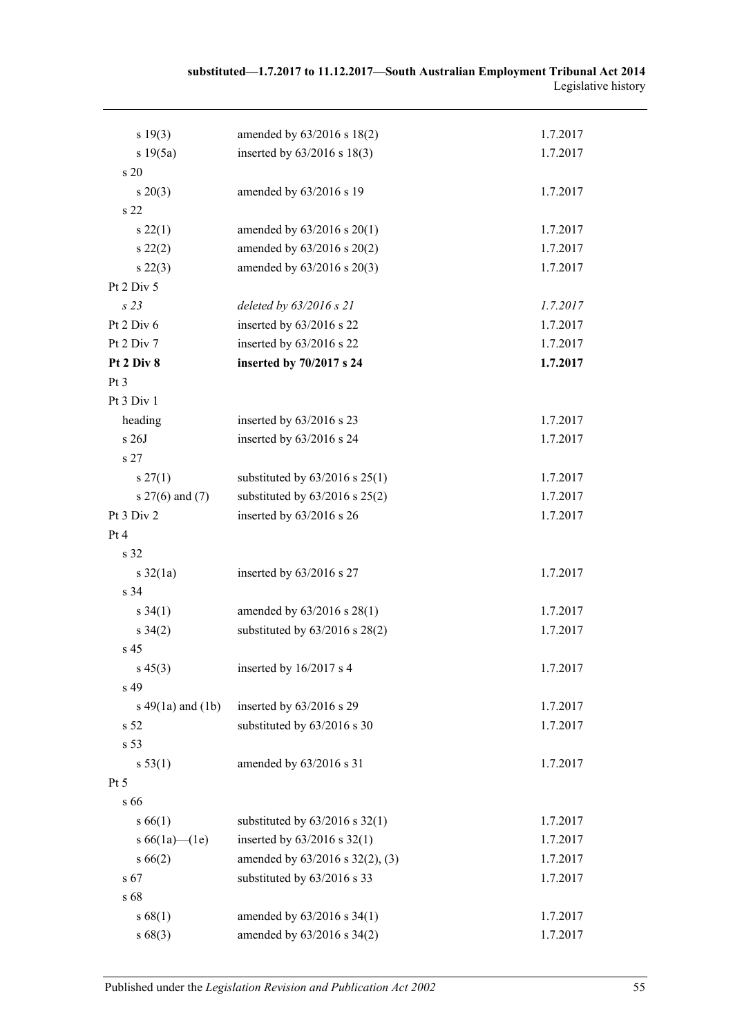| | | |
|---|---|---|
| s 19(3) | amended by 63/2016 s 18(2) | 1.7.2017 |
| s 19(5a) | inserted by 63/2016 s 18(3) | 1.7.2017 |
| s 20 | | |
| s 20(3) | amended by 63/2016 s 19 | 1.7.2017 |
| s 22 | | |
| s 22(1) | amended by 63/2016 s 20(1) | 1.7.2017 |
| s 22(2) | amended by 63/2016 s 20(2) | 1.7.2017 |
| s 22(3) | amended by 63/2016 s 20(3) | 1.7.2017 |
| Pt 2 Div 5 | | |
| *s 23* | *deleted by 63/2016 s 21* | *1.7.2017* |
| Pt 2 Div 6 | inserted by 63/2016 s 22 | 1.7.2017 |
| Pt 2 Div 7 | inserted by 63/2016 s 22 | 1.7.2017 |
| **Pt 2 Div 8** | **inserted by 70/2017 s 24** | **1.7.2017** |
| Pt 3 | | |
| Pt 3 Div 1 | | |
| heading | inserted by 63/2016 s 23 | 1.7.2017 |
| s 26J | inserted by 63/2016 s 24 | 1.7.2017 |
| s 27 | | |
| s 27(1) | substituted by 63/2016 s 25(1) | 1.7.2017 |
| s 27(6) and (7) | substituted by 63/2016 s 25(2) | 1.7.2017 |
| Pt 3 Div 2 | inserted by 63/2016 s 26 | 1.7.2017 |
| Pt 4 | | |
| s 32 | | |
| s 32(1a) | inserted by 63/2016 s 27 | 1.7.2017 |
| s 34 | | |
| s 34(1) | amended by 63/2016 s 28(1) | 1.7.2017 |
| s 34(2) | substituted by 63/2016 s 28(2) | 1.7.2017 |
| s 45 | | |
| s 45(3) | inserted by 16/2017 s 4 | 1.7.2017 |
| s 49 | | |
| s 49(1a) and (1b) | inserted by 63/2016 s 29 | 1.7.2017 |
| s 52 | substituted by 63/2016 s 30 | 1.7.2017 |
| s 53 | | |
| s 53(1) | amended by 63/2016 s 31 | 1.7.2017 |
| Pt 5 | | |
| s 66 | | |
| s 66(1) | substituted by 63/2016 s 32(1) | 1.7.2017 |
| s 66(1a)—(1e) | inserted by 63/2016 s 32(1) | 1.7.2017 |
| s 66(2) | amended by 63/2016 s 32(2), (3) | 1.7.2017 |
| s 67 | substituted by 63/2016 s 33 | 1.7.2017 |
| s 68 | | |
| s 68(1) | amended by 63/2016 s 34(1) | 1.7.2017 |
| s 68(3) | amended by 63/2016 s 34(2) | 1.7.2017 |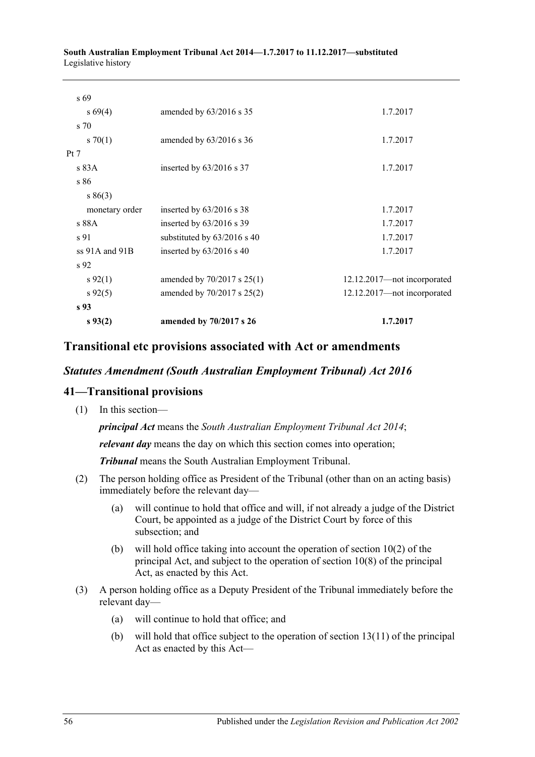| | | |
|---|---|---|
| s 69 | | |
| s 69(4) | amended by 63/2016 s 35 | 1.7.2017 |
| s 70 | | |
| s 70(1) | amended by 63/2016 s 36 | 1.7.2017 |
| Pt 7 | | |
| s 83A | inserted by 63/2016 s 37 | 1.7.2017 |
| s 86 | | |
| s 86(3) | | |
| monetary order | inserted by 63/2016 s 38 | 1.7.2017 |
| s 88A | inserted by 63/2016 s 39 | 1.7.2017 |
| s 91 | substituted by 63/2016 s 40 | 1.7.2017 |
| ss 91A and 91B | inserted by 63/2016 s 40 | 1.7.2017 |
| s 92 | | |
| s 92(1) | amended by 70/2017 s 25(1) | 12.12.2017—not incorporated |
| s 92(5) | amended by 70/2017 s 25(2) | 12.12.2017—not incorporated |
| **s 93** | | |
| **s 93(2)** | **amended by 70/2017 s 26** | **1.7.2017** |

## Transitional etc provisions associated with Act or amendments

### *Statutes Amendment (South Australian Employment Tribunal) Act 2016*

### 41—Transitional provisions

(1) In this section—

***principal Act*** means the *South Australian Employment Tribunal Act 2014*;

***relevant day*** means the day on which this section comes into operation;

***Tribunal*** means the South Australian Employment Tribunal.

(2) The person holding office as President of the Tribunal (other than on an acting basis) immediately before the relevant day—

 (a) will continue to hold that office and will, if not already a judge of the District Court, be appointed as a judge of the District Court by force of this subsection; and

 (b) will hold office taking into account the operation of section 10(2) of the principal Act, and subject to the operation of section 10(8) of the principal Act, as enacted by this Act.

(3) A person holding office as a Deputy President of the Tribunal immediately before the relevant day—

 (a) will continue to hold that office; and

 (b) will hold that office subject to the operation of section 13(11) of the principal Act as enacted by this Act—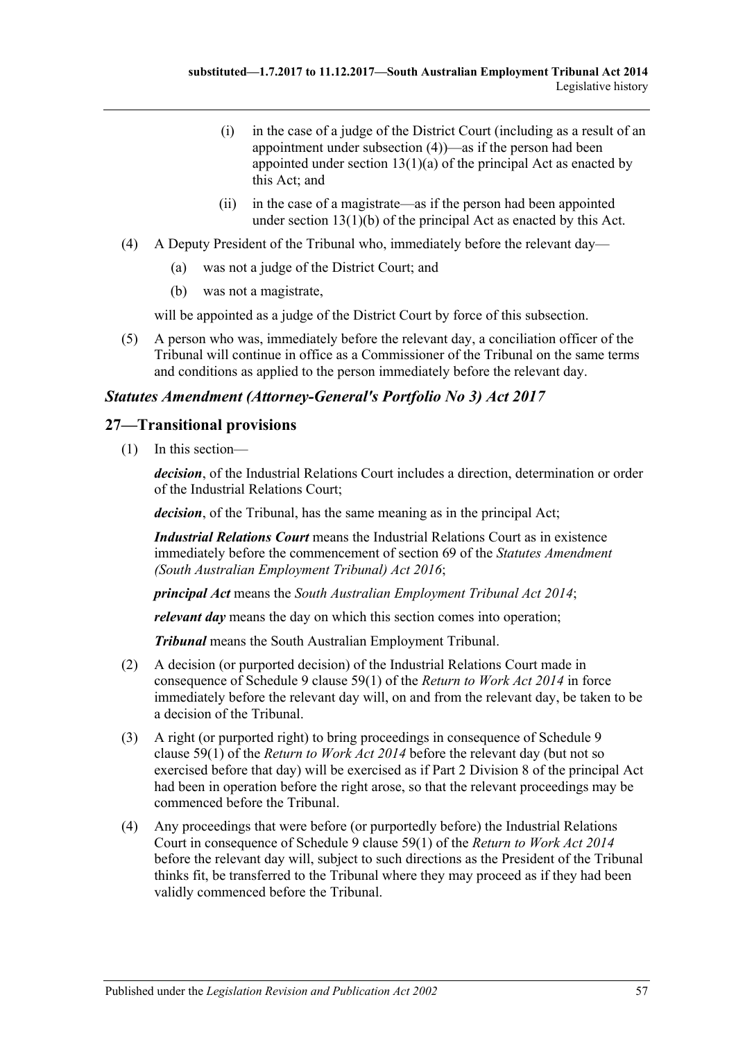(i) in the case of a judge of the District Court (including as a result of an appointment under subsection (4))—as if the person had been appointed under section 13(1)(a) of the principal Act as enacted by this Act; and

(ii) in the case of a magistrate—as if the person had been appointed under section 13(1)(b) of the principal Act as enacted by this Act.

(4) A Deputy President of the Tribunal who, immediately before the relevant day—

(a) was not a judge of the District Court; and

(b) was not a magistrate,

will be appointed as a judge of the District Court by force of this subsection.

(5) A person who was, immediately before the relevant day, a conciliation officer of the Tribunal will continue in office as a Commissioner of the Tribunal on the same terms and conditions as applied to the person immediately before the relevant day.

### *Statutes Amendment (Attorney-General's Portfolio No 3) Act 2017*

## 27—Transitional provisions

(1) In this section—

***decision***, of the Industrial Relations Court includes a direction, determination or order of the Industrial Relations Court;

***decision***, of the Tribunal, has the same meaning as in the principal Act;

***Industrial Relations Court*** means the Industrial Relations Court as in existence immediately before the commencement of section 69 of the *Statutes Amendment (South Australian Employment Tribunal) Act 2016*;

***principal Act*** means the *South Australian Employment Tribunal Act 2014*;

***relevant day*** means the day on which this section comes into operation;

***Tribunal*** means the South Australian Employment Tribunal.

(2) A decision (or purported decision) of the Industrial Relations Court made in consequence of Schedule 9 clause 59(1) of the *Return to Work Act 2014* in force immediately before the relevant day will, on and from the relevant day, be taken to be a decision of the Tribunal.

(3) A right (or purported right) to bring proceedings in consequence of Schedule 9 clause 59(1) of the *Return to Work Act 2014* before the relevant day (but not so exercised before that day) will be exercised as if Part 2 Division 8 of the principal Act had been in operation before the right arose, so that the relevant proceedings may be commenced before the Tribunal.

(4) Any proceedings that were before (or purportedly before) the Industrial Relations Court in consequence of Schedule 9 clause 59(1) of the *Return to Work Act 2014* before the relevant day will, subject to such directions as the President of the Tribunal thinks fit, be transferred to the Tribunal where they may proceed as if they had been validly commenced before the Tribunal.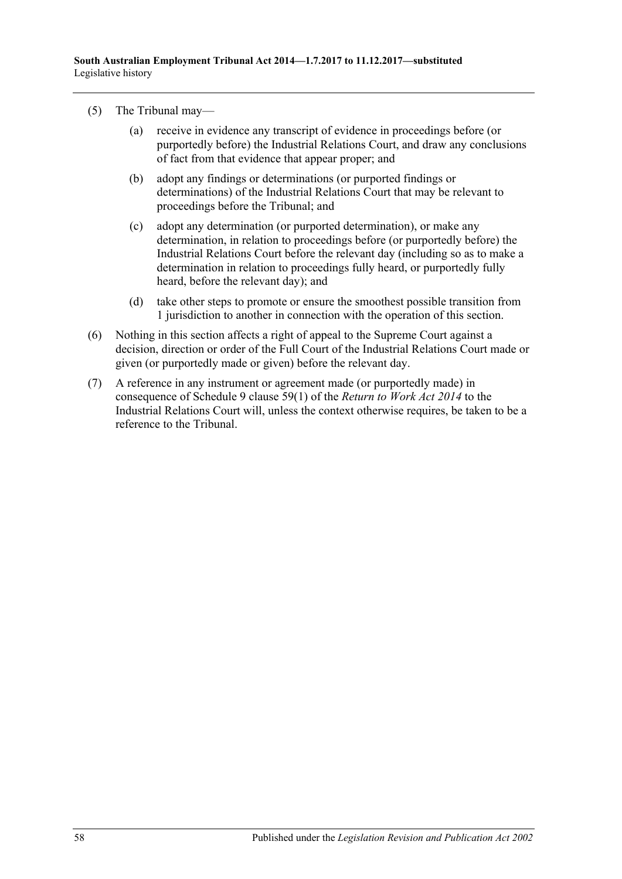(5) The Tribunal may—

(a) receive in evidence any transcript of evidence in proceedings before (or purportedly before) the Industrial Relations Court, and draw any conclusions of fact from that evidence that appear proper; and

(b) adopt any findings or determinations (or purported findings or determinations) of the Industrial Relations Court that may be relevant to proceedings before the Tribunal; and

(c) adopt any determination (or purported determination), or make any determination, in relation to proceedings before (or purportedly before) the Industrial Relations Court before the relevant day (including so as to make a determination in relation to proceedings fully heard, or purportedly fully heard, before the relevant day); and

(d) take other steps to promote or ensure the smoothest possible transition from 1 jurisdiction to another in connection with the operation of this section.

(6) Nothing in this section affects a right of appeal to the Supreme Court against a decision, direction or order of the Full Court of the Industrial Relations Court made or given (or purportedly made or given) before the relevant day.

(7) A reference in any instrument or agreement made (or purportedly made) in consequence of Schedule 9 clause 59(1) of the *Return to Work Act 2014* to the Industrial Relations Court will, unless the context otherwise requires, be taken to be a reference to the Tribunal.